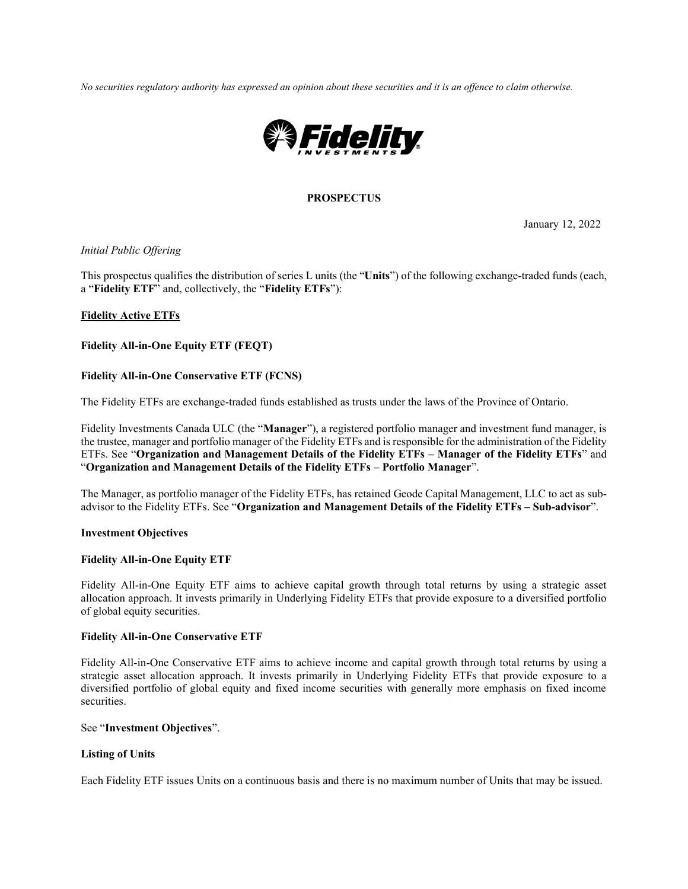*No securities regulatory authority has expressed an opinion about these securities and it is an offence to claim otherwise.*

Fidelity INVESTMENTS

**PROSPECTUS**

January 12, 2022

*Initial Public Offering*

This prospectus qualifies the distribution of series L units (the "**Units**") of the following exchange-traded funds (each, a "**Fidelity ETF**" and, collectively, the "**Fidelity ETFs**"):

**Fidelity Active ETFs**

**Fidelity All-in-One Equity ETF (FEQT)**

**Fidelity All-in-One Conservative ETF (FCNS)**

The Fidelity ETFs are exchange-traded funds established as trusts under the laws of the Province of Ontario.

Fidelity Investments Canada ULC (the "**Manager**"), a registered portfolio manager and investment fund manager, is the trustee, manager and portfolio manager of the Fidelity ETFs and is responsible for the administration of the Fidelity ETFs. See "**Organization and Management Details of the Fidelity ETFs – Manager of the Fidelity ETFs**" and "**Organization and Management Details of the Fidelity ETFs – Portfolio Manager**".

The Manager, as portfolio manager of the Fidelity ETFs, has retained Geode Capital Management, LLC to act as sub-advisor to the Fidelity ETFs. See "**Organization and Management Details of the Fidelity ETFs – Sub-advisor**".

**Investment Objectives**

**Fidelity All-in-One Equity ETF**

Fidelity All-in-One Equity ETF aims to achieve capital growth through total returns by using a strategic asset allocation approach. It invests primarily in Underlying Fidelity ETFs that provide exposure to a diversified portfolio of global equity securities.

**Fidelity All-in-One Conservative ETF**

Fidelity All-in-One Conservative ETF aims to achieve income and capital growth through total returns by using a strategic asset allocation approach. It invests primarily in Underlying Fidelity ETFs that provide exposure to a diversified portfolio of global equity and fixed income securities with generally more emphasis on fixed income securities.

See "**Investment Objectives**".

**Listing of Units**

Each Fidelity ETF issues Units on a continuous basis and there is no maximum number of Units that may be issued.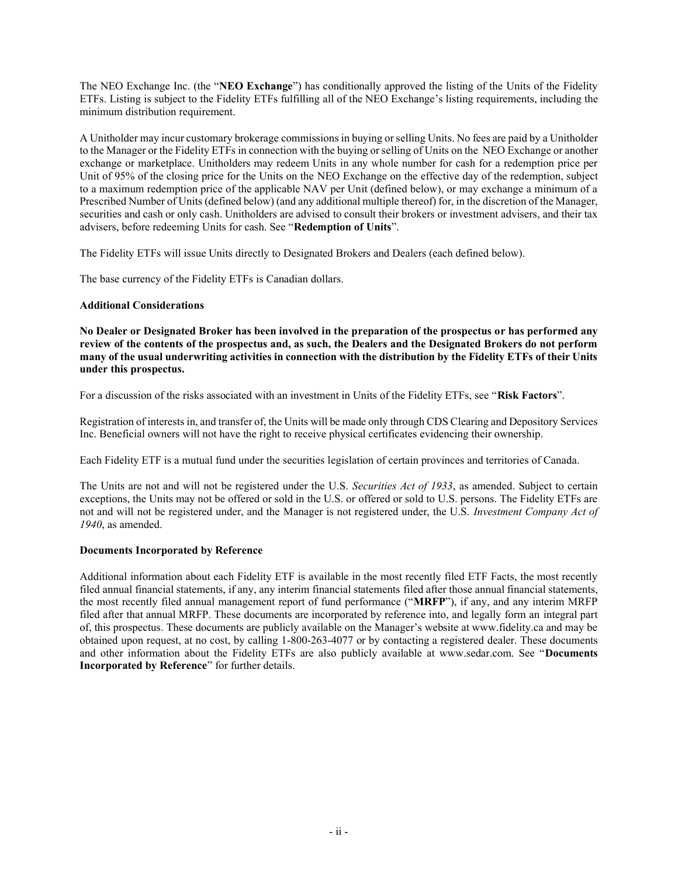The NEO Exchange Inc. (the "**NEO Exchange**") has conditionally approved the listing of the Units of the Fidelity ETFs. Listing is subject to the Fidelity ETFs fulfilling all of the NEO Exchange's listing requirements, including the minimum distribution requirement.

A Unitholder may incur customary brokerage commissions in buying or selling Units. No fees are paid by a Unitholder to the Manager or the Fidelity ETFs in connection with the buying or selling of Units on the NEO Exchange or another exchange or marketplace. Unitholders may redeem Units in any whole number for cash for a redemption price per Unit of 95% of the closing price for the Units on the NEO Exchange on the effective day of the redemption, subject to a maximum redemption price of the applicable NAV per Unit (defined below), or may exchange a minimum of a Prescribed Number of Units (defined below) (and any additional multiple thereof) for, in the discretion of the Manager, securities and cash or only cash. Unitholders are advised to consult their brokers or investment advisers, and their tax advisers, before redeeming Units for cash. See "**Redemption of Units**".

The Fidelity ETFs will issue Units directly to Designated Brokers and Dealers (each defined below).

The base currency of the Fidelity ETFs is Canadian dollars.

**Additional Considerations**

**No Dealer or Designated Broker has been involved in the preparation of the prospectus or has performed any review of the contents of the prospectus and, as such, the Dealers and the Designated Brokers do not perform many of the usual underwriting activities in connection with the distribution by the Fidelity ETFs of their Units under this prospectus.**

For a discussion of the risks associated with an investment in Units of the Fidelity ETFs, see "**Risk Factors**".

Registration of interests in, and transfer of, the Units will be made only through CDS Clearing and Depository Services Inc. Beneficial owners will not have the right to receive physical certificates evidencing their ownership.

Each Fidelity ETF is a mutual fund under the securities legislation of certain provinces and territories of Canada.

The Units are not and will not be registered under the U.S. *Securities Act of 1933*, as amended. Subject to certain exceptions, the Units may not be offered or sold in the U.S. or offered or sold to U.S. persons. The Fidelity ETFs are not and will not be registered under, and the Manager is not registered under, the U.S. *Investment Company Act of 1940*, as amended.

**Documents Incorporated by Reference**

Additional information about each Fidelity ETF is available in the most recently filed ETF Facts, the most recently filed annual financial statements, if any, any interim financial statements filed after those annual financial statements, the most recently filed annual management report of fund performance ("**MRFP**"), if any, and any interim MRFP filed after that annual MRFP. These documents are incorporated by reference into, and legally form an integral part of, this prospectus. These documents are publicly available on the Manager's website at www.fidelity.ca and may be obtained upon request, at no cost, by calling 1-800-263-4077 or by contacting a registered dealer. These documents and other information about the Fidelity ETFs are also publicly available at www.sedar.com. See "**Documents Incorporated by Reference**" for further details.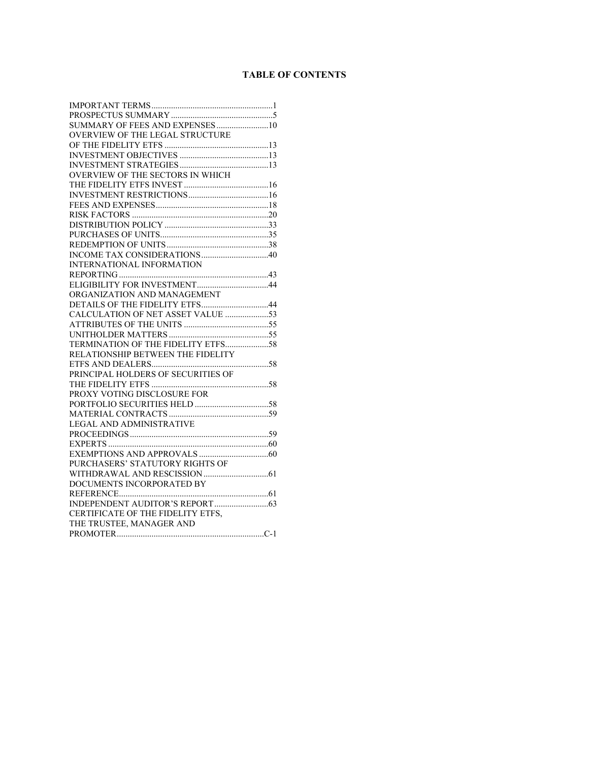# TABLE OF CONTENTS

| | |
|---|---|
| IMPORTANT TERMS | 1 |
| PROSPECTUS SUMMARY | 5 |
| SUMMARY OF FEES AND EXPENSES | 10 |
| OVERVIEW OF THE LEGAL STRUCTURE OF THE FIDELITY ETFS | 13 |
| INVESTMENT OBJECTIVES | 13 |
| INVESTMENT STRATEGIES | 13 |
| OVERVIEW OF THE SECTORS IN WHICH THE FIDELITY ETFS INVEST | 16 |
| INVESTMENT RESTRICTIONS | 16 |
| FEES AND EXPENSES | 18 |
| RISK FACTORS | 20 |
| DISTRIBUTION POLICY | 33 |
| PURCHASES OF UNITS | 35 |
| REDEMPTION OF UNITS | 38 |
| INCOME TAX CONSIDERATIONS | 40 |
| INTERNATIONAL INFORMATION REPORTING | 43 |
| ELIGIBILITY FOR INVESTMENT | 44 |
| ORGANIZATION AND MANAGEMENT DETAILS OF THE FIDELITY ETFS | 44 |
| CALCULATION OF NET ASSET VALUE | 53 |
| ATTRIBUTES OF THE UNITS | 55 |
| UNITHOLDER MATTERS | 55 |
| TERMINATION OF THE FIDELITY ETFS | 58 |
| RELATIONSHIP BETWEEN THE FIDELITY ETFS AND DEALERS | 58 |
| PRINCIPAL HOLDERS OF SECURITIES OF THE FIDELITY ETFS | 58 |
| PROXY VOTING DISCLOSURE FOR PORTFOLIO SECURITIES HELD | 58 |
| MATERIAL CONTRACTS | 59 |
| LEGAL AND ADMINISTRATIVE PROCEEDINGS | 59 |
| EXPERTS | 60 |
| EXEMPTIONS AND APPROVALS | 60 |
| PURCHASERS' STATUTORY RIGHTS OF WITHDRAWAL AND RESCISSION | 61 |
| DOCUMENTS INCORPORATED BY REFERENCE | 61 |
| INDEPENDENT AUDITOR'S REPORT | 63 |
| CERTIFICATE OF THE FIDELITY ETFS, THE TRUSTEE, MANAGER AND PROMOTER | C-1 |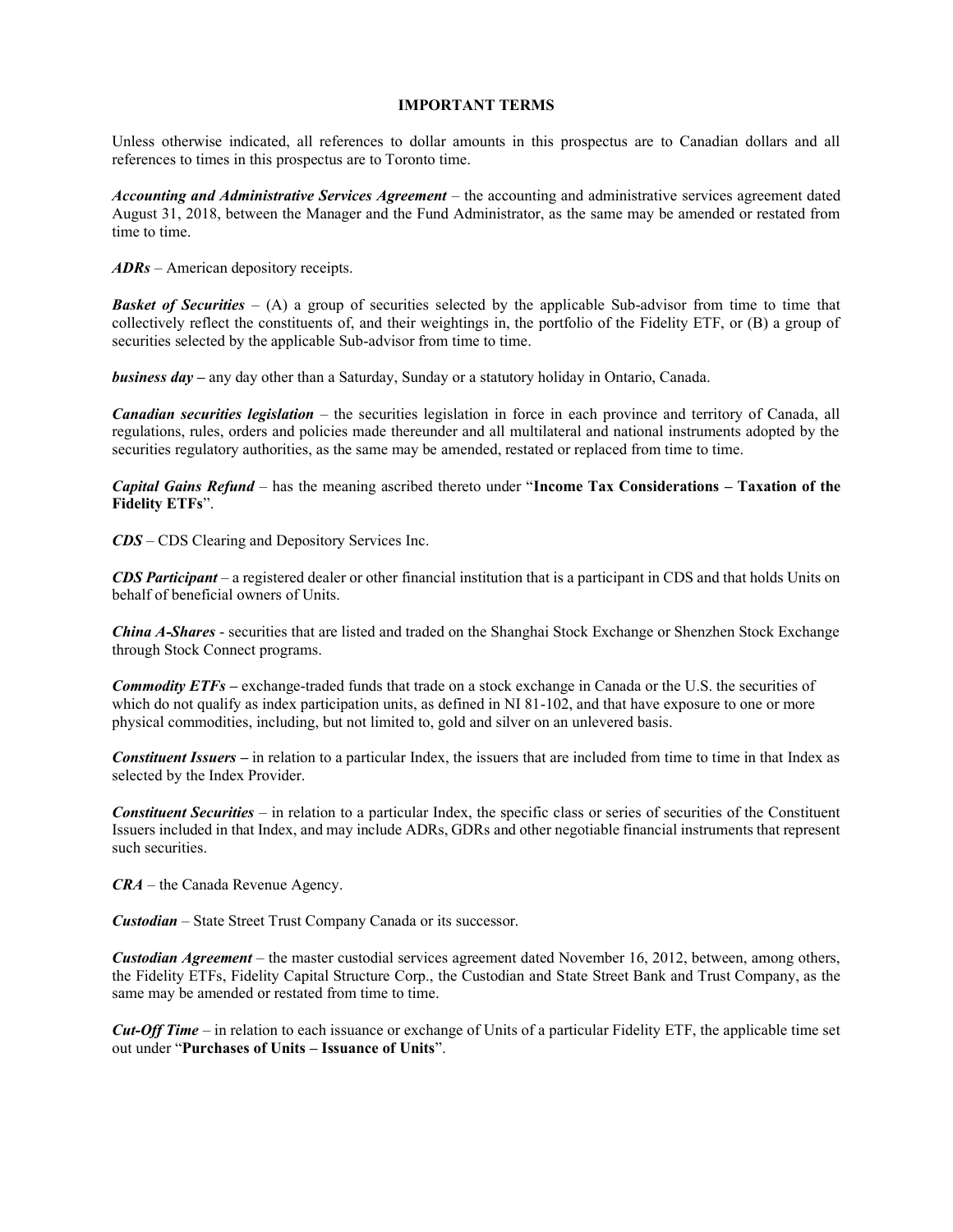## IMPORTANT TERMS

Unless otherwise indicated, all references to dollar amounts in this prospectus are to Canadian dollars and all references to times in this prospectus are to Toronto time.

***Accounting and Administrative Services Agreement*** – the accounting and administrative services agreement dated August 31, 2018, between the Manager and the Fund Administrator, as the same may be amended or restated from time to time.

***ADRs*** – American depository receipts.

***Basket of Securities*** – (A) a group of securities selected by the applicable Sub-advisor from time to time that collectively reflect the constituents of, and their weightings in, the portfolio of the Fidelity ETF, or (B) a group of securities selected by the applicable Sub-advisor from time to time.

***business day*** – any day other than a Saturday, Sunday or a statutory holiday in Ontario, Canada.

***Canadian securities legislation*** – the securities legislation in force in each province and territory of Canada, all regulations, rules, orders and policies made thereunder and all multilateral and national instruments adopted by the securities regulatory authorities, as the same may be amended, restated or replaced from time to time.

***Capital Gains Refund*** – has the meaning ascribed thereto under "**Income Tax Considerations – Taxation of the Fidelity ETFs**".

***CDS*** – CDS Clearing and Depository Services Inc.

***CDS Participant*** – a registered dealer or other financial institution that is a participant in CDS and that holds Units on behalf of beneficial owners of Units.

***China A-Shares*** - securities that are listed and traded on the Shanghai Stock Exchange or Shenzhen Stock Exchange through Stock Connect programs.

***Commodity ETFs*** – exchange-traded funds that trade on a stock exchange in Canada or the U.S. the securities of which do not qualify as index participation units, as defined in NI 81-102, and that have exposure to one or more physical commodities, including, but not limited to, gold and silver on an unlevered basis.

***Constituent Issuers*** – in relation to a particular Index, the issuers that are included from time to time in that Index as selected by the Index Provider.

***Constituent Securities*** – in relation to a particular Index, the specific class or series of securities of the Constituent Issuers included in that Index, and may include ADRs, GDRs and other negotiable financial instruments that represent such securities.

***CRA*** – the Canada Revenue Agency.

***Custodian*** – State Street Trust Company Canada or its successor.

***Custodian Agreement*** – the master custodial services agreement dated November 16, 2012, between, among others, the Fidelity ETFs, Fidelity Capital Structure Corp., the Custodian and State Street Bank and Trust Company, as the same may be amended or restated from time to time.

***Cut-Off Time*** – in relation to each issuance or exchange of Units of a particular Fidelity ETF, the applicable time set out under "**Purchases of Units – Issuance of Units**".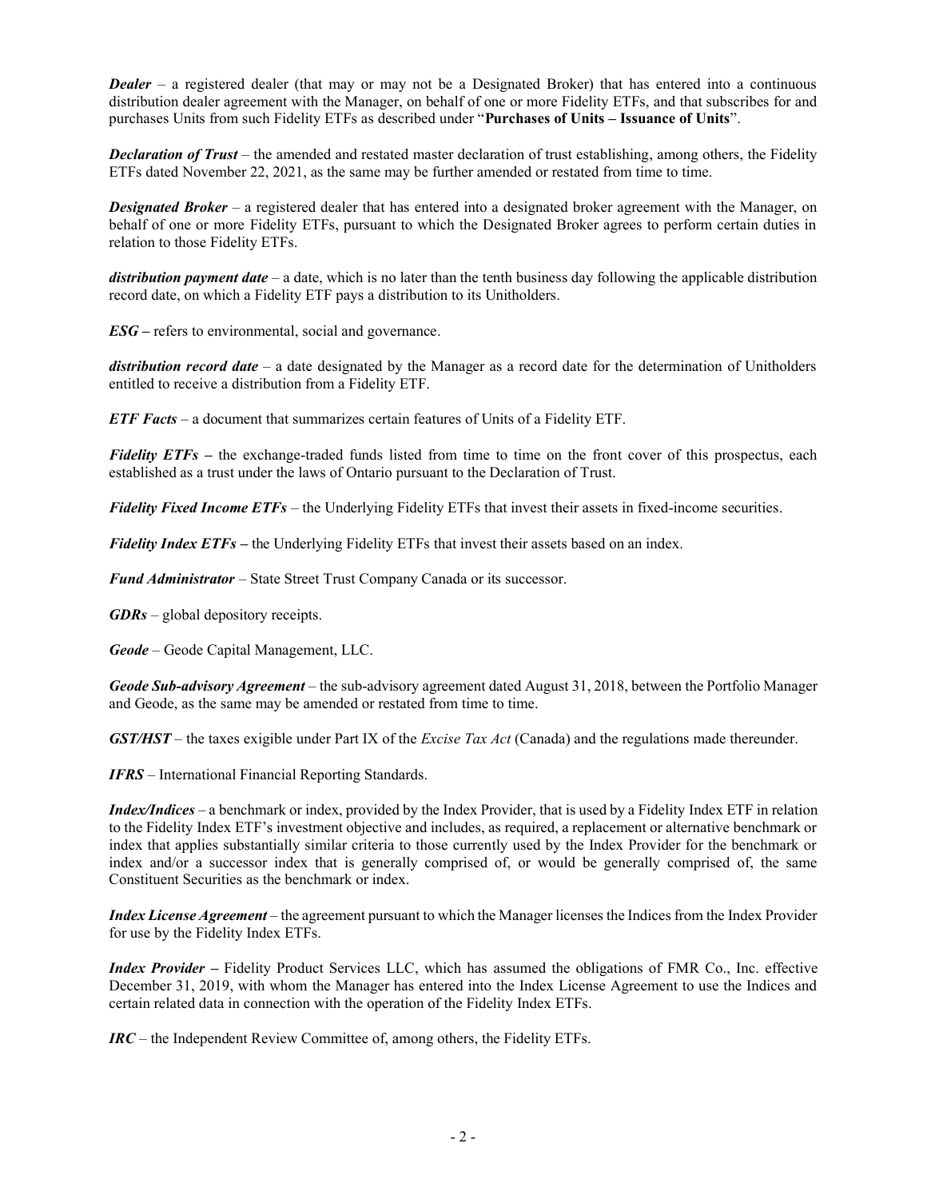***Dealer*** – a registered dealer (that may or may not be a Designated Broker) that has entered into a continuous distribution dealer agreement with the Manager, on behalf of one or more Fidelity ETFs, and that subscribes for and purchases Units from such Fidelity ETFs as described under "**Purchases of Units – Issuance of Units**".

***Declaration of Trust*** – the amended and restated master declaration of trust establishing, among others, the Fidelity ETFs dated November 22, 2021, as the same may be further amended or restated from time to time.

***Designated Broker*** – a registered dealer that has entered into a designated broker agreement with the Manager, on behalf of one or more Fidelity ETFs, pursuant to which the Designated Broker agrees to perform certain duties in relation to those Fidelity ETFs.

***distribution payment date*** – a date, which is no later than the tenth business day following the applicable distribution record date, on which a Fidelity ETF pays a distribution to its Unitholders.

***ESG*** **–** refers to environmental, social and governance.

***distribution record date*** – a date designated by the Manager as a record date for the determination of Unitholders entitled to receive a distribution from a Fidelity ETF.

***ETF Facts*** – a document that summarizes certain features of Units of a Fidelity ETF.

***Fidelity ETFs*** **–** the exchange-traded funds listed from time to time on the front cover of this prospectus, each established as a trust under the laws of Ontario pursuant to the Declaration of Trust.

***Fidelity Fixed Income ETFs*** – the Underlying Fidelity ETFs that invest their assets in fixed-income securities.

***Fidelity Index ETFs*** **–** the Underlying Fidelity ETFs that invest their assets based on an index.

***Fund Administrator*** – State Street Trust Company Canada or its successor.

***GDRs*** – global depository receipts.

***Geode*** – Geode Capital Management, LLC.

***Geode Sub-advisory Agreement*** – the sub-advisory agreement dated August 31, 2018, between the Portfolio Manager and Geode, as the same may be amended or restated from time to time.

***GST/HST*** – the taxes exigible under Part IX of the *Excise Tax Act* (Canada) and the regulations made thereunder.

***IFRS*** – International Financial Reporting Standards.

***Index/Indices*** – a benchmark or index, provided by the Index Provider, that is used by a Fidelity Index ETF in relation to the Fidelity Index ETF's investment objective and includes, as required, a replacement or alternative benchmark or index that applies substantially similar criteria to those currently used by the Index Provider for the benchmark or index and/or a successor index that is generally comprised of, or would be generally comprised of, the same Constituent Securities as the benchmark or index.

***Index License Agreement*** – the agreement pursuant to which the Manager licenses the Indices from the Index Provider for use by the Fidelity Index ETFs.

***Index Provider*** **–** Fidelity Product Services LLC, which has assumed the obligations of FMR Co., Inc. effective December 31, 2019, with whom the Manager has entered into the Index License Agreement to use the Indices and certain related data in connection with the operation of the Fidelity Index ETFs.

***IRC*** – the Independent Review Committee of, among others, the Fidelity ETFs.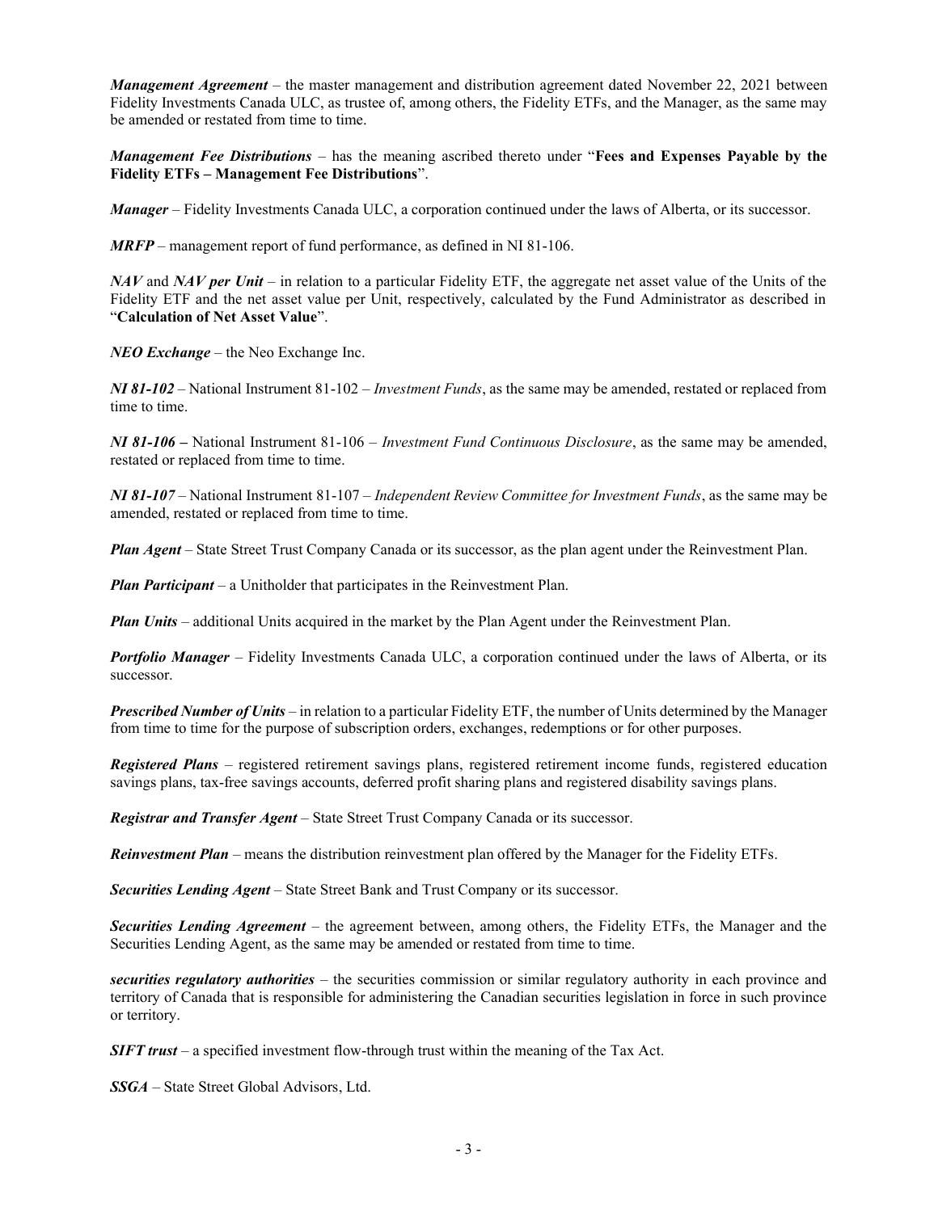***Management Agreement*** – the master management and distribution agreement dated November 22, 2021 between Fidelity Investments Canada ULC, as trustee of, among others, the Fidelity ETFs, and the Manager, as the same may be amended or restated from time to time.

***Management Fee Distributions*** – has the meaning ascribed thereto under "**Fees and Expenses Payable by the Fidelity ETFs – Management Fee Distributions**".

***Manager*** – Fidelity Investments Canada ULC, a corporation continued under the laws of Alberta, or its successor.

***MRFP*** – management report of fund performance, as defined in NI 81-106.

***NAV*** and ***NAV per Unit*** – in relation to a particular Fidelity ETF, the aggregate net asset value of the Units of the Fidelity ETF and the net asset value per Unit, respectively, calculated by the Fund Administrator as described in "**Calculation of Net Asset Value**".

***NEO Exchange*** – the Neo Exchange Inc.

***NI 81-102*** – National Instrument 81-102 – *Investment Funds*, as the same may be amended, restated or replaced from time to time.

***NI 81-106*** **–** National Instrument 81-106 – *Investment Fund Continuous Disclosure*, as the same may be amended, restated or replaced from time to time.

***NI 81-107*** – National Instrument 81-107 – *Independent Review Committee for Investment Funds*, as the same may be amended, restated or replaced from time to time.

***Plan Agent*** – State Street Trust Company Canada or its successor, as the plan agent under the Reinvestment Plan.

***Plan Participant*** – a Unitholder that participates in the Reinvestment Plan.

***Plan Units*** – additional Units acquired in the market by the Plan Agent under the Reinvestment Plan.

***Portfolio Manager*** – Fidelity Investments Canada ULC, a corporation continued under the laws of Alberta, or its successor.

***Prescribed Number of Units*** – in relation to a particular Fidelity ETF, the number of Units determined by the Manager from time to time for the purpose of subscription orders, exchanges, redemptions or for other purposes.

***Registered Plans*** – registered retirement savings plans, registered retirement income funds, registered education savings plans, tax-free savings accounts, deferred profit sharing plans and registered disability savings plans.

***Registrar and Transfer Agent*** – State Street Trust Company Canada or its successor.

***Reinvestment Plan*** – means the distribution reinvestment plan offered by the Manager for the Fidelity ETFs.

***Securities Lending Agent*** – State Street Bank and Trust Company or its successor.

***Securities Lending Agreement*** – the agreement between, among others, the Fidelity ETFs, the Manager and the Securities Lending Agent, as the same may be amended or restated from time to time.

***securities regulatory authorities*** – the securities commission or similar regulatory authority in each province and territory of Canada that is responsible for administering the Canadian securities legislation in force in such province or territory.

***SIFT trust*** – a specified investment flow-through trust within the meaning of the Tax Act.

***SSGA*** – State Street Global Advisors, Ltd.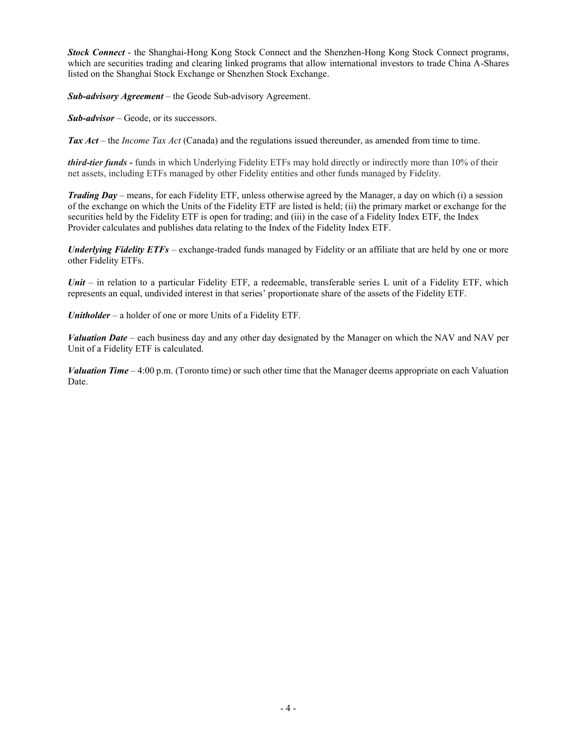***Stock Connect*** - the Shanghai-Hong Kong Stock Connect and the Shenzhen-Hong Kong Stock Connect programs, which are securities trading and clearing linked programs that allow international investors to trade China A-Shares listed on the Shanghai Stock Exchange or Shenzhen Stock Exchange.

***Sub-advisory Agreement*** – the Geode Sub-advisory Agreement.

***Sub-advisor*** – Geode, or its successors.

***Tax Act*** – the *Income Tax Act* (Canada) and the regulations issued thereunder, as amended from time to time.

***third-tier funds*** **-** funds in which Underlying Fidelity ETFs may hold directly or indirectly more than 10% of their net assets, including ETFs managed by other Fidelity entities and other funds managed by Fidelity.

***Trading Day*** – means, for each Fidelity ETF, unless otherwise agreed by the Manager, a day on which (i) a session of the exchange on which the Units of the Fidelity ETF are listed is held; (ii) the primary market or exchange for the securities held by the Fidelity ETF is open for trading; and (iii) in the case of a Fidelity Index ETF, the Index Provider calculates and publishes data relating to the Index of the Fidelity Index ETF.

***Underlying Fidelity ETFs*** – exchange-traded funds managed by Fidelity or an affiliate that are held by one or more other Fidelity ETFs.

***Unit*** – in relation to a particular Fidelity ETF, a redeemable, transferable series L unit of a Fidelity ETF, which represents an equal, undivided interest in that series' proportionate share of the assets of the Fidelity ETF.

***Unitholder*** – a holder of one or more Units of a Fidelity ETF.

***Valuation Date*** – each business day and any other day designated by the Manager on which the NAV and NAV per Unit of a Fidelity ETF is calculated.

***Valuation Time*** – 4:00 p.m. (Toronto time) or such other time that the Manager deems appropriate on each Valuation Date.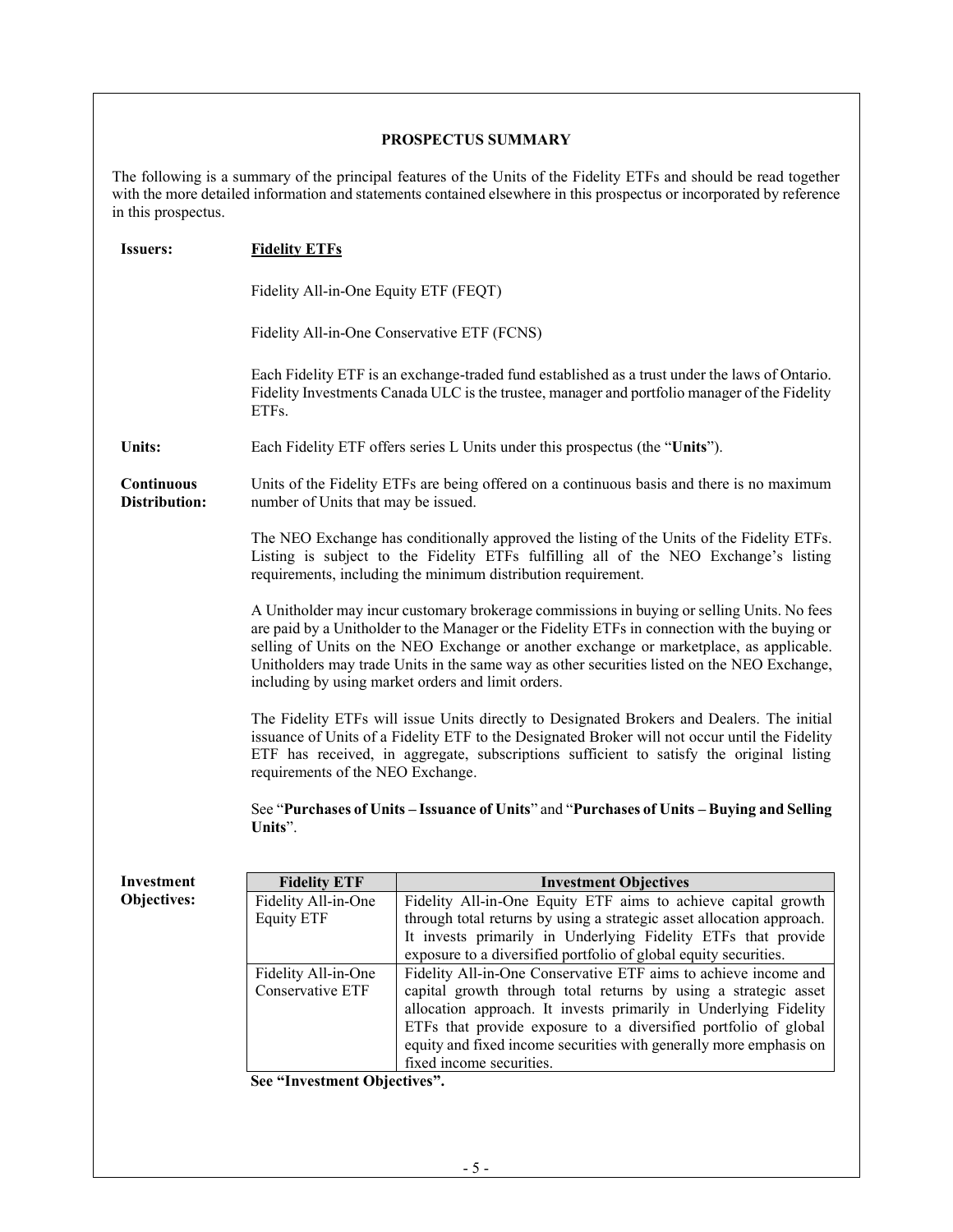## PROSPECTUS SUMMARY

The following is a summary of the principal features of the Units of the Fidelity ETFs and should be read together with the more detailed information and statements contained elsewhere in this prospectus or incorporated by reference in this prospectus.

**Issuers:** **Fidelity ETFs**

Fidelity All-in-One Equity ETF (FEQT)

Fidelity All-in-One Conservative ETF (FCNS)

Each Fidelity ETF is an exchange-traded fund established as a trust under the laws of Ontario. Fidelity Investments Canada ULC is the trustee, manager and portfolio manager of the Fidelity ETFs.

**Units:** Each Fidelity ETF offers series L Units under this prospectus (the "**Units**").

**Continuous Distribution:** Units of the Fidelity ETFs are being offered on a continuous basis and there is no maximum number of Units that may be issued.

The NEO Exchange has conditionally approved the listing of the Units of the Fidelity ETFs. Listing is subject to the Fidelity ETFs fulfilling all of the NEO Exchange's listing requirements, including the minimum distribution requirement.

A Unitholder may incur customary brokerage commissions in buying or selling Units. No fees are paid by a Unitholder to the Manager or the Fidelity ETFs in connection with the buying or selling of Units on the NEO Exchange or another exchange or marketplace, as applicable. Unitholders may trade Units in the same way as other securities listed on the NEO Exchange, including by using market orders and limit orders.

The Fidelity ETFs will issue Units directly to Designated Brokers and Dealers. The initial issuance of Units of a Fidelity ETF to the Designated Broker will not occur until the Fidelity ETF has received, in aggregate, subscriptions sufficient to satisfy the original listing requirements of the NEO Exchange.

See "**Purchases of Units – Issuance of Units**" and "**Purchases of Units – Buying and Selling Units**".

**Investment Objectives:**

| Fidelity ETF | Investment Objectives |
|---|---|
| Fidelity All-in-One Equity ETF | Fidelity All-in-One Equity ETF aims to achieve capital growth through total returns by using a strategic asset allocation approach. It invests primarily in Underlying Fidelity ETFs that provide exposure to a diversified portfolio of global equity securities. |
| Fidelity All-in-One Conservative ETF | Fidelity All-in-One Conservative ETF aims to achieve income and capital growth through total returns by using a strategic asset allocation approach. It invests primarily in Underlying Fidelity ETFs that provide exposure to a diversified portfolio of global equity and fixed income securities with generally more emphasis on fixed income securities. |

**See "Investment Objectives".**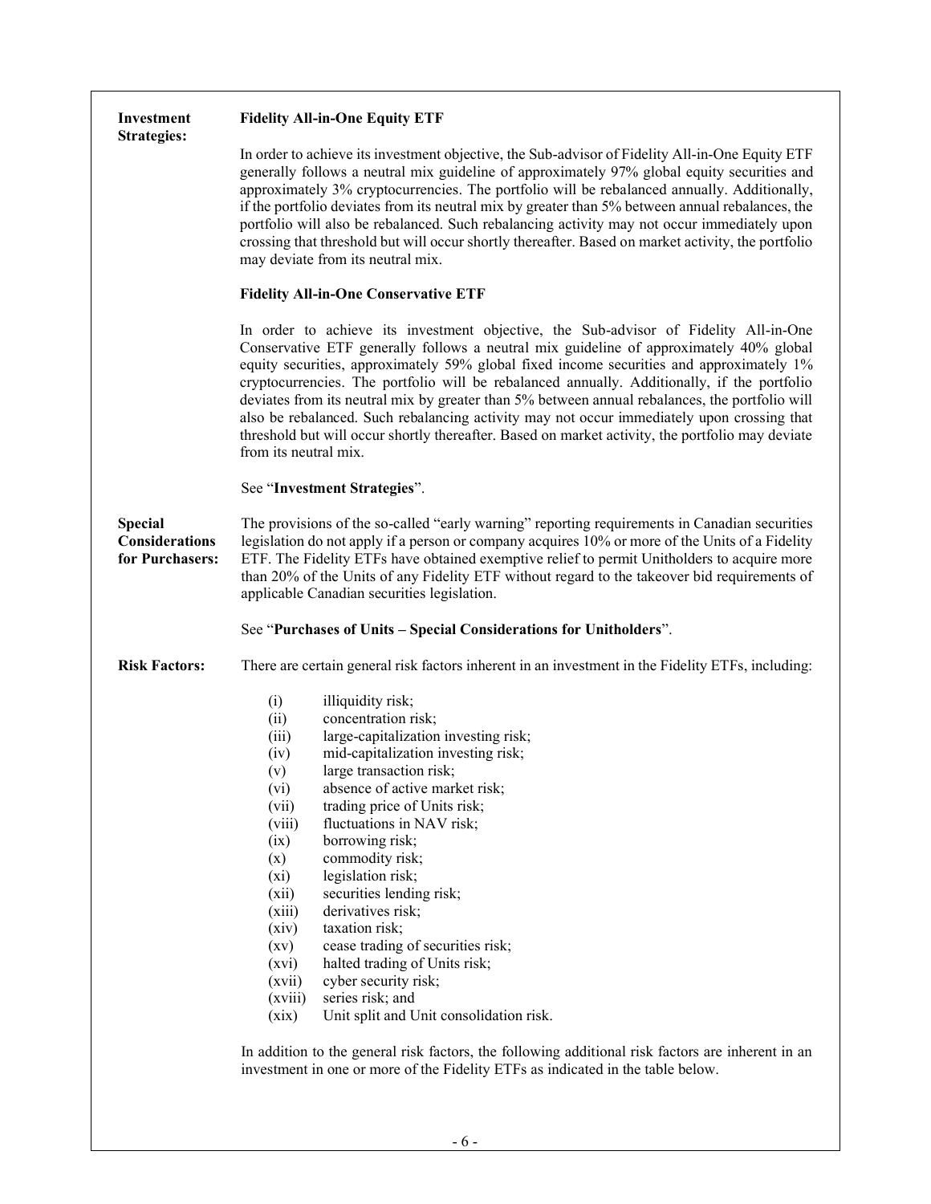**Investment Strategies:**

**Fidelity All-in-One Equity ETF**

In order to achieve its investment objective, the Sub-advisor of Fidelity All-in-One Equity ETF generally follows a neutral mix guideline of approximately 97% global equity securities and approximately 3% cryptocurrencies. The portfolio will be rebalanced annually. Additionally, if the portfolio deviates from its neutral mix by greater than 5% between annual rebalances, the portfolio will also be rebalanced. Such rebalancing activity may not occur immediately upon crossing that threshold but will occur shortly thereafter. Based on market activity, the portfolio may deviate from its neutral mix.

**Fidelity All-in-One Conservative ETF**

In order to achieve its investment objective, the Sub-advisor of Fidelity All-in-One Conservative ETF generally follows a neutral mix guideline of approximately 40% global equity securities, approximately 59% global fixed income securities and approximately 1% cryptocurrencies. The portfolio will be rebalanced annually. Additionally, if the portfolio deviates from its neutral mix by greater than 5% between annual rebalances, the portfolio will also be rebalanced. Such rebalancing activity may not occur immediately upon crossing that threshold but will occur shortly thereafter. Based on market activity, the portfolio may deviate from its neutral mix.

See "**Investment Strategies**".

**Special Considerations for Purchasers:**

The provisions of the so-called "early warning" reporting requirements in Canadian securities legislation do not apply if a person or company acquires 10% or more of the Units of a Fidelity ETF. The Fidelity ETFs have obtained exemptive relief to permit Unitholders to acquire more than 20% of the Units of any Fidelity ETF without regard to the takeover bid requirements of applicable Canadian securities legislation.

See "**Purchases of Units – Special Considerations for Unitholders**".

**Risk Factors:**

There are certain general risk factors inherent in an investment in the Fidelity ETFs, including:

(i) illiquidity risk;
(ii) concentration risk;
(iii) large-capitalization investing risk;
(iv) mid-capitalization investing risk;
(v) large transaction risk;
(vi) absence of active market risk;
(vii) trading price of Units risk;
(viii) fluctuations in NAV risk;
(ix) borrowing risk;
(x) commodity risk;
(xi) legislation risk;
(xii) securities lending risk;
(xiii) derivatives risk;
(xiv) taxation risk;
(xv) cease trading of securities risk;
(xvi) halted trading of Units risk;
(xvii) cyber security risk;
(xviii) series risk; and
(xix) Unit split and Unit consolidation risk.

In addition to the general risk factors, the following additional risk factors are inherent in an investment in one or more of the Fidelity ETFs as indicated in the table below.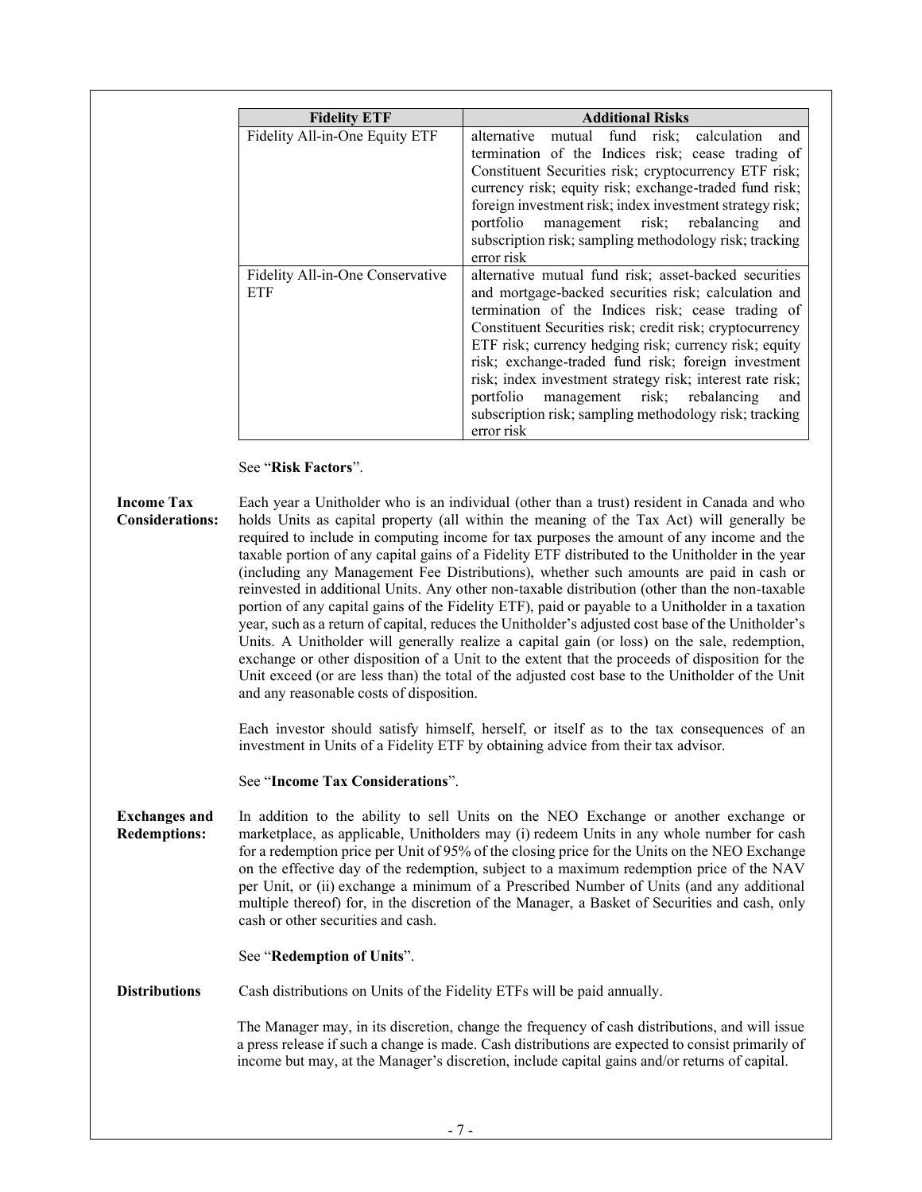| Fidelity ETF | Additional Risks |
|---|---|
| Fidelity All-in-One Equity ETF | alternative mutual fund risk; calculation and termination of the Indices risk; cease trading of Constituent Securities risk; cryptocurrency ETF risk; currency risk; equity risk; exchange-traded fund risk; foreign investment risk; index investment strategy risk; portfolio management risk; rebalancing and subscription risk; sampling methodology risk; tracking error risk |
| Fidelity All-in-One Conservative ETF | alternative mutual fund risk; asset-backed securities and mortgage-backed securities risk; calculation and termination of the Indices risk; cease trading of Constituent Securities risk; credit risk; cryptocurrency ETF risk; currency hedging risk; currency risk; equity risk; exchange-traded fund risk; foreign investment risk; index investment strategy risk; interest rate risk; portfolio management risk; rebalancing and subscription risk; sampling methodology risk; tracking error risk |

See "**Risk Factors**".

**Income Tax Considerations:**

Each year a Unitholder who is an individual (other than a trust) resident in Canada and who holds Units as capital property (all within the meaning of the Tax Act) will generally be required to include in computing income for tax purposes the amount of any income and the taxable portion of any capital gains of a Fidelity ETF distributed to the Unitholder in the year (including any Management Fee Distributions), whether such amounts are paid in cash or reinvested in additional Units. Any other non-taxable distribution (other than the non-taxable portion of any capital gains of the Fidelity ETF), paid or payable to a Unitholder in a taxation year, such as a return of capital, reduces the Unitholder's adjusted cost base of the Unitholder's Units. A Unitholder will generally realize a capital gain (or loss) on the sale, redemption, exchange or other disposition of a Unit to the extent that the proceeds of disposition for the Unit exceed (or are less than) the total of the adjusted cost base to the Unitholder of the Unit and any reasonable costs of disposition.

Each investor should satisfy himself, herself, or itself as to the tax consequences of an investment in Units of a Fidelity ETF by obtaining advice from their tax advisor.

See "**Income Tax Considerations**".

**Exchanges and Redemptions:**

In addition to the ability to sell Units on the NEO Exchange or another exchange or marketplace, as applicable, Unitholders may (i) redeem Units in any whole number for cash for a redemption price per Unit of 95% of the closing price for the Units on the NEO Exchange on the effective day of the redemption, subject to a maximum redemption price of the NAV per Unit, or (ii) exchange a minimum of a Prescribed Number of Units (and any additional multiple thereof) for, in the discretion of the Manager, a Basket of Securities and cash, only cash or other securities and cash.

See "**Redemption of Units**".

**Distributions**

Cash distributions on Units of the Fidelity ETFs will be paid annually.

The Manager may, in its discretion, change the frequency of cash distributions, and will issue a press release if such a change is made. Cash distributions are expected to consist primarily of income but may, at the Manager's discretion, include capital gains and/or returns of capital.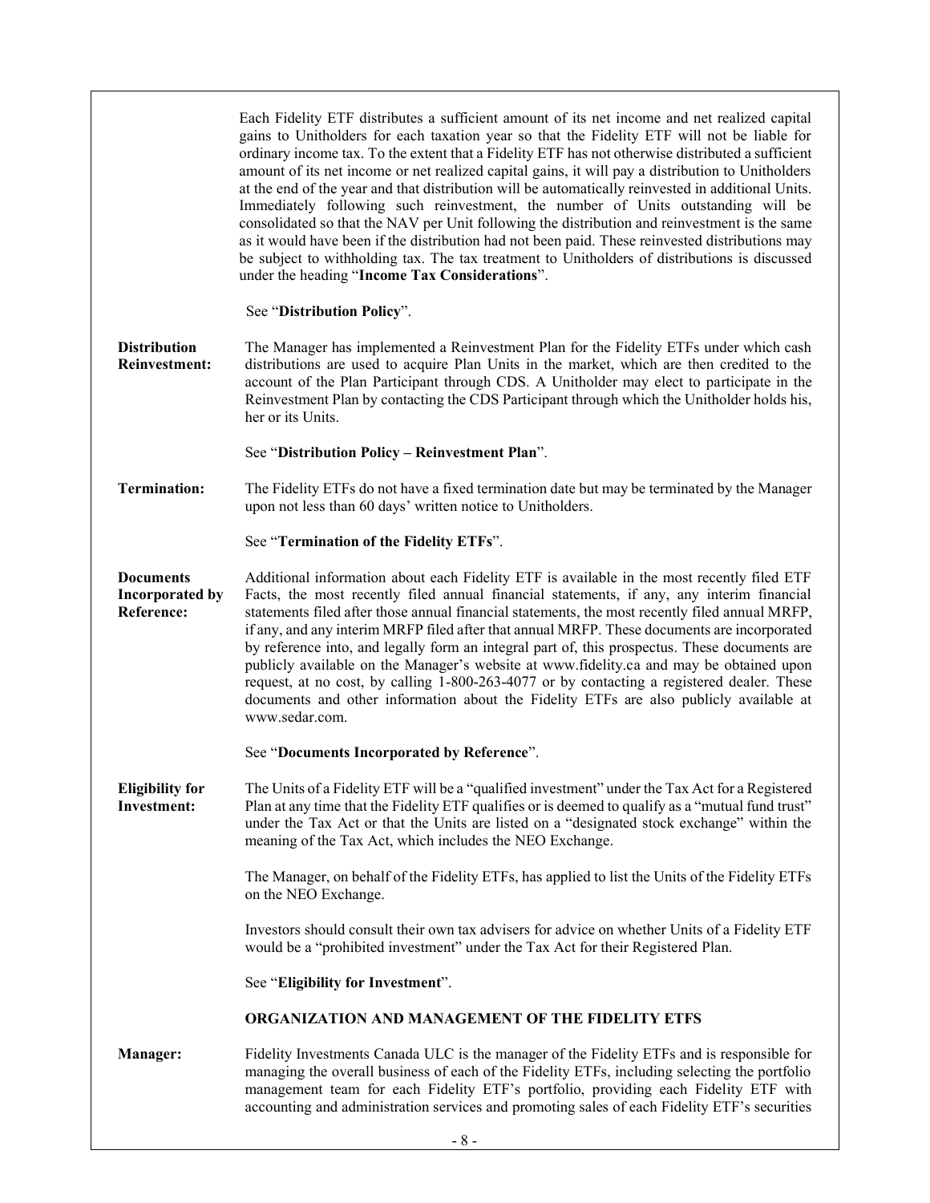Each Fidelity ETF distributes a sufficient amount of its net income and net realized capital gains to Unitholders for each taxation year so that the Fidelity ETF will not be liable for ordinary income tax. To the extent that a Fidelity ETF has not otherwise distributed a sufficient amount of its net income or net realized capital gains, it will pay a distribution to Unitholders at the end of the year and that distribution will be automatically reinvested in additional Units. Immediately following such reinvestment, the number of Units outstanding will be consolidated so that the NAV per Unit following the distribution and reinvestment is the same as it would have been if the distribution had not been paid. These reinvested distributions may be subject to withholding tax. The tax treatment to Unitholders of distributions is discussed under the heading "**Income Tax Considerations**".

See "**Distribution Policy**".

**Distribution Reinvestment:** The Manager has implemented a Reinvestment Plan for the Fidelity ETFs under which cash distributions are used to acquire Plan Units in the market, which are then credited to the account of the Plan Participant through CDS. A Unitholder may elect to participate in the Reinvestment Plan by contacting the CDS Participant through which the Unitholder holds his, her or its Units.

See "**Distribution Policy – Reinvestment Plan**".

**Termination:** The Fidelity ETFs do not have a fixed termination date but may be terminated by the Manager upon not less than 60 days' written notice to Unitholders.

See "**Termination of the Fidelity ETFs**".

**Documents Incorporated by Reference:** Additional information about each Fidelity ETF is available in the most recently filed ETF Facts, the most recently filed annual financial statements, if any, any interim financial statements filed after those annual financial statements, the most recently filed annual MRFP, if any, and any interim MRFP filed after that annual MRFP. These documents are incorporated by reference into, and legally form an integral part of, this prospectus. These documents are publicly available on the Manager's website at www.fidelity.ca and may be obtained upon request, at no cost, by calling 1-800-263-4077 or by contacting a registered dealer. These documents and other information about the Fidelity ETFs are also publicly available at www.sedar.com.

See "**Documents Incorporated by Reference**".

**Eligibility for Investment:** The Units of a Fidelity ETF will be a "qualified investment" under the Tax Act for a Registered Plan at any time that the Fidelity ETF qualifies or is deemed to qualify as a "mutual fund trust" under the Tax Act or that the Units are listed on a "designated stock exchange" within the meaning of the Tax Act, which includes the NEO Exchange.

The Manager, on behalf of the Fidelity ETFs, has applied to list the Units of the Fidelity ETFs on the NEO Exchange.

Investors should consult their own tax advisers for advice on whether Units of a Fidelity ETF would be a "prohibited investment" under the Tax Act for their Registered Plan.

See "**Eligibility for Investment**".

## ORGANIZATION AND MANAGEMENT OF THE FIDELITY ETFS

**Manager:** Fidelity Investments Canada ULC is the manager of the Fidelity ETFs and is responsible for managing the overall business of each of the Fidelity ETFs, including selecting the portfolio management team for each Fidelity ETF's portfolio, providing each Fidelity ETF with accounting and administration services and promoting sales of each Fidelity ETF's securities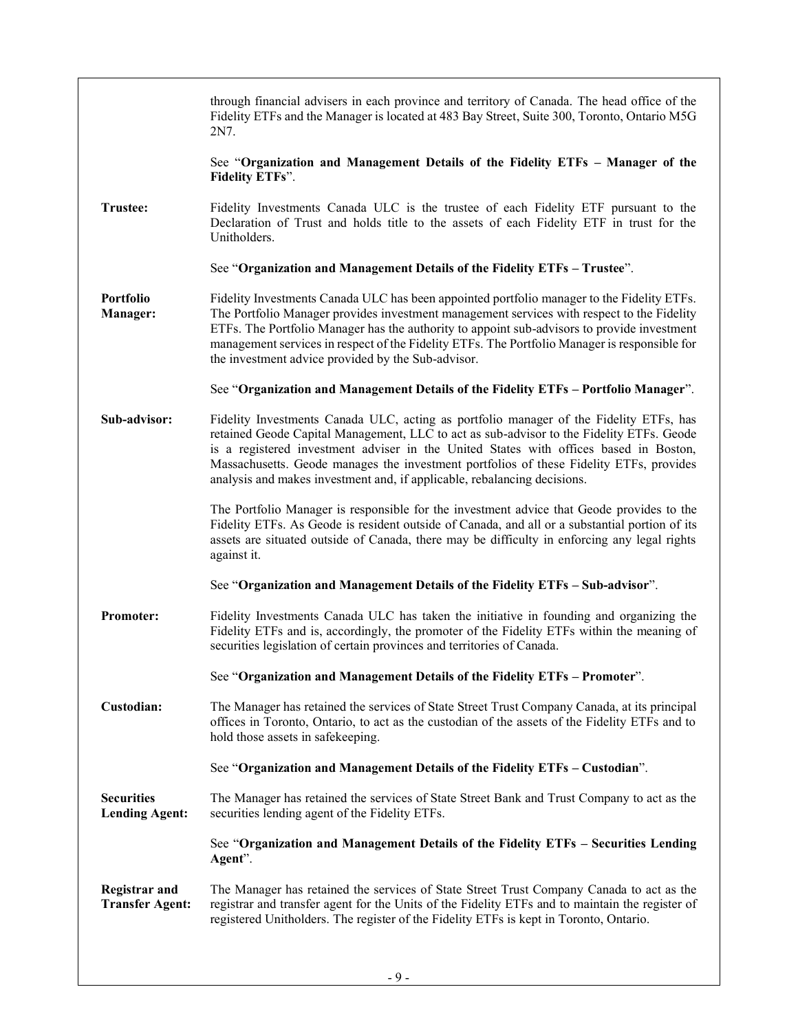| | |
|---|---|
| | through financial advisers in each province and territory of Canada. The head office of the Fidelity ETFs and the Manager is located at 483 Bay Street, Suite 300, Toronto, Ontario M5G 2N7.<br><br>See "**Organization and Management Details of the Fidelity ETFs – Manager of the Fidelity ETFs**". |
| **Trustee:** | Fidelity Investments Canada ULC is the trustee of each Fidelity ETF pursuant to the Declaration of Trust and holds title to the assets of each Fidelity ETF in trust for the Unitholders.<br><br>See "**Organization and Management Details of the Fidelity ETFs – Trustee**". |
| **Portfolio Manager:** | Fidelity Investments Canada ULC has been appointed portfolio manager to the Fidelity ETFs. The Portfolio Manager provides investment management services with respect to the Fidelity ETFs. The Portfolio Manager has the authority to appoint sub-advisors to provide investment management services in respect of the Fidelity ETFs. The Portfolio Manager is responsible for the investment advice provided by the Sub-advisor.<br><br>See "**Organization and Management Details of the Fidelity ETFs – Portfolio Manager**". |
| **Sub-advisor:** | Fidelity Investments Canada ULC, acting as portfolio manager of the Fidelity ETFs, has retained Geode Capital Management, LLC to act as sub-advisor to the Fidelity ETFs. Geode is a registered investment adviser in the United States with offices based in Boston, Massachusetts. Geode manages the investment portfolios of these Fidelity ETFs, provides analysis and makes investment and, if applicable, rebalancing decisions.<br><br>The Portfolio Manager is responsible for the investment advice that Geode provides to the Fidelity ETFs. As Geode is resident outside of Canada, and all or a substantial portion of its assets are situated outside of Canada, there may be difficulty in enforcing any legal rights against it.<br><br>See "**Organization and Management Details of the Fidelity ETFs – Sub-advisor**". |
| **Promoter:** | Fidelity Investments Canada ULC has taken the initiative in founding and organizing the Fidelity ETFs and is, accordingly, the promoter of the Fidelity ETFs within the meaning of securities legislation of certain provinces and territories of Canada.<br><br>See "**Organization and Management Details of the Fidelity ETFs – Promoter**". |
| **Custodian:** | The Manager has retained the services of State Street Trust Company Canada, at its principal offices in Toronto, Ontario, to act as the custodian of the assets of the Fidelity ETFs and to hold those assets in safekeeping.<br><br>See "**Organization and Management Details of the Fidelity ETFs – Custodian**". |
| **Securities Lending Agent:** | The Manager has retained the services of State Street Bank and Trust Company to act as the securities lending agent of the Fidelity ETFs.<br><br>See "**Organization and Management Details of the Fidelity ETFs – Securities Lending Agent**". |
| **Registrar and Transfer Agent:** | The Manager has retained the services of State Street Trust Company Canada to act as the registrar and transfer agent for the Units of the Fidelity ETFs and to maintain the register of registered Unitholders. The register of the Fidelity ETFs is kept in Toronto, Ontario. |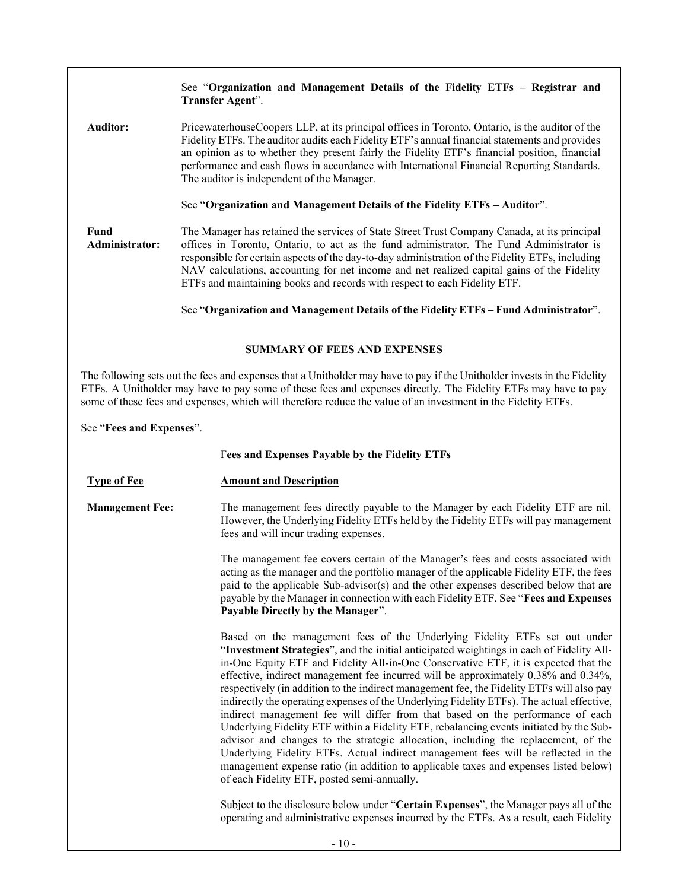See "**Organization and Management Details of the Fidelity ETFs – Registrar and Transfer Agent**".

**Auditor:** PricewaterhouseCoopers LLP, at its principal offices in Toronto, Ontario, is the auditor of the Fidelity ETFs. The auditor audits each Fidelity ETF's annual financial statements and provides an opinion as to whether they present fairly the Fidelity ETF's financial position, financial performance and cash flows in accordance with International Financial Reporting Standards. The auditor is independent of the Manager.

See "**Organization and Management Details of the Fidelity ETFs – Auditor**".

**Fund Administrator:** The Manager has retained the services of State Street Trust Company Canada, at its principal offices in Toronto, Ontario, to act as the fund administrator. The Fund Administrator is responsible for certain aspects of the day-to-day administration of the Fidelity ETFs, including NAV calculations, accounting for net income and net realized capital gains of the Fidelity ETFs and maintaining books and records with respect to each Fidelity ETF.

See "**Organization and Management Details of the Fidelity ETFs – Fund Administrator**".

## SUMMARY OF FEES AND EXPENSES

The following sets out the fees and expenses that a Unitholder may have to pay if the Unitholder invests in the Fidelity ETFs. A Unitholder may have to pay some of these fees and expenses directly. The Fidelity ETFs may have to pay some of these fees and expenses, which will therefore reduce the value of an investment in the Fidelity ETFs.

See "**Fees and Expenses**".

### Fees and Expenses Payable by the Fidelity ETFs

| **Type of Fee** | **Amount and Description** |
|---|---|
| **Management Fee:** | The management fees directly payable to the Manager by each Fidelity ETF are nil. However, the Underlying Fidelity ETFs held by the Fidelity ETFs will pay management fees and will incur trading expenses.<br><br>The management fee covers certain of the Manager's fees and costs associated with acting as the manager and the portfolio manager of the applicable Fidelity ETF, the fees paid to the applicable Sub-advisor(s) and the other expenses described below that are payable by the Manager in connection with each Fidelity ETF. See "**Fees and Expenses Payable Directly by the Manager**".<br><br>Based on the management fees of the Underlying Fidelity ETFs set out under "**Investment Strategies**", and the initial anticipated weightings in each of Fidelity All-in-One Equity ETF and Fidelity All-in-One Conservative ETF, it is expected that the effective, indirect management fee incurred will be approximately 0.38% and 0.34%, respectively (in addition to the indirect management fee, the Fidelity ETFs will also pay indirectly the operating expenses of the Underlying Fidelity ETFs). The actual effective, indirect management fee will differ from that based on the performance of each Underlying Fidelity ETF within a Fidelity ETF, rebalancing events initiated by the Sub-advisor and changes to the strategic allocation, including the replacement, of the Underlying Fidelity ETFs. Actual indirect management fees will be reflected in the management expense ratio (in addition to applicable taxes and expenses listed below) of each Fidelity ETF, posted semi-annually.<br><br>Subject to the disclosure below under "**Certain Expenses**", the Manager pays all of the operating and administrative expenses incurred by the ETFs. As a result, each Fidelity |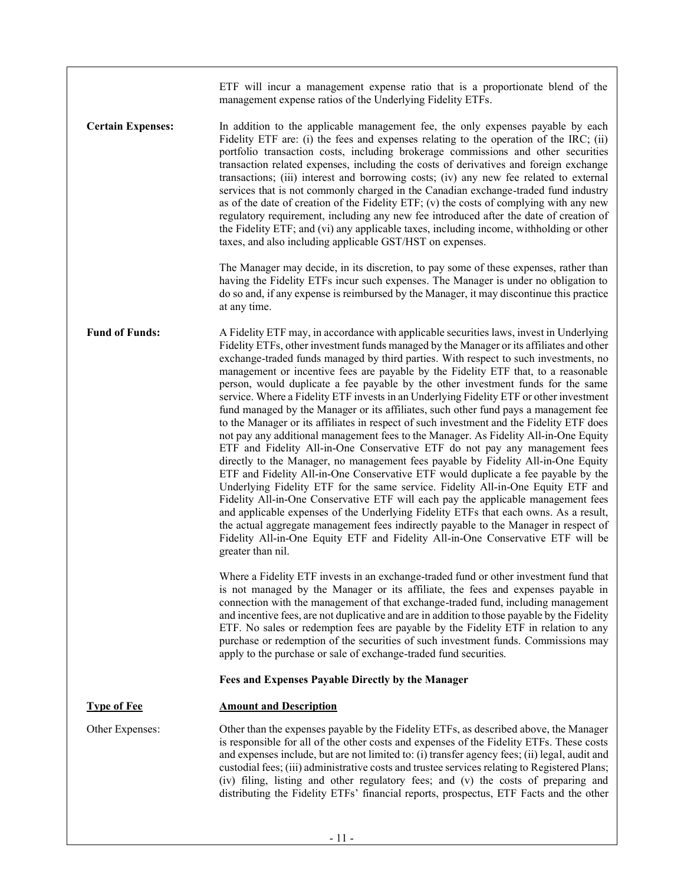ETF will incur a management expense ratio that is a proportionate blend of the management expense ratios of the Underlying Fidelity ETFs.

**Certain Expenses:** In addition to the applicable management fee, the only expenses payable by each Fidelity ETF are: (i) the fees and expenses relating to the operation of the IRC; (ii) portfolio transaction costs, including brokerage commissions and other securities transaction related expenses, including the costs of derivatives and foreign exchange transactions; (iii) interest and borrowing costs; (iv) any new fee related to external services that is not commonly charged in the Canadian exchange-traded fund industry as of the date of creation of the Fidelity ETF; (v) the costs of complying with any new regulatory requirement, including any new fee introduced after the date of creation of the Fidelity ETF; and (vi) any applicable taxes, including income, withholding or other taxes, and also including applicable GST/HST on expenses.

The Manager may decide, in its discretion, to pay some of these expenses, rather than having the Fidelity ETFs incur such expenses. The Manager is under no obligation to do so and, if any expense is reimbursed by the Manager, it may discontinue this practice at any time.

**Fund of Funds:** A Fidelity ETF may, in accordance with applicable securities laws, invest in Underlying Fidelity ETFs, other investment funds managed by the Manager or its affiliates and other exchange-traded funds managed by third parties. With respect to such investments, no management or incentive fees are payable by the Fidelity ETF that, to a reasonable person, would duplicate a fee payable by the other investment funds for the same service. Where a Fidelity ETF invests in an Underlying Fidelity ETF or other investment fund managed by the Manager or its affiliates, such other fund pays a management fee to the Manager or its affiliates in respect of such investment and the Fidelity ETF does not pay any additional management fees to the Manager. As Fidelity All-in-One Equity ETF and Fidelity All-in-One Conservative ETF do not pay any management fees directly to the Manager, no management fees payable by Fidelity All-in-One Equity ETF and Fidelity All-in-One Conservative ETF would duplicate a fee payable by the Underlying Fidelity ETF for the same service. Fidelity All-in-One Equity ETF and Fidelity All-in-One Conservative ETF will each pay the applicable management fees and applicable expenses of the Underlying Fidelity ETFs that each owns. As a result, the actual aggregate management fees indirectly payable to the Manager in respect of Fidelity All-in-One Equity ETF and Fidelity All-in-One Conservative ETF will be greater than nil.

Where a Fidelity ETF invests in an exchange-traded fund or other investment fund that is not managed by the Manager or its affiliate, the fees and expenses payable in connection with the management of that exchange-traded fund, including management and incentive fees, are not duplicative and are in addition to those payable by the Fidelity ETF. No sales or redemption fees are payable by the Fidelity ETF in relation to any purchase or redemption of the securities of such investment funds. Commissions may apply to the purchase or sale of exchange-traded fund securities.

**Fees and Expenses Payable Directly by the Manager**

| Type of Fee | Amount and Description |
| --- | --- |
| Other Expenses: | Other than the expenses payable by the Fidelity ETFs, as described above, the Manager is responsible for all of the other costs and expenses of the Fidelity ETFs. These costs and expenses include, but are not limited to: (i) transfer agency fees; (ii) legal, audit and custodial fees; (iii) administrative costs and trustee services relating to Registered Plans; (iv) filing, listing and other regulatory fees; and (v) the costs of preparing and distributing the Fidelity ETFs' financial reports, prospectus, ETF Facts and the other |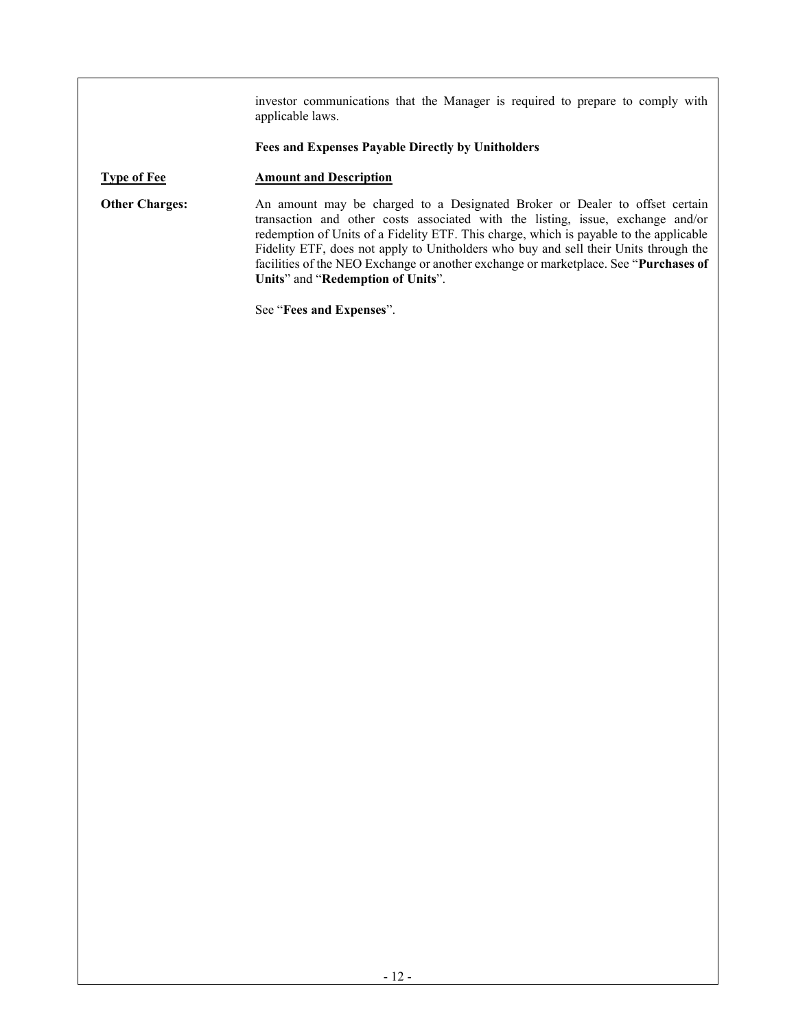investor communications that the Manager is required to prepare to comply with applicable laws.

**Fees and Expenses Payable Directly by Unitholders**

| Type of Fee | Amount and Description |
| --- | --- |
| **Other Charges:** | An amount may be charged to a Designated Broker or Dealer to offset certain transaction and other costs associated with the listing, issue, exchange and/or redemption of Units of a Fidelity ETF. This charge, which is payable to the applicable Fidelity ETF, does not apply to Unitholders who buy and sell their Units through the facilities of the NEO Exchange or another exchange or marketplace. See "**Purchases of Units**" and "**Redemption of Units**".<br><br>See "**Fees and Expenses**". |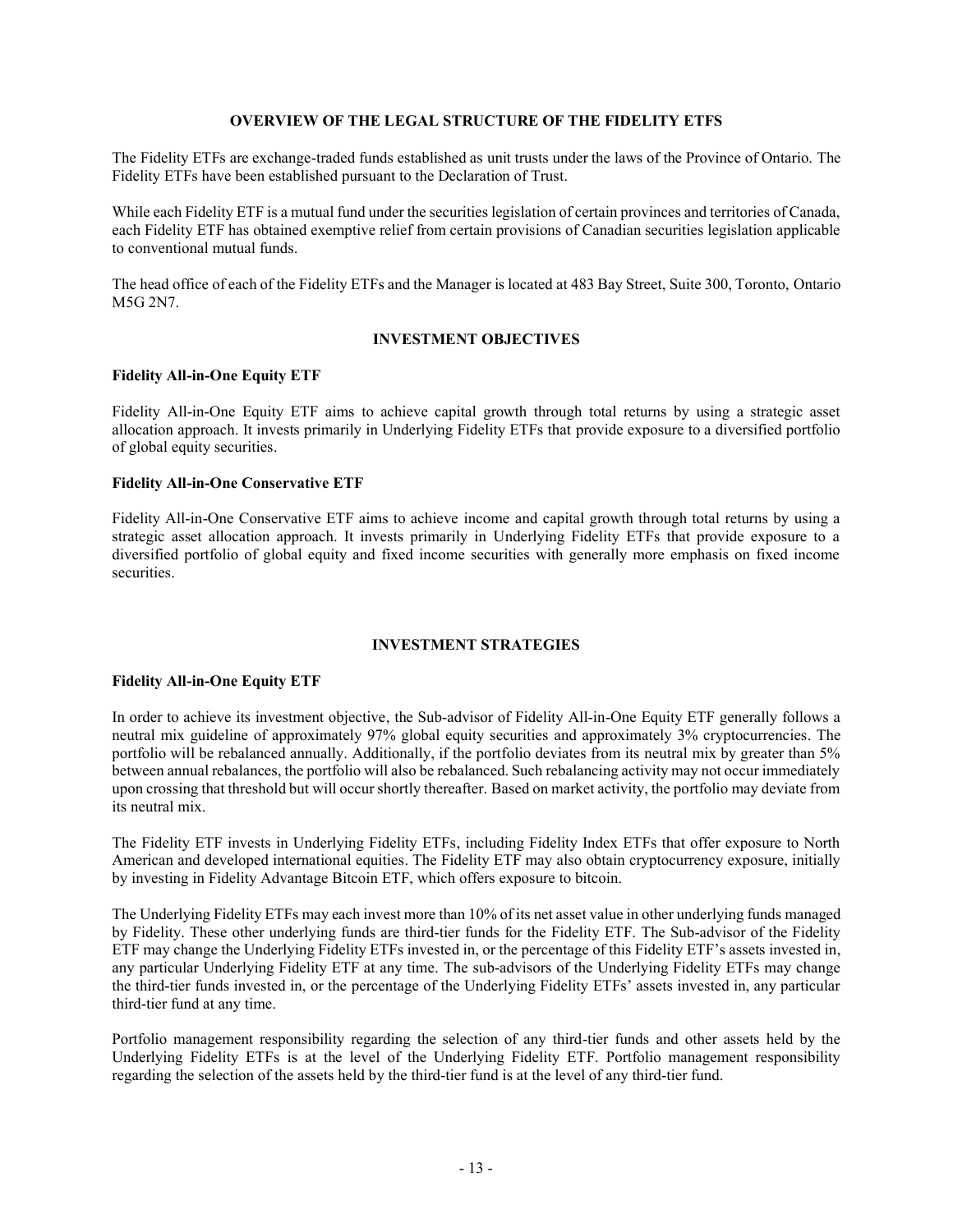## OVERVIEW OF THE LEGAL STRUCTURE OF THE FIDELITY ETFS

The Fidelity ETFs are exchange-traded funds established as unit trusts under the laws of the Province of Ontario. The Fidelity ETFs have been established pursuant to the Declaration of Trust.

While each Fidelity ETF is a mutual fund under the securities legislation of certain provinces and territories of Canada, each Fidelity ETF has obtained exemptive relief from certain provisions of Canadian securities legislation applicable to conventional mutual funds.

The head office of each of the Fidelity ETFs and the Manager is located at 483 Bay Street, Suite 300, Toronto, Ontario M5G 2N7.

## INVESTMENT OBJECTIVES

**Fidelity All-in-One Equity ETF**

Fidelity All-in-One Equity ETF aims to achieve capital growth through total returns by using a strategic asset allocation approach. It invests primarily in Underlying Fidelity ETFs that provide exposure to a diversified portfolio of global equity securities.

**Fidelity All-in-One Conservative ETF**

Fidelity All-in-One Conservative ETF aims to achieve income and capital growth through total returns by using a strategic asset allocation approach. It invests primarily in Underlying Fidelity ETFs that provide exposure to a diversified portfolio of global equity and fixed income securities with generally more emphasis on fixed income securities.

## INVESTMENT STRATEGIES

**Fidelity All-in-One Equity ETF**

In order to achieve its investment objective, the Sub-advisor of Fidelity All-in-One Equity ETF generally follows a neutral mix guideline of approximately 97% global equity securities and approximately 3% cryptocurrencies. The portfolio will be rebalanced annually. Additionally, if the portfolio deviates from its neutral mix by greater than 5% between annual rebalances, the portfolio will also be rebalanced. Such rebalancing activity may not occur immediately upon crossing that threshold but will occur shortly thereafter. Based on market activity, the portfolio may deviate from its neutral mix.

The Fidelity ETF invests in Underlying Fidelity ETFs, including Fidelity Index ETFs that offer exposure to North American and developed international equities. The Fidelity ETF may also obtain cryptocurrency exposure, initially by investing in Fidelity Advantage Bitcoin ETF, which offers exposure to bitcoin.

The Underlying Fidelity ETFs may each invest more than 10% of its net asset value in other underlying funds managed by Fidelity. These other underlying funds are third-tier funds for the Fidelity ETF. The Sub-advisor of the Fidelity ETF may change the Underlying Fidelity ETFs invested in, or the percentage of this Fidelity ETF's assets invested in, any particular Underlying Fidelity ETF at any time. The sub-advisors of the Underlying Fidelity ETFs may change the third-tier funds invested in, or the percentage of the Underlying Fidelity ETFs' assets invested in, any particular third-tier fund at any time.

Portfolio management responsibility regarding the selection of any third-tier funds and other assets held by the Underlying Fidelity ETFs is at the level of the Underlying Fidelity ETF. Portfolio management responsibility regarding the selection of the assets held by the third-tier fund is at the level of any third-tier fund.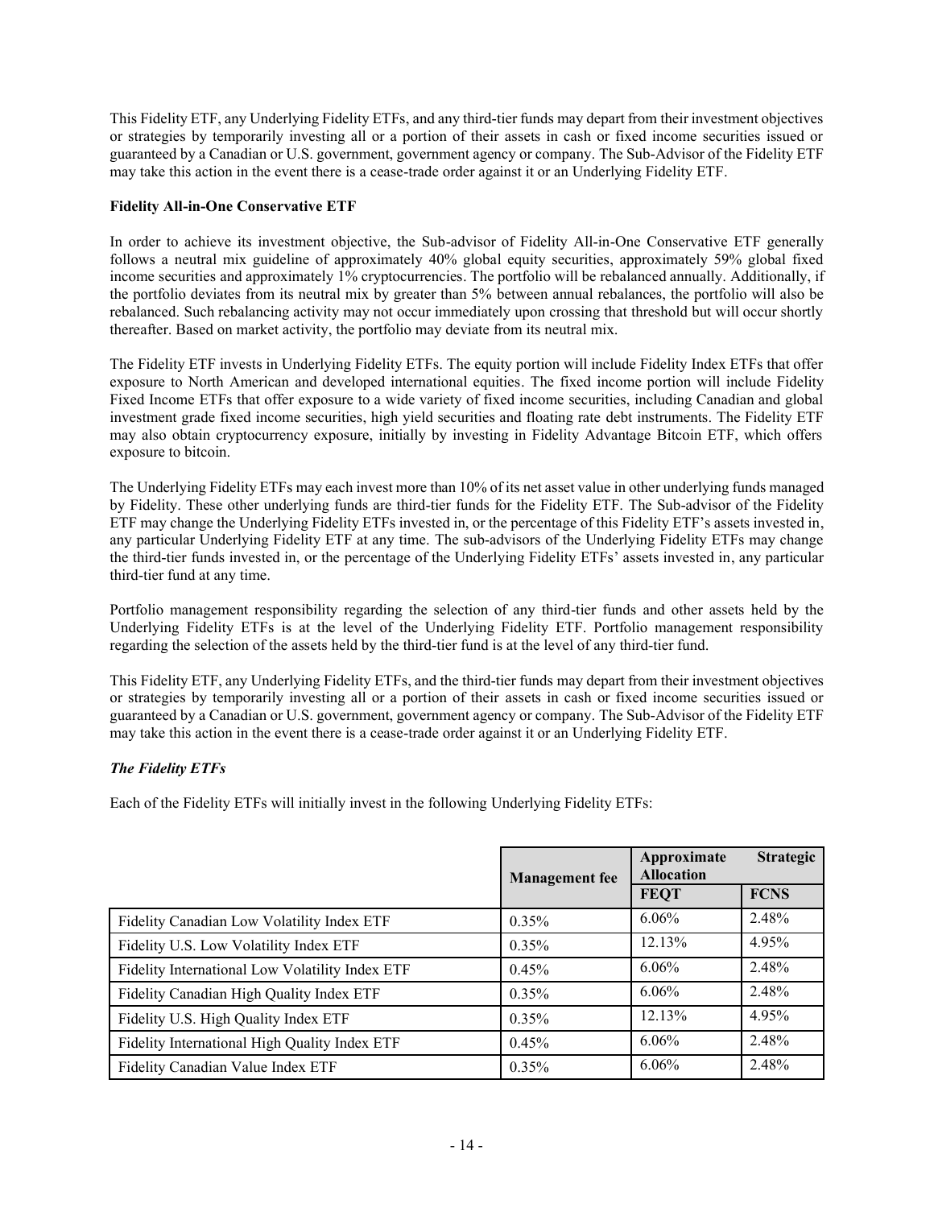This Fidelity ETF, any Underlying Fidelity ETFs, and any third-tier funds may depart from their investment objectives or strategies by temporarily investing all or a portion of their assets in cash or fixed income securities issued or guaranteed by a Canadian or U.S. government, government agency or company. The Sub-Advisor of the Fidelity ETF may take this action in the event there is a cease-trade order against it or an Underlying Fidelity ETF.

**Fidelity All-in-One Conservative ETF**

In order to achieve its investment objective, the Sub-advisor of Fidelity All-in-One Conservative ETF generally follows a neutral mix guideline of approximately 40% global equity securities, approximately 59% global fixed income securities and approximately 1% cryptocurrencies. The portfolio will be rebalanced annually. Additionally, if the portfolio deviates from its neutral mix by greater than 5% between annual rebalances, the portfolio will also be rebalanced. Such rebalancing activity may not occur immediately upon crossing that threshold but will occur shortly thereafter. Based on market activity, the portfolio may deviate from its neutral mix.

The Fidelity ETF invests in Underlying Fidelity ETFs. The equity portion will include Fidelity Index ETFs that offer exposure to North American and developed international equities. The fixed income portion will include Fidelity Fixed Income ETFs that offer exposure to a wide variety of fixed income securities, including Canadian and global investment grade fixed income securities, high yield securities and floating rate debt instruments. The Fidelity ETF may also obtain cryptocurrency exposure, initially by investing in Fidelity Advantage Bitcoin ETF, which offers exposure to bitcoin.

The Underlying Fidelity ETFs may each invest more than 10% of its net asset value in other underlying funds managed by Fidelity. These other underlying funds are third-tier funds for the Fidelity ETF. The Sub-advisor of the Fidelity ETF may change the Underlying Fidelity ETFs invested in, or the percentage of this Fidelity ETF's assets invested in, any particular Underlying Fidelity ETF at any time. The sub-advisors of the Underlying Fidelity ETFs may change the third-tier funds invested in, or the percentage of the Underlying Fidelity ETFs' assets invested in, any particular third-tier fund at any time.

Portfolio management responsibility regarding the selection of any third-tier funds and other assets held by the Underlying Fidelity ETFs is at the level of the Underlying Fidelity ETF. Portfolio management responsibility regarding the selection of the assets held by the third-tier fund is at the level of any third-tier fund.

This Fidelity ETF, any Underlying Fidelity ETFs, and the third-tier funds may depart from their investment objectives or strategies by temporarily investing all or a portion of their assets in cash or fixed income securities issued or guaranteed by a Canadian or U.S. government, government agency or company. The Sub-Advisor of the Fidelity ETF may take this action in the event there is a cease-trade order against it or an Underlying Fidelity ETF.

***The Fidelity ETFs***

Each of the Fidelity ETFs will initially invest in the following Underlying Fidelity ETFs:

| | Management fee | Approximate Strategic Allocation | |
|---|---|---|---|
| | | **FEQT** | **FCNS** |
| Fidelity Canadian Low Volatility Index ETF | 0.35% | 6.06% | 2.48% |
| Fidelity U.S. Low Volatility Index ETF | 0.35% | 12.13% | 4.95% |
| Fidelity International Low Volatility Index ETF | 0.45% | 6.06% | 2.48% |
| Fidelity Canadian High Quality Index ETF | 0.35% | 6.06% | 2.48% |
| Fidelity U.S. High Quality Index ETF | 0.35% | 12.13% | 4.95% |
| Fidelity International High Quality Index ETF | 0.45% | 6.06% | 2.48% |
| Fidelity Canadian Value Index ETF | 0.35% | 6.06% | 2.48% |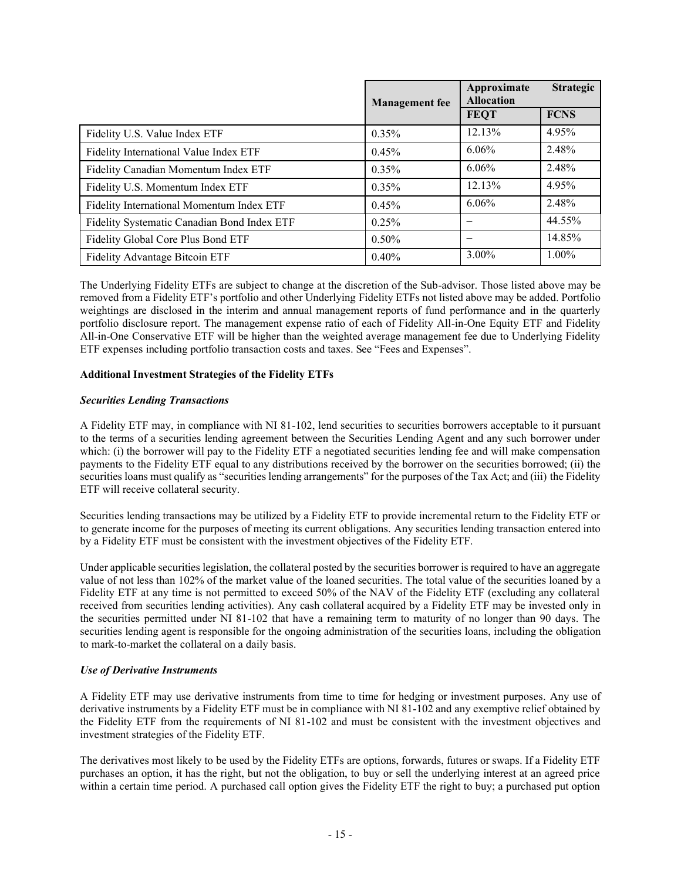| | Management fee | Approximate Strategic Allocation | |
|---|---|---|---|
| | | FEQT | FCNS |
| Fidelity U.S. Value Index ETF | 0.35% | 12.13% | 4.95% |
| Fidelity International Value Index ETF | 0.45% | 6.06% | 2.48% |
| Fidelity Canadian Momentum Index ETF | 0.35% | 6.06% | 2.48% |
| Fidelity U.S. Momentum Index ETF | 0.35% | 12.13% | 4.95% |
| Fidelity International Momentum Index ETF | 0.45% | 6.06% | 2.48% |
| Fidelity Systematic Canadian Bond Index ETF | 0.25% | – | 44.55% |
| Fidelity Global Core Plus Bond ETF | 0.50% | – | 14.85% |
| Fidelity Advantage Bitcoin ETF | 0.40% | 3.00% | 1.00% |

The Underlying Fidelity ETFs are subject to change at the discretion of the Sub-advisor. Those listed above may be removed from a Fidelity ETF's portfolio and other Underlying Fidelity ETFs not listed above may be added. Portfolio weightings are disclosed in the interim and annual management reports of fund performance and in the quarterly portfolio disclosure report. The management expense ratio of each of Fidelity All-in-One Equity ETF and Fidelity All-in-One Conservative ETF will be higher than the weighted average management fee due to Underlying Fidelity ETF expenses including portfolio transaction costs and taxes. See "Fees and Expenses".

**Additional Investment Strategies of the Fidelity ETFs**

***Securities Lending Transactions***

A Fidelity ETF may, in compliance with NI 81-102, lend securities to securities borrowers acceptable to it pursuant to the terms of a securities lending agreement between the Securities Lending Agent and any such borrower under which: (i) the borrower will pay to the Fidelity ETF a negotiated securities lending fee and will make compensation payments to the Fidelity ETF equal to any distributions received by the borrower on the securities borrowed; (ii) the securities loans must qualify as "securities lending arrangements" for the purposes of the Tax Act; and (iii) the Fidelity ETF will receive collateral security.

Securities lending transactions may be utilized by a Fidelity ETF to provide incremental return to the Fidelity ETF or to generate income for the purposes of meeting its current obligations. Any securities lending transaction entered into by a Fidelity ETF must be consistent with the investment objectives of the Fidelity ETF.

Under applicable securities legislation, the collateral posted by the securities borrower is required to have an aggregate value of not less than 102% of the market value of the loaned securities. The total value of the securities loaned by a Fidelity ETF at any time is not permitted to exceed 50% of the NAV of the Fidelity ETF (excluding any collateral received from securities lending activities). Any cash collateral acquired by a Fidelity ETF may be invested only in the securities permitted under NI 81-102 that have a remaining term to maturity of no longer than 90 days. The securities lending agent is responsible for the ongoing administration of the securities loans, including the obligation to mark-to-market the collateral on a daily basis.

***Use of Derivative Instruments***

A Fidelity ETF may use derivative instruments from time to time for hedging or investment purposes. Any use of derivative instruments by a Fidelity ETF must be in compliance with NI 81-102 and any exemptive relief obtained by the Fidelity ETF from the requirements of NI 81-102 and must be consistent with the investment objectives and investment strategies of the Fidelity ETF.

The derivatives most likely to be used by the Fidelity ETFs are options, forwards, futures or swaps. If a Fidelity ETF purchases an option, it has the right, but not the obligation, to buy or sell the underlying interest at an agreed price within a certain time period. A purchased call option gives the Fidelity ETF the right to buy; a purchased put option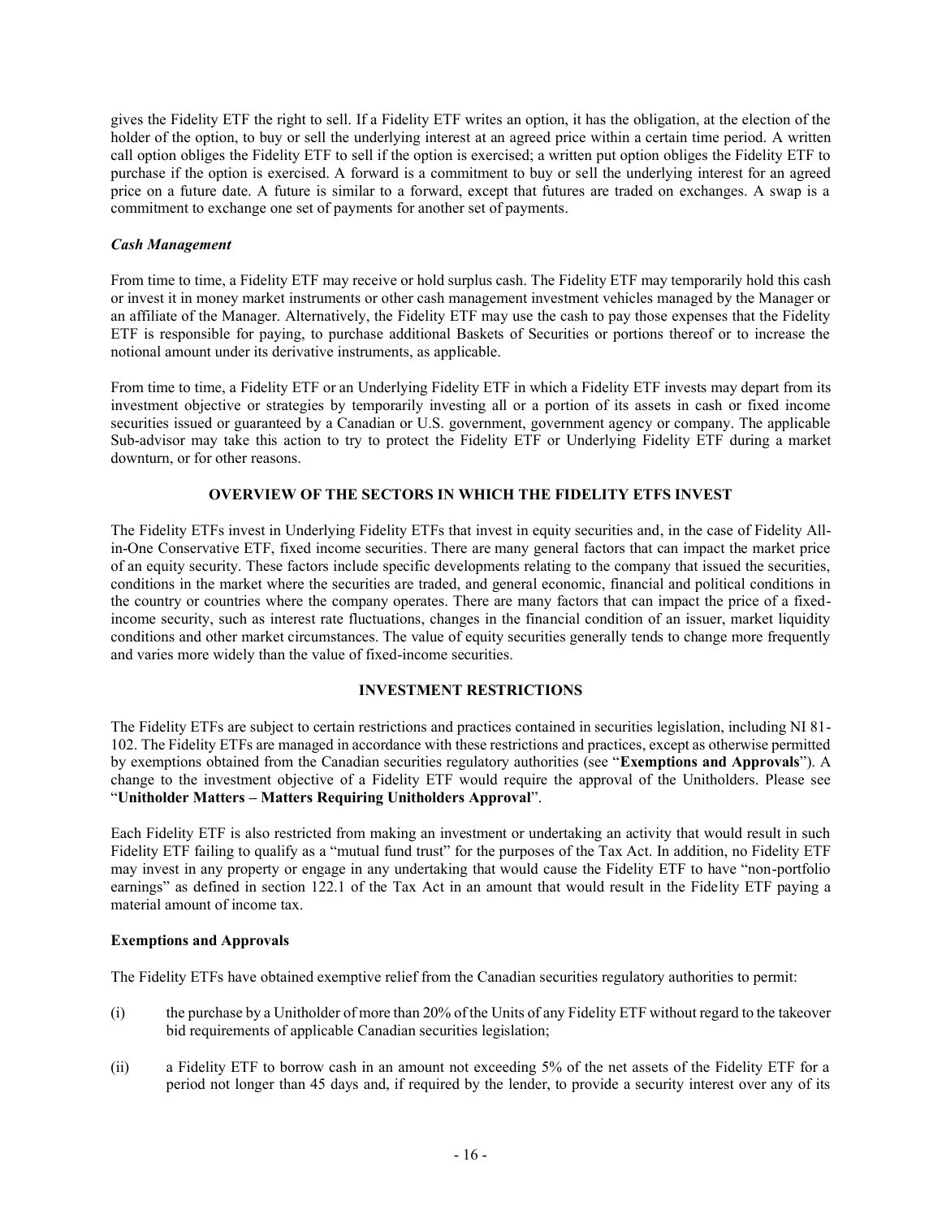gives the Fidelity ETF the right to sell. If a Fidelity ETF writes an option, it has the obligation, at the election of the holder of the option, to buy or sell the underlying interest at an agreed price within a certain time period. A written call option obliges the Fidelity ETF to sell if the option is exercised; a written put option obliges the Fidelity ETF to purchase if the option is exercised. A forward is a commitment to buy or sell the underlying interest for an agreed price on a future date. A future is similar to a forward, except that futures are traded on exchanges. A swap is a commitment to exchange one set of payments for another set of payments.

### *Cash Management*

From time to time, a Fidelity ETF may receive or hold surplus cash. The Fidelity ETF may temporarily hold this cash or invest it in money market instruments or other cash management investment vehicles managed by the Manager or an affiliate of the Manager. Alternatively, the Fidelity ETF may use the cash to pay those expenses that the Fidelity ETF is responsible for paying, to purchase additional Baskets of Securities or portions thereof or to increase the notional amount under its derivative instruments, as applicable.

From time to time, a Fidelity ETF or an Underlying Fidelity ETF in which a Fidelity ETF invests may depart from its investment objective or strategies by temporarily investing all or a portion of its assets in cash or fixed income securities issued or guaranteed by a Canadian or U.S. government, government agency or company. The applicable Sub-advisor may take this action to try to protect the Fidelity ETF or Underlying Fidelity ETF during a market downturn, or for other reasons.

## OVERVIEW OF THE SECTORS IN WHICH THE FIDELITY ETFS INVEST

The Fidelity ETFs invest in Underlying Fidelity ETFs that invest in equity securities and, in the case of Fidelity All-in-One Conservative ETF, fixed income securities. There are many general factors that can impact the market price of an equity security. These factors include specific developments relating to the company that issued the securities, conditions in the market where the securities are traded, and general economic, financial and political conditions in the country or countries where the company operates. There are many factors that can impact the price of a fixed-income security, such as interest rate fluctuations, changes in the financial condition of an issuer, market liquidity conditions and other market circumstances. The value of equity securities generally tends to change more frequently and varies more widely than the value of fixed-income securities.

## INVESTMENT RESTRICTIONS

The Fidelity ETFs are subject to certain restrictions and practices contained in securities legislation, including NI 81-102. The Fidelity ETFs are managed in accordance with these restrictions and practices, except as otherwise permitted by exemptions obtained from the Canadian securities regulatory authorities (see "**Exemptions and Approvals**"). A change to the investment objective of a Fidelity ETF would require the approval of the Unitholders. Please see "**Unitholder Matters – Matters Requiring Unitholders Approval**".

Each Fidelity ETF is also restricted from making an investment or undertaking an activity that would result in such Fidelity ETF failing to qualify as a "mutual fund trust" for the purposes of the Tax Act. In addition, no Fidelity ETF may invest in any property or engage in any undertaking that would cause the Fidelity ETF to have "non-portfolio earnings" as defined in section 122.1 of the Tax Act in an amount that would result in the Fidelity ETF paying a material amount of income tax.

### Exemptions and Approvals

The Fidelity ETFs have obtained exemptive relief from the Canadian securities regulatory authorities to permit:

(i) the purchase by a Unitholder of more than 20% of the Units of any Fidelity ETF without regard to the takeover bid requirements of applicable Canadian securities legislation;

(ii) a Fidelity ETF to borrow cash in an amount not exceeding 5% of the net assets of the Fidelity ETF for a period not longer than 45 days and, if required by the lender, to provide a security interest over any of its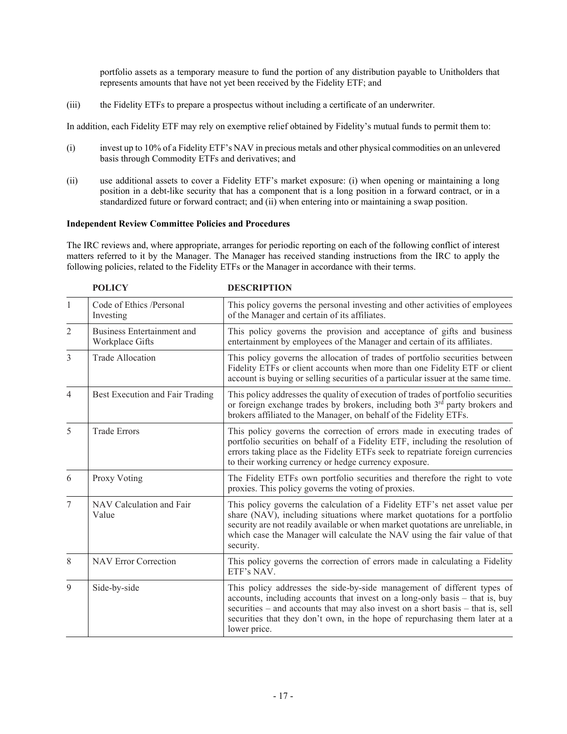portfolio assets as a temporary measure to fund the portion of any distribution payable to Unitholders that represents amounts that have not yet been received by the Fidelity ETF; and

(iii) the Fidelity ETFs to prepare a prospectus without including a certificate of an underwriter.

In addition, each Fidelity ETF may rely on exemptive relief obtained by Fidelity's mutual funds to permit them to:

(i) invest up to 10% of a Fidelity ETF's NAV in precious metals and other physical commodities on an unlevered basis through Commodity ETFs and derivatives; and

(ii) use additional assets to cover a Fidelity ETF's market exposure: (i) when opening or maintaining a long position in a debt-like security that has a component that is a long position in a forward contract, or in a standardized future or forward contract; and (ii) when entering into or maintaining a swap position.

**Independent Review Committee Policies and Procedures**

The IRC reviews and, where appropriate, arranges for periodic reporting on each of the following conflict of interest matters referred to it by the Manager. The Manager has received standing instructions from the IRC to apply the following policies, related to the Fidelity ETFs or the Manager in accordance with their terms.

| | POLICY | DESCRIPTION |
|---|---|---|
| 1 | Code of Ethics /Personal Investing | This policy governs the personal investing and other activities of employees of the Manager and certain of its affiliates. |
| 2 | Business Entertainment and Workplace Gifts | This policy governs the provision and acceptance of gifts and business entertainment by employees of the Manager and certain of its affiliates. |
| 3 | Trade Allocation | This policy governs the allocation of trades of portfolio securities between Fidelity ETFs or client accounts when more than one Fidelity ETF or client account is buying or selling securities of a particular issuer at the same time. |
| 4 | Best Execution and Fair Trading | This policy addresses the quality of execution of trades of portfolio securities or foreign exchange trades by brokers, including both 3rd party brokers and brokers affiliated to the Manager, on behalf of the Fidelity ETFs. |
| 5 | Trade Errors | This policy governs the correction of errors made in executing trades of portfolio securities on behalf of a Fidelity ETF, including the resolution of errors taking place as the Fidelity ETFs seek to repatriate foreign currencies to their working currency or hedge currency exposure. |
| 6 | Proxy Voting | The Fidelity ETFs own portfolio securities and therefore the right to vote proxies. This policy governs the voting of proxies. |
| 7 | NAV Calculation and Fair Value | This policy governs the calculation of a Fidelity ETF's net asset value per share (NAV), including situations where market quotations for a portfolio security are not readily available or when market quotations are unreliable, in which case the Manager will calculate the NAV using the fair value of that security. |
| 8 | NAV Error Correction | This policy governs the correction of errors made in calculating a Fidelity ETF's NAV. |
| 9 | Side-by-side | This policy addresses the side-by-side management of different types of accounts, including accounts that invest on a long-only basis – that is, buy securities – and accounts that may also invest on a short basis – that is, sell securities that they don't own, in the hope of repurchasing them later at a lower price. |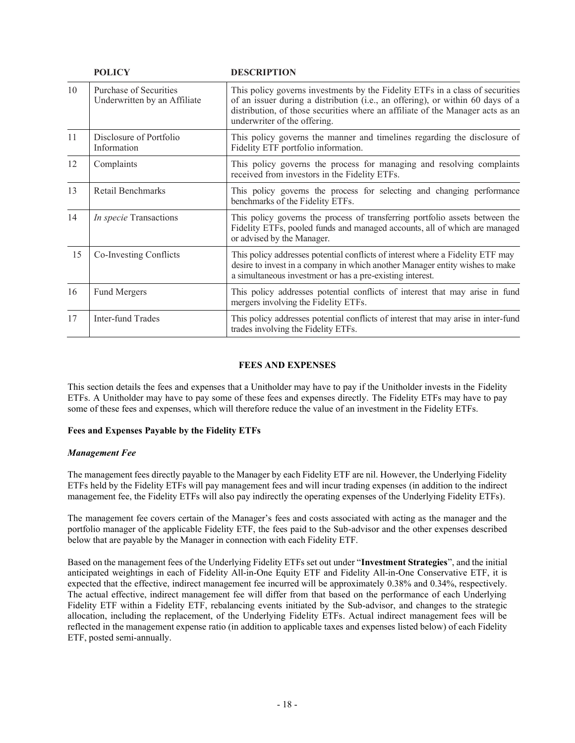| | POLICY | DESCRIPTION |
|---|---|---|
| 10 | Purchase of Securities Underwritten by an Affiliate | This policy governs investments by the Fidelity ETFs in a class of securities of an issuer during a distribution (i.e., an offering), or within 60 days of a distribution, of those securities where an affiliate of the Manager acts as an underwriter of the offering. |
| 11 | Disclosure of Portfolio Information | This policy governs the manner and timelines regarding the disclosure of Fidelity ETF portfolio information. |
| 12 | Complaints | This policy governs the process for managing and resolving complaints received from investors in the Fidelity ETFs. |
| 13 | Retail Benchmarks | This policy governs the process for selecting and changing performance benchmarks of the Fidelity ETFs. |
| 14 | *In specie* Transactions | This policy governs the process of transferring portfolio assets between the Fidelity ETFs, pooled funds and managed accounts, all of which are managed or advised by the Manager. |
| 15 | Co-Investing Conflicts | This policy addresses potential conflicts of interest where a Fidelity ETF may desire to invest in a company in which another Manager entity wishes to make a simultaneous investment or has a pre-existing interest. |
| 16 | Fund Mergers | This policy addresses potential conflicts of interest that may arise in fund mergers involving the Fidelity ETFs. |
| 17 | Inter-fund Trades | This policy addresses potential conflicts of interest that may arise in inter-fund trades involving the Fidelity ETFs. |

## FEES AND EXPENSES

This section details the fees and expenses that a Unitholder may have to pay if the Unitholder invests in the Fidelity ETFs. A Unitholder may have to pay some of these fees and expenses directly. The Fidelity ETFs may have to pay some of these fees and expenses, which will therefore reduce the value of an investment in the Fidelity ETFs.

### Fees and Expenses Payable by the Fidelity ETFs

#### *Management Fee*

The management fees directly payable to the Manager by each Fidelity ETF are nil. However, the Underlying Fidelity ETFs held by the Fidelity ETFs will pay management fees and will incur trading expenses (in addition to the indirect management fee, the Fidelity ETFs will also pay indirectly the operating expenses of the Underlying Fidelity ETFs).

The management fee covers certain of the Manager's fees and costs associated with acting as the manager and the portfolio manager of the applicable Fidelity ETF, the fees paid to the Sub-advisor and the other expenses described below that are payable by the Manager in connection with each Fidelity ETF.

Based on the management fees of the Underlying Fidelity ETFs set out under "**Investment Strategies**", and the initial anticipated weightings in each of Fidelity All-in-One Equity ETF and Fidelity All-in-One Conservative ETF, it is expected that the effective, indirect management fee incurred will be approximately 0.38% and 0.34%, respectively. The actual effective, indirect management fee will differ from that based on the performance of each Underlying Fidelity ETF within a Fidelity ETF, rebalancing events initiated by the Sub-advisor, and changes to the strategic allocation, including the replacement, of the Underlying Fidelity ETFs. Actual indirect management fees will be reflected in the management expense ratio (in addition to applicable taxes and expenses listed below) of each Fidelity ETF, posted semi-annually.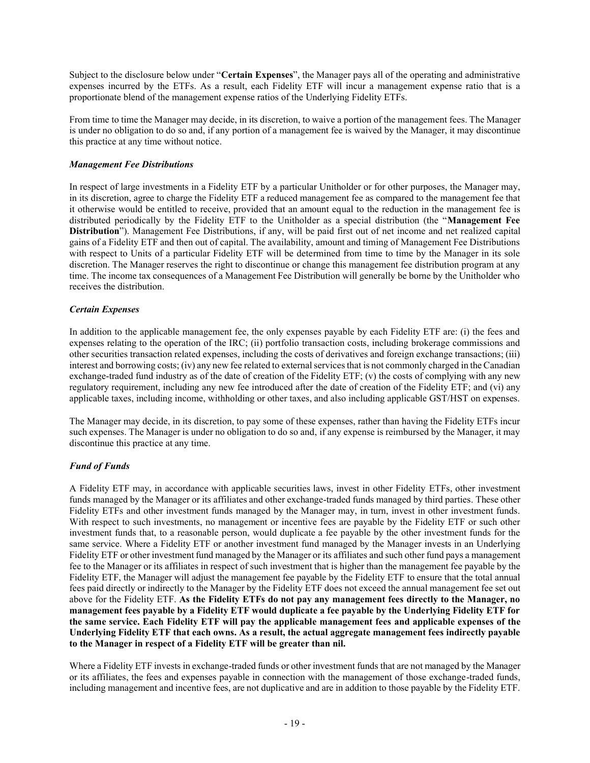Subject to the disclosure below under "**Certain Expenses**", the Manager pays all of the operating and administrative expenses incurred by the ETFs. As a result, each Fidelity ETF will incur a management expense ratio that is a proportionate blend of the management expense ratios of the Underlying Fidelity ETFs.

From time to time the Manager may decide, in its discretion, to waive a portion of the management fees. The Manager is under no obligation to do so and, if any portion of a management fee is waived by the Manager, it may discontinue this practice at any time without notice.

### ***Management Fee Distributions***

In respect of large investments in a Fidelity ETF by a particular Unitholder or for other purposes, the Manager may, in its discretion, agree to charge the Fidelity ETF a reduced management fee as compared to the management fee that it otherwise would be entitled to receive, provided that an amount equal to the reduction in the management fee is distributed periodically by the Fidelity ETF to the Unitholder as a special distribution (the "**Management Fee Distribution**"). Management Fee Distributions, if any, will be paid first out of net income and net realized capital gains of a Fidelity ETF and then out of capital. The availability, amount and timing of Management Fee Distributions with respect to Units of a particular Fidelity ETF will be determined from time to time by the Manager in its sole discretion. The Manager reserves the right to discontinue or change this management fee distribution program at any time. The income tax consequences of a Management Fee Distribution will generally be borne by the Unitholder who receives the distribution.

### ***Certain Expenses***

In addition to the applicable management fee, the only expenses payable by each Fidelity ETF are: (i) the fees and expenses relating to the operation of the IRC; (ii) portfolio transaction costs, including brokerage commissions and other securities transaction related expenses, including the costs of derivatives and foreign exchange transactions; (iii) interest and borrowing costs; (iv) any new fee related to external services that is not commonly charged in the Canadian exchange-traded fund industry as of the date of creation of the Fidelity ETF; (v) the costs of complying with any new regulatory requirement, including any new fee introduced after the date of creation of the Fidelity ETF; and (vi) any applicable taxes, including income, withholding or other taxes, and also including applicable GST/HST on expenses.

The Manager may decide, in its discretion, to pay some of these expenses, rather than having the Fidelity ETFs incur such expenses. The Manager is under no obligation to do so and, if any expense is reimbursed by the Manager, it may discontinue this practice at any time.

### ***Fund of Funds***

A Fidelity ETF may, in accordance with applicable securities laws, invest in other Fidelity ETFs, other investment funds managed by the Manager or its affiliates and other exchange-traded funds managed by third parties. These other Fidelity ETFs and other investment funds managed by the Manager may, in turn, invest in other investment funds. With respect to such investments, no management or incentive fees are payable by the Fidelity ETF or such other investment funds that, to a reasonable person, would duplicate a fee payable by the other investment funds for the same service. Where a Fidelity ETF or another investment fund managed by the Manager invests in an Underlying Fidelity ETF or other investment fund managed by the Manager or its affiliates and such other fund pays a management fee to the Manager or its affiliates in respect of such investment that is higher than the management fee payable by the Fidelity ETF, the Manager will adjust the management fee payable by the Fidelity ETF to ensure that the total annual fees paid directly or indirectly to the Manager by the Fidelity ETF does not exceed the annual management fee set out above for the Fidelity ETF. **As the Fidelity ETFs do not pay any management fees directly to the Manager, no management fees payable by a Fidelity ETF would duplicate a fee payable by the Underlying Fidelity ETF for the same service. Each Fidelity ETF will pay the applicable management fees and applicable expenses of the Underlying Fidelity ETF that each owns. As a result, the actual aggregate management fees indirectly payable to the Manager in respect of a Fidelity ETF will be greater than nil.**

Where a Fidelity ETF invests in exchange-traded funds or other investment funds that are not managed by the Manager or its affiliates, the fees and expenses payable in connection with the management of those exchange-traded funds, including management and incentive fees, are not duplicative and are in addition to those payable by the Fidelity ETF.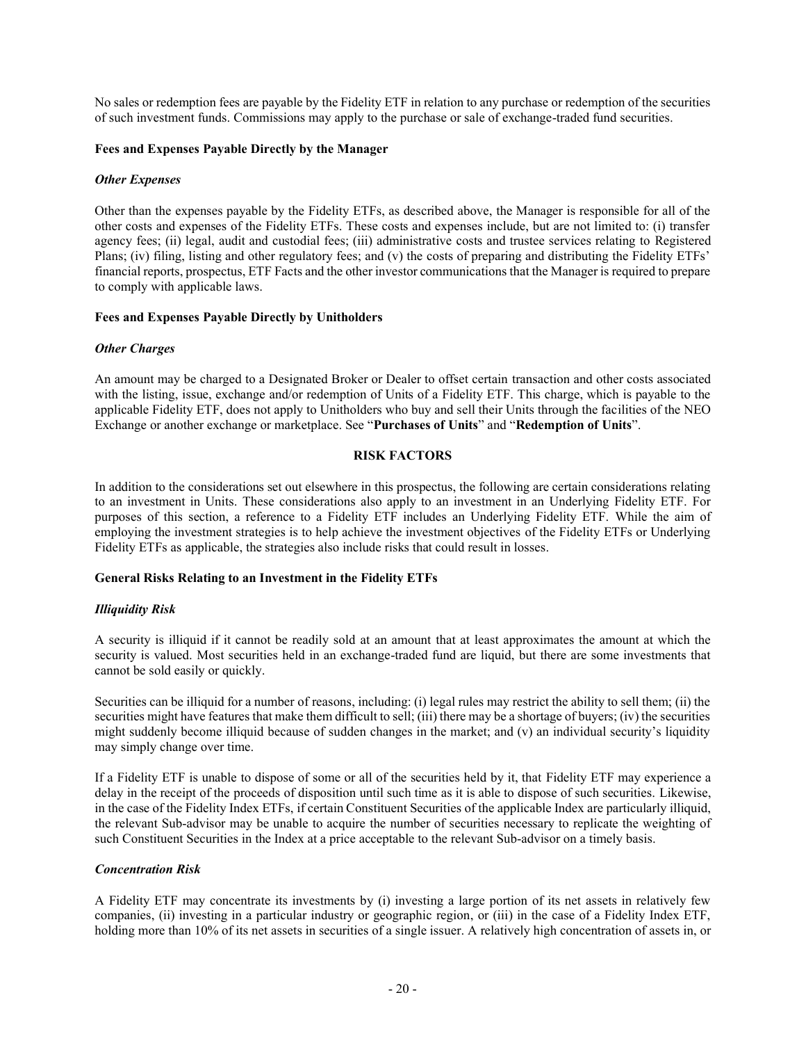No sales or redemption fees are payable by the Fidelity ETF in relation to any purchase or redemption of the securities of such investment funds. Commissions may apply to the purchase or sale of exchange-traded fund securities.

### Fees and Expenses Payable Directly by the Manager

#### *Other Expenses*

Other than the expenses payable by the Fidelity ETFs, as described above, the Manager is responsible for all of the other costs and expenses of the Fidelity ETFs. These costs and expenses include, but are not limited to: (i) transfer agency fees; (ii) legal, audit and custodial fees; (iii) administrative costs and trustee services relating to Registered Plans; (iv) filing, listing and other regulatory fees; and (v) the costs of preparing and distributing the Fidelity ETFs' financial reports, prospectus, ETF Facts and the other investor communications that the Manager is required to prepare to comply with applicable laws.

### Fees and Expenses Payable Directly by Unitholders

#### *Other Charges*

An amount may be charged to a Designated Broker or Dealer to offset certain transaction and other costs associated with the listing, issue, exchange and/or redemption of Units of a Fidelity ETF. This charge, which is payable to the applicable Fidelity ETF, does not apply to Unitholders who buy and sell their Units through the facilities of the NEO Exchange or another exchange or marketplace. See "**Purchases of Units**" and "**Redemption of Units**".

## RISK FACTORS

In addition to the considerations set out elsewhere in this prospectus, the following are certain considerations relating to an investment in Units. These considerations also apply to an investment in an Underlying Fidelity ETF. For purposes of this section, a reference to a Fidelity ETF includes an Underlying Fidelity ETF. While the aim of employing the investment strategies is to help achieve the investment objectives of the Fidelity ETFs or Underlying Fidelity ETFs as applicable, the strategies also include risks that could result in losses.

### General Risks Relating to an Investment in the Fidelity ETFs

#### *Illiquidity Risk*

A security is illiquid if it cannot be readily sold at an amount that at least approximates the amount at which the security is valued. Most securities held in an exchange-traded fund are liquid, but there are some investments that cannot be sold easily or quickly.

Securities can be illiquid for a number of reasons, including: (i) legal rules may restrict the ability to sell them; (ii) the securities might have features that make them difficult to sell; (iii) there may be a shortage of buyers; (iv) the securities might suddenly become illiquid because of sudden changes in the market; and (v) an individual security's liquidity may simply change over time.

If a Fidelity ETF is unable to dispose of some or all of the securities held by it, that Fidelity ETF may experience a delay in the receipt of the proceeds of disposition until such time as it is able to dispose of such securities. Likewise, in the case of the Fidelity Index ETFs, if certain Constituent Securities of the applicable Index are particularly illiquid, the relevant Sub-advisor may be unable to acquire the number of securities necessary to replicate the weighting of such Constituent Securities in the Index at a price acceptable to the relevant Sub-advisor on a timely basis.

#### *Concentration Risk*

A Fidelity ETF may concentrate its investments by (i) investing a large portion of its net assets in relatively few companies, (ii) investing in a particular industry or geographic region, or (iii) in the case of a Fidelity Index ETF, holding more than 10% of its net assets in securities of a single issuer. A relatively high concentration of assets in, or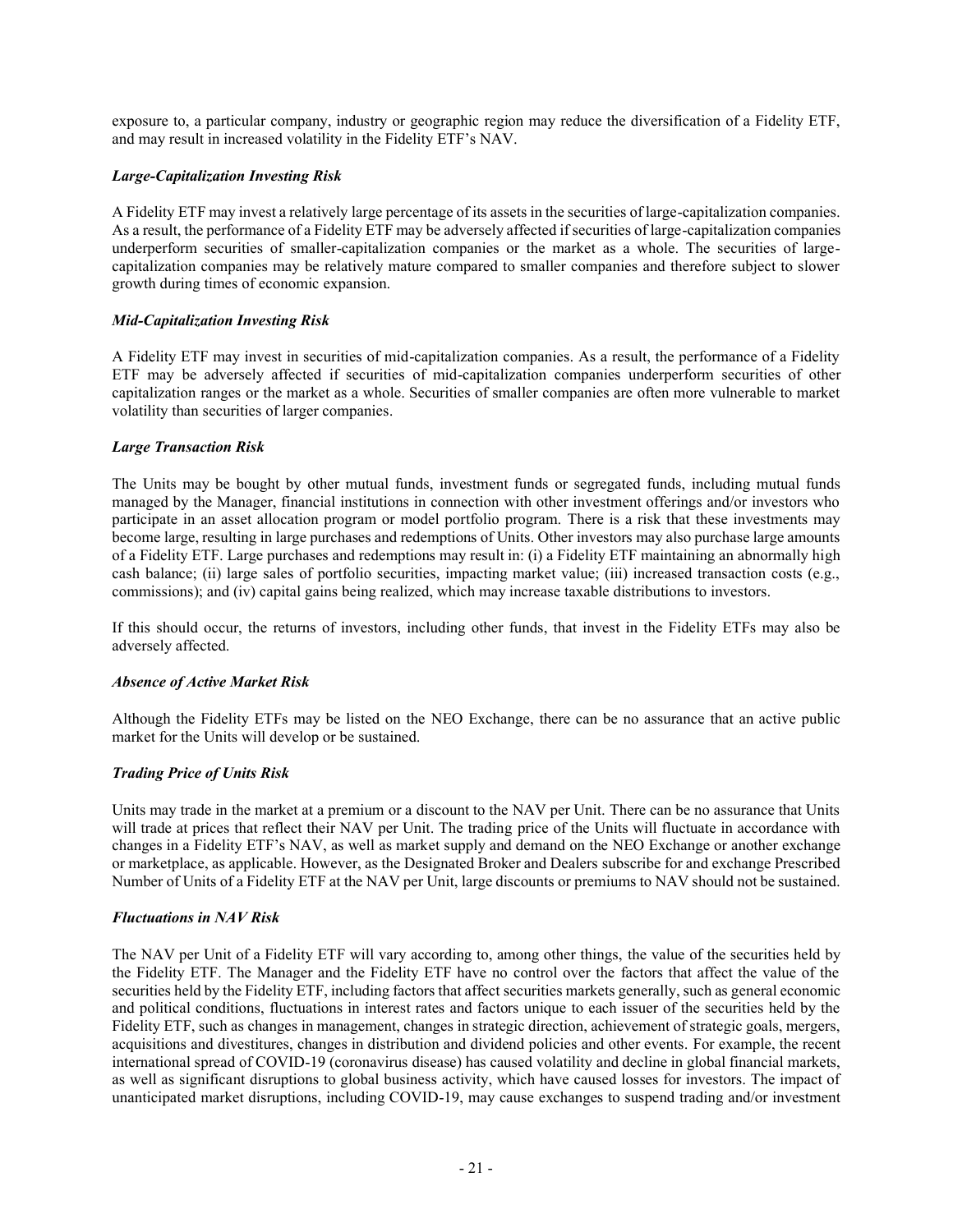exposure to, a particular company, industry or geographic region may reduce the diversification of a Fidelity ETF, and may result in increased volatility in the Fidelity ETF's NAV.

***Large-Capitalization Investing Risk***

A Fidelity ETF may invest a relatively large percentage of its assets in the securities of large-capitalization companies. As a result, the performance of a Fidelity ETF may be adversely affected if securities of large-capitalization companies underperform securities of smaller-capitalization companies or the market as a whole. The securities of large-capitalization companies may be relatively mature compared to smaller companies and therefore subject to slower growth during times of economic expansion.

***Mid-Capitalization Investing Risk***

A Fidelity ETF may invest in securities of mid-capitalization companies. As a result, the performance of a Fidelity ETF may be adversely affected if securities of mid-capitalization companies underperform securities of other capitalization ranges or the market as a whole. Securities of smaller companies are often more vulnerable to market volatility than securities of larger companies.

***Large Transaction Risk***

The Units may be bought by other mutual funds, investment funds or segregated funds, including mutual funds managed by the Manager, financial institutions in connection with other investment offerings and/or investors who participate in an asset allocation program or model portfolio program. There is a risk that these investments may become large, resulting in large purchases and redemptions of Units. Other investors may also purchase large amounts of a Fidelity ETF. Large purchases and redemptions may result in: (i) a Fidelity ETF maintaining an abnormally high cash balance; (ii) large sales of portfolio securities, impacting market value; (iii) increased transaction costs (e.g., commissions); and (iv) capital gains being realized, which may increase taxable distributions to investors.

If this should occur, the returns of investors, including other funds, that invest in the Fidelity ETFs may also be adversely affected.

***Absence of Active Market Risk***

Although the Fidelity ETFs may be listed on the NEO Exchange, there can be no assurance that an active public market for the Units will develop or be sustained.

***Trading Price of Units Risk***

Units may trade in the market at a premium or a discount to the NAV per Unit. There can be no assurance that Units will trade at prices that reflect their NAV per Unit. The trading price of the Units will fluctuate in accordance with changes in a Fidelity ETF's NAV, as well as market supply and demand on the NEO Exchange or another exchange or marketplace, as applicable. However, as the Designated Broker and Dealers subscribe for and exchange Prescribed Number of Units of a Fidelity ETF at the NAV per Unit, large discounts or premiums to NAV should not be sustained.

***Fluctuations in NAV Risk***

The NAV per Unit of a Fidelity ETF will vary according to, among other things, the value of the securities held by the Fidelity ETF. The Manager and the Fidelity ETF have no control over the factors that affect the value of the securities held by the Fidelity ETF, including factors that affect securities markets generally, such as general economic and political conditions, fluctuations in interest rates and factors unique to each issuer of the securities held by the Fidelity ETF, such as changes in management, changes in strategic direction, achievement of strategic goals, mergers, acquisitions and divestitures, changes in distribution and dividend policies and other events. For example, the recent international spread of COVID-19 (coronavirus disease) has caused volatility and decline in global financial markets, as well as significant disruptions to global business activity, which have caused losses for investors. The impact of unanticipated market disruptions, including COVID-19, may cause exchanges to suspend trading and/or investment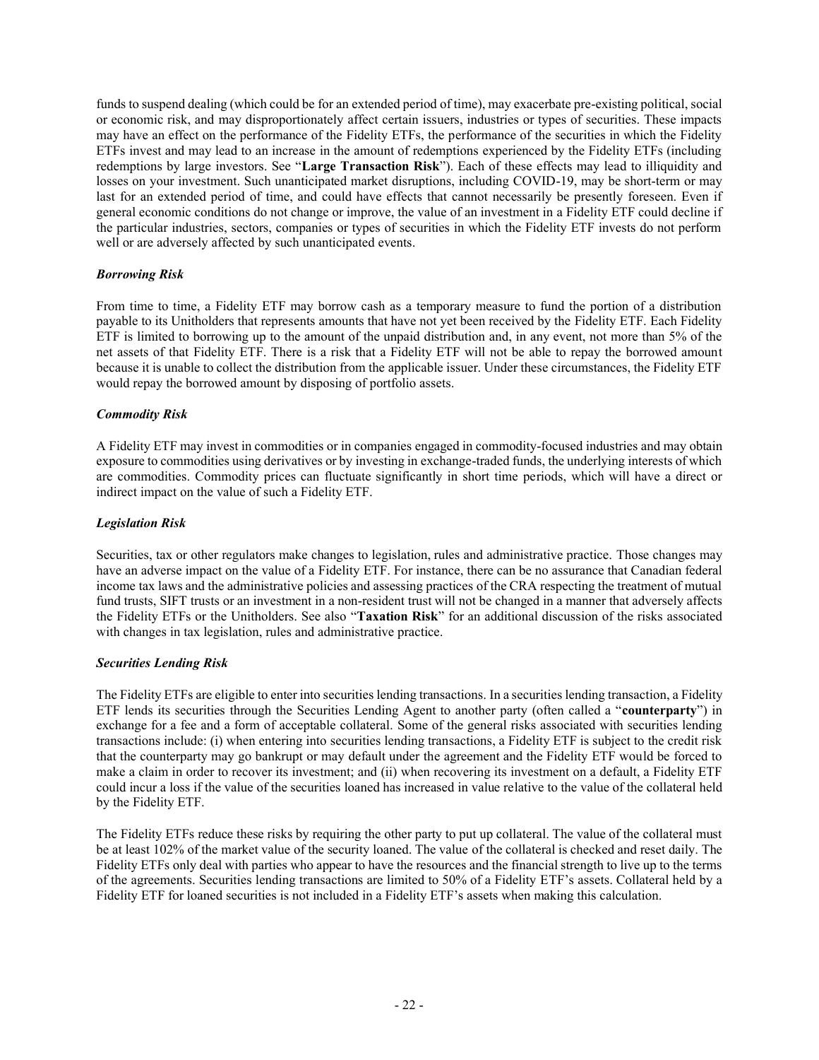funds to suspend dealing (which could be for an extended period of time), may exacerbate pre-existing political, social or economic risk, and may disproportionately affect certain issuers, industries or types of securities. These impacts may have an effect on the performance of the Fidelity ETFs, the performance of the securities in which the Fidelity ETFs invest and may lead to an increase in the amount of redemptions experienced by the Fidelity ETFs (including redemptions by large investors. See "**Large Transaction Risk**"). Each of these effects may lead to illiquidity and losses on your investment. Such unanticipated market disruptions, including COVID-19, may be short-term or may last for an extended period of time, and could have effects that cannot necessarily be presently foreseen. Even if general economic conditions do not change or improve, the value of an investment in a Fidelity ETF could decline if the particular industries, sectors, companies or types of securities in which the Fidelity ETF invests do not perform well or are adversely affected by such unanticipated events.

***Borrowing Risk***

From time to time, a Fidelity ETF may borrow cash as a temporary measure to fund the portion of a distribution payable to its Unitholders that represents amounts that have not yet been received by the Fidelity ETF. Each Fidelity ETF is limited to borrowing up to the amount of the unpaid distribution and, in any event, not more than 5% of the net assets of that Fidelity ETF. There is a risk that a Fidelity ETF will not be able to repay the borrowed amount because it is unable to collect the distribution from the applicable issuer. Under these circumstances, the Fidelity ETF would repay the borrowed amount by disposing of portfolio assets.

***Commodity Risk***

A Fidelity ETF may invest in commodities or in companies engaged in commodity-focused industries and may obtain exposure to commodities using derivatives or by investing in exchange-traded funds, the underlying interests of which are commodities. Commodity prices can fluctuate significantly in short time periods, which will have a direct or indirect impact on the value of such a Fidelity ETF.

***Legislation Risk***

Securities, tax or other regulators make changes to legislation, rules and administrative practice. Those changes may have an adverse impact on the value of a Fidelity ETF. For instance, there can be no assurance that Canadian federal income tax laws and the administrative policies and assessing practices of the CRA respecting the treatment of mutual fund trusts, SIFT trusts or an investment in a non-resident trust will not be changed in a manner that adversely affects the Fidelity ETFs or the Unitholders. See also "**Taxation Risk**" for an additional discussion of the risks associated with changes in tax legislation, rules and administrative practice.

***Securities Lending Risk***

The Fidelity ETFs are eligible to enter into securities lending transactions. In a securities lending transaction, a Fidelity ETF lends its securities through the Securities Lending Agent to another party (often called a "**counterparty**") in exchange for a fee and a form of acceptable collateral. Some of the general risks associated with securities lending transactions include: (i) when entering into securities lending transactions, a Fidelity ETF is subject to the credit risk that the counterparty may go bankrupt or may default under the agreement and the Fidelity ETF would be forced to make a claim in order to recover its investment; and (ii) when recovering its investment on a default, a Fidelity ETF could incur a loss if the value of the securities loaned has increased in value relative to the value of the collateral held by the Fidelity ETF.

The Fidelity ETFs reduce these risks by requiring the other party to put up collateral. The value of the collateral must be at least 102% of the market value of the security loaned. The value of the collateral is checked and reset daily. The Fidelity ETFs only deal with parties who appear to have the resources and the financial strength to live up to the terms of the agreements. Securities lending transactions are limited to 50% of a Fidelity ETF's assets. Collateral held by a Fidelity ETF for loaned securities is not included in a Fidelity ETF's assets when making this calculation.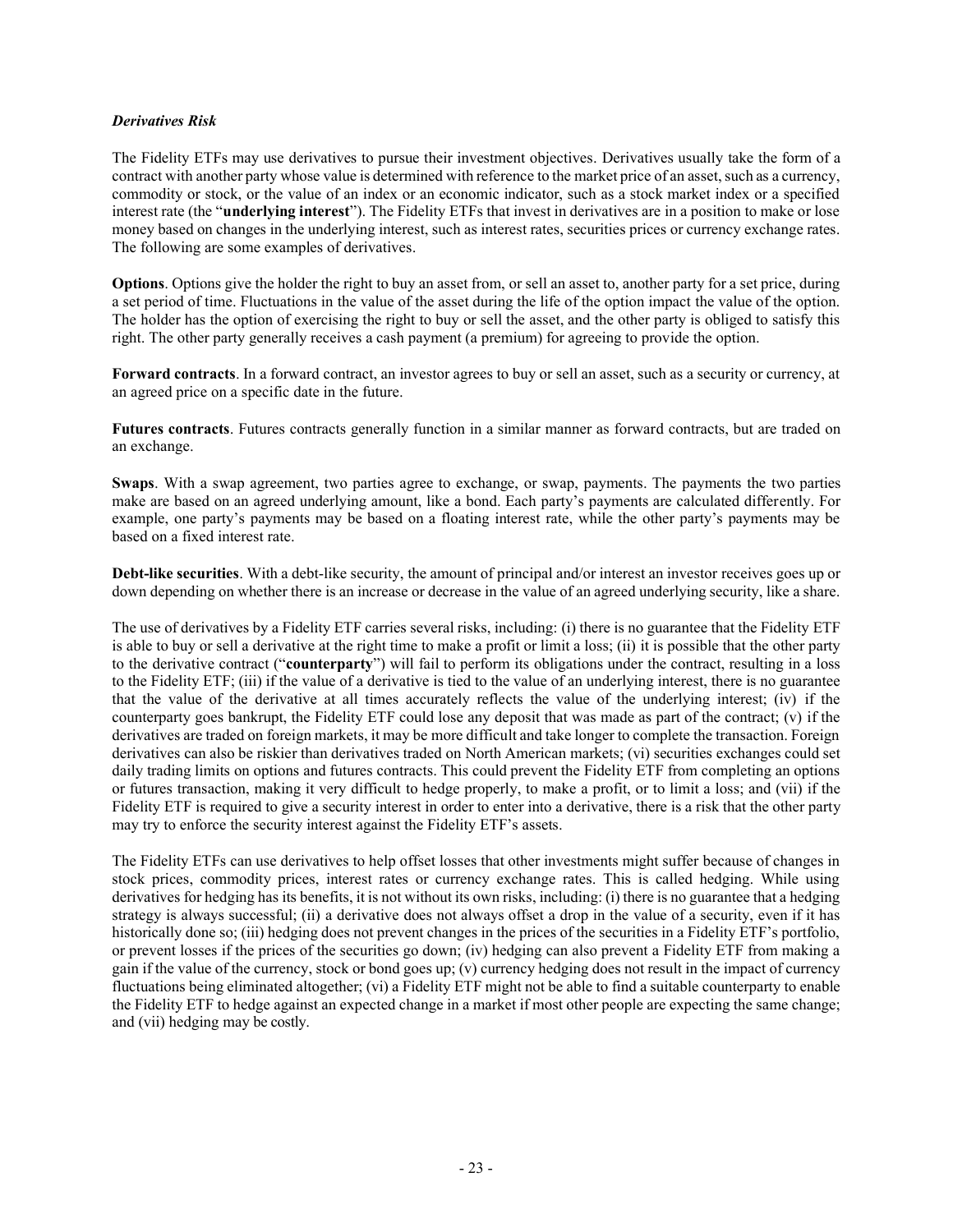***Derivatives Risk***

The Fidelity ETFs may use derivatives to pursue their investment objectives. Derivatives usually take the form of a contract with another party whose value is determined with reference to the market price of an asset, such as a currency, commodity or stock, or the value of an index or an economic indicator, such as a stock market index or a specified interest rate (the "**underlying interest**"). The Fidelity ETFs that invest in derivatives are in a position to make or lose money based on changes in the underlying interest, such as interest rates, securities prices or currency exchange rates. The following are some examples of derivatives.

**Options**. Options give the holder the right to buy an asset from, or sell an asset to, another party for a set price, during a set period of time. Fluctuations in the value of the asset during the life of the option impact the value of the option. The holder has the option of exercising the right to buy or sell the asset, and the other party is obliged to satisfy this right. The other party generally receives a cash payment (a premium) for agreeing to provide the option.

**Forward contracts**. In a forward contract, an investor agrees to buy or sell an asset, such as a security or currency, at an agreed price on a specific date in the future.

**Futures contracts**. Futures contracts generally function in a similar manner as forward contracts, but are traded on an exchange.

**Swaps**. With a swap agreement, two parties agree to exchange, or swap, payments. The payments the two parties make are based on an agreed underlying amount, like a bond. Each party's payments are calculated differently. For example, one party's payments may be based on a floating interest rate, while the other party's payments may be based on a fixed interest rate.

**Debt-like securities**. With a debt-like security, the amount of principal and/or interest an investor receives goes up or down depending on whether there is an increase or decrease in the value of an agreed underlying security, like a share.

The use of derivatives by a Fidelity ETF carries several risks, including: (i) there is no guarantee that the Fidelity ETF is able to buy or sell a derivative at the right time to make a profit or limit a loss; (ii) it is possible that the other party to the derivative contract ("**counterparty**") will fail to perform its obligations under the contract, resulting in a loss to the Fidelity ETF; (iii) if the value of a derivative is tied to the value of an underlying interest, there is no guarantee that the value of the derivative at all times accurately reflects the value of the underlying interest; (iv) if the counterparty goes bankrupt, the Fidelity ETF could lose any deposit that was made as part of the contract; (v) if the derivatives are traded on foreign markets, it may be more difficult and take longer to complete the transaction. Foreign derivatives can also be riskier than derivatives traded on North American markets; (vi) securities exchanges could set daily trading limits on options and futures contracts. This could prevent the Fidelity ETF from completing an options or futures transaction, making it very difficult to hedge properly, to make a profit, or to limit a loss; and (vii) if the Fidelity ETF is required to give a security interest in order to enter into a derivative, there is a risk that the other party may try to enforce the security interest against the Fidelity ETF's assets.

The Fidelity ETFs can use derivatives to help offset losses that other investments might suffer because of changes in stock prices, commodity prices, interest rates or currency exchange rates. This is called hedging. While using derivatives for hedging has its benefits, it is not without its own risks, including: (i) there is no guarantee that a hedging strategy is always successful; (ii) a derivative does not always offset a drop in the value of a security, even if it has historically done so; (iii) hedging does not prevent changes in the prices of the securities in a Fidelity ETF's portfolio, or prevent losses if the prices of the securities go down; (iv) hedging can also prevent a Fidelity ETF from making a gain if the value of the currency, stock or bond goes up; (v) currency hedging does not result in the impact of currency fluctuations being eliminated altogether; (vi) a Fidelity ETF might not be able to find a suitable counterparty to enable the Fidelity ETF to hedge against an expected change in a market if most other people are expecting the same change; and (vii) hedging may be costly.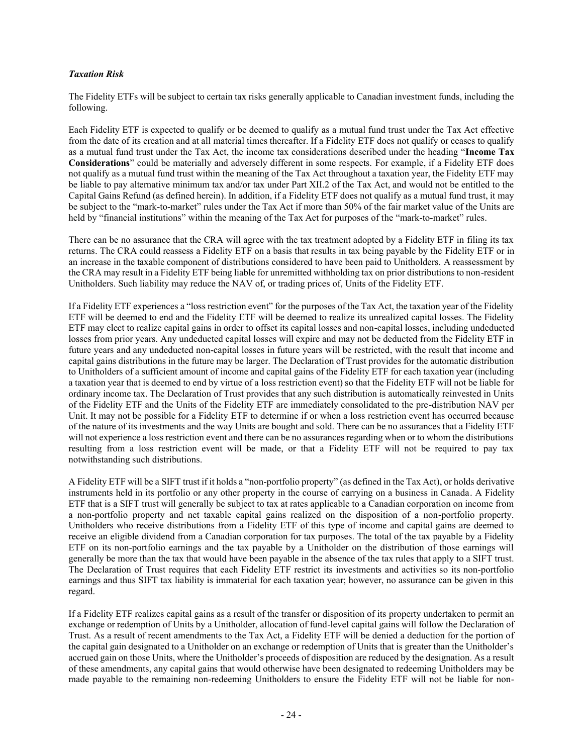***Taxation Risk***

The Fidelity ETFs will be subject to certain tax risks generally applicable to Canadian investment funds, including the following.

Each Fidelity ETF is expected to qualify or be deemed to qualify as a mutual fund trust under the Tax Act effective from the date of its creation and at all material times thereafter. If a Fidelity ETF does not qualify or ceases to qualify as a mutual fund trust under the Tax Act, the income tax considerations described under the heading "**Income Tax Considerations**" could be materially and adversely different in some respects. For example, if a Fidelity ETF does not qualify as a mutual fund trust within the meaning of the Tax Act throughout a taxation year, the Fidelity ETF may be liable to pay alternative minimum tax and/or tax under Part XII.2 of the Tax Act, and would not be entitled to the Capital Gains Refund (as defined herein). In addition, if a Fidelity ETF does not qualify as a mutual fund trust, it may be subject to the "mark-to-market" rules under the Tax Act if more than 50% of the fair market value of the Units are held by "financial institutions" within the meaning of the Tax Act for purposes of the "mark-to-market" rules.

There can be no assurance that the CRA will agree with the tax treatment adopted by a Fidelity ETF in filing its tax returns. The CRA could reassess a Fidelity ETF on a basis that results in tax being payable by the Fidelity ETF or in an increase in the taxable component of distributions considered to have been paid to Unitholders. A reassessment by the CRA may result in a Fidelity ETF being liable for unremitted withholding tax on prior distributions to non-resident Unitholders. Such liability may reduce the NAV of, or trading prices of, Units of the Fidelity ETF.

If a Fidelity ETF experiences a "loss restriction event" for the purposes of the Tax Act, the taxation year of the Fidelity ETF will be deemed to end and the Fidelity ETF will be deemed to realize its unrealized capital losses. The Fidelity ETF may elect to realize capital gains in order to offset its capital losses and non-capital losses, including undeducted losses from prior years. Any undeducted capital losses will expire and may not be deducted from the Fidelity ETF in future years and any undeducted non-capital losses in future years will be restricted, with the result that income and capital gains distributions in the future may be larger. The Declaration of Trust provides for the automatic distribution to Unitholders of a sufficient amount of income and capital gains of the Fidelity ETF for each taxation year (including a taxation year that is deemed to end by virtue of a loss restriction event) so that the Fidelity ETF will not be liable for ordinary income tax. The Declaration of Trust provides that any such distribution is automatically reinvested in Units of the Fidelity ETF and the Units of the Fidelity ETF are immediately consolidated to the pre-distribution NAV per Unit. It may not be possible for a Fidelity ETF to determine if or when a loss restriction event has occurred because of the nature of its investments and the way Units are bought and sold. There can be no assurances that a Fidelity ETF will not experience a loss restriction event and there can be no assurances regarding when or to whom the distributions resulting from a loss restriction event will be made, or that a Fidelity ETF will not be required to pay tax notwithstanding such distributions.

A Fidelity ETF will be a SIFT trust if it holds a "non-portfolio property" (as defined in the Tax Act), or holds derivative instruments held in its portfolio or any other property in the course of carrying on a business in Canada. A Fidelity ETF that is a SIFT trust will generally be subject to tax at rates applicable to a Canadian corporation on income from a non-portfolio property and net taxable capital gains realized on the disposition of a non-portfolio property. Unitholders who receive distributions from a Fidelity ETF of this type of income and capital gains are deemed to receive an eligible dividend from a Canadian corporation for tax purposes. The total of the tax payable by a Fidelity ETF on its non-portfolio earnings and the tax payable by a Unitholder on the distribution of those earnings will generally be more than the tax that would have been payable in the absence of the tax rules that apply to a SIFT trust. The Declaration of Trust requires that each Fidelity ETF restrict its investments and activities so its non-portfolio earnings and thus SIFT tax liability is immaterial for each taxation year; however, no assurance can be given in this regard.

If a Fidelity ETF realizes capital gains as a result of the transfer or disposition of its property undertaken to permit an exchange or redemption of Units by a Unitholder, allocation of fund-level capital gains will follow the Declaration of Trust. As a result of recent amendments to the Tax Act, a Fidelity ETF will be denied a deduction for the portion of the capital gain designated to a Unitholder on an exchange or redemption of Units that is greater than the Unitholder's accrued gain on those Units, where the Unitholder's proceeds of disposition are reduced by the designation. As a result of these amendments, any capital gains that would otherwise have been designated to redeeming Unitholders may be made payable to the remaining non-redeeming Unitholders to ensure the Fidelity ETF will not be liable for non-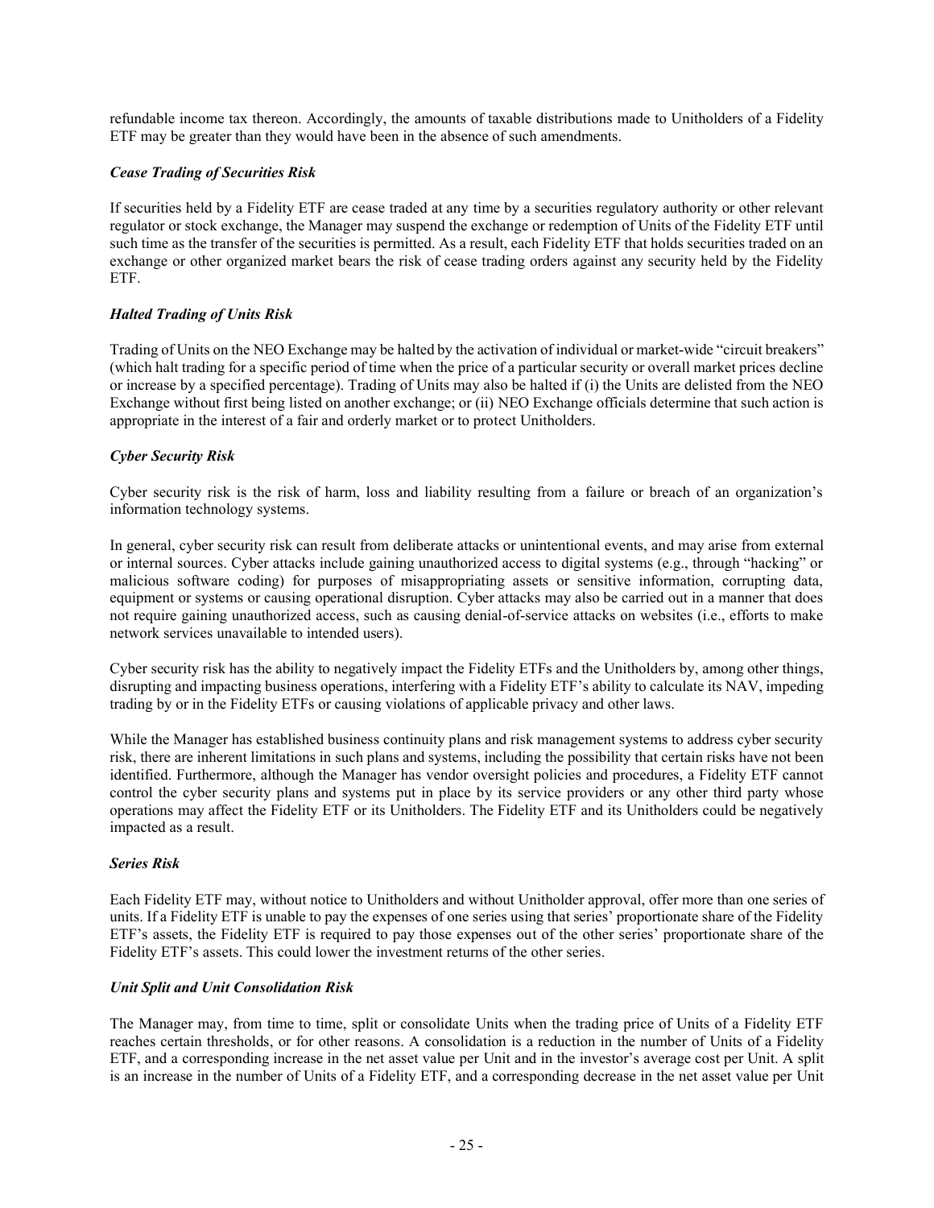refundable income tax thereon. Accordingly, the amounts of taxable distributions made to Unitholders of a Fidelity ETF may be greater than they would have been in the absence of such amendments.

### *Cease Trading of Securities Risk*

If securities held by a Fidelity ETF are cease traded at any time by a securities regulatory authority or other relevant regulator or stock exchange, the Manager may suspend the exchange or redemption of Units of the Fidelity ETF until such time as the transfer of the securities is permitted. As a result, each Fidelity ETF that holds securities traded on an exchange or other organized market bears the risk of cease trading orders against any security held by the Fidelity ETF.

### *Halted Trading of Units Risk*

Trading of Units on the NEO Exchange may be halted by the activation of individual or market-wide "circuit breakers" (which halt trading for a specific period of time when the price of a particular security or overall market prices decline or increase by a specified percentage). Trading of Units may also be halted if (i) the Units are delisted from the NEO Exchange without first being listed on another exchange; or (ii) NEO Exchange officials determine that such action is appropriate in the interest of a fair and orderly market or to protect Unitholders.

### *Cyber Security Risk*

Cyber security risk is the risk of harm, loss and liability resulting from a failure or breach of an organization's information technology systems.

In general, cyber security risk can result from deliberate attacks or unintentional events, and may arise from external or internal sources. Cyber attacks include gaining unauthorized access to digital systems (e.g., through "hacking" or malicious software coding) for purposes of misappropriating assets or sensitive information, corrupting data, equipment or systems or causing operational disruption. Cyber attacks may also be carried out in a manner that does not require gaining unauthorized access, such as causing denial-of-service attacks on websites (i.e., efforts to make network services unavailable to intended users).

Cyber security risk has the ability to negatively impact the Fidelity ETFs and the Unitholders by, among other things, disrupting and impacting business operations, interfering with a Fidelity ETF's ability to calculate its NAV, impeding trading by or in the Fidelity ETFs or causing violations of applicable privacy and other laws.

While the Manager has established business continuity plans and risk management systems to address cyber security risk, there are inherent limitations in such plans and systems, including the possibility that certain risks have not been identified. Furthermore, although the Manager has vendor oversight policies and procedures, a Fidelity ETF cannot control the cyber security plans and systems put in place by its service providers or any other third party whose operations may affect the Fidelity ETF or its Unitholders. The Fidelity ETF and its Unitholders could be negatively impacted as a result.

### *Series Risk*

Each Fidelity ETF may, without notice to Unitholders and without Unitholder approval, offer more than one series of units. If a Fidelity ETF is unable to pay the expenses of one series using that series' proportionate share of the Fidelity ETF's assets, the Fidelity ETF is required to pay those expenses out of the other series' proportionate share of the Fidelity ETF's assets. This could lower the investment returns of the other series.

### *Unit Split and Unit Consolidation Risk*

The Manager may, from time to time, split or consolidate Units when the trading price of Units of a Fidelity ETF reaches certain thresholds, or for other reasons. A consolidation is a reduction in the number of Units of a Fidelity ETF, and a corresponding increase in the net asset value per Unit and in the investor's average cost per Unit. A split is an increase in the number of Units of a Fidelity ETF, and a corresponding decrease in the net asset value per Unit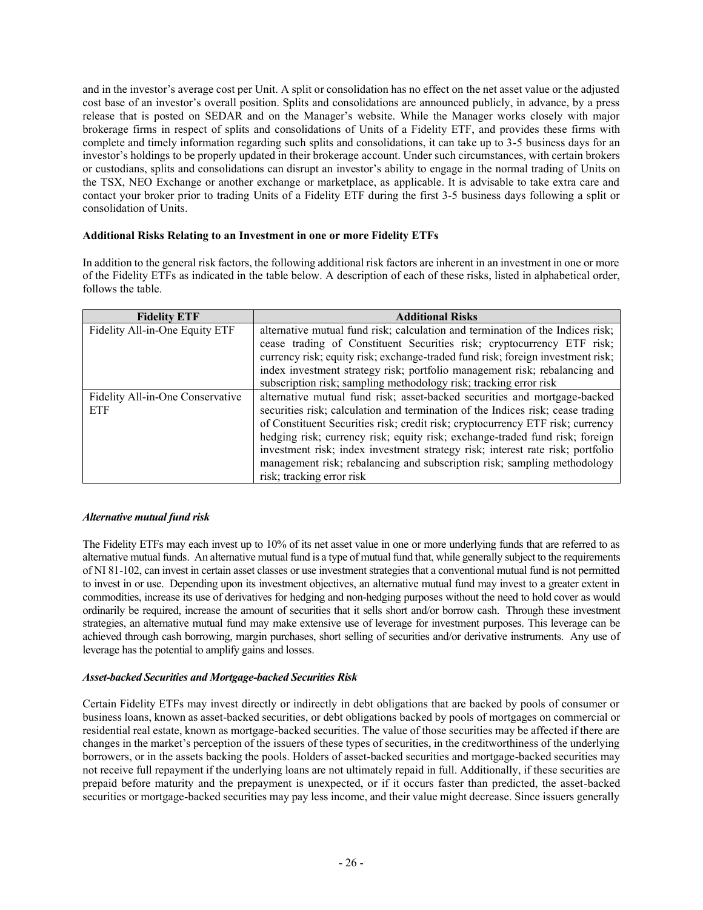and in the investor's average cost per Unit. A split or consolidation has no effect on the net asset value or the adjusted cost base of an investor's overall position. Splits and consolidations are announced publicly, in advance, by a press release that is posted on SEDAR and on the Manager's website. While the Manager works closely with major brokerage firms in respect of splits and consolidations of Units of a Fidelity ETF, and provides these firms with complete and timely information regarding such splits and consolidations, it can take up to 3-5 business days for an investor's holdings to be properly updated in their brokerage account. Under such circumstances, with certain brokers or custodians, splits and consolidations can disrupt an investor's ability to engage in the normal trading of Units on the TSX, NEO Exchange or another exchange or marketplace, as applicable. It is advisable to take extra care and contact your broker prior to trading Units of a Fidelity ETF during the first 3-5 business days following a split or consolidation of Units.

**Additional Risks Relating to an Investment in one or more Fidelity ETFs**

In addition to the general risk factors, the following additional risk factors are inherent in an investment in one or more of the Fidelity ETFs as indicated in the table below. A description of each of these risks, listed in alphabetical order, follows the table.

| Fidelity ETF | Additional Risks |
|---|---|
| Fidelity All-in-One Equity ETF | alternative mutual fund risk; calculation and termination of the Indices risk; cease trading of Constituent Securities risk; cryptocurrency ETF risk; currency risk; equity risk; exchange-traded fund risk; foreign investment risk; index investment strategy risk; portfolio management risk; rebalancing and subscription risk; sampling methodology risk; tracking error risk |
| Fidelity All-in-One Conservative ETF | alternative mutual fund risk; asset-backed securities and mortgage-backed securities risk; calculation and termination of the Indices risk; cease trading of Constituent Securities risk; credit risk; cryptocurrency ETF risk; currency hedging risk; currency risk; equity risk; exchange-traded fund risk; foreign investment risk; index investment strategy risk; interest rate risk; portfolio management risk; rebalancing and subscription risk; sampling methodology risk; tracking error risk |

***Alternative mutual fund risk***

The Fidelity ETFs may each invest up to 10% of its net asset value in one or more underlying funds that are referred to as alternative mutual funds. An alternative mutual fund is a type of mutual fund that, while generally subject to the requirements of NI 81-102, can invest in certain asset classes or use investment strategies that a conventional mutual fund is not permitted to invest in or use. Depending upon its investment objectives, an alternative mutual fund may invest to a greater extent in commodities, increase its use of derivatives for hedging and non-hedging purposes without the need to hold cover as would ordinarily be required, increase the amount of securities that it sells short and/or borrow cash. Through these investment strategies, an alternative mutual fund may make extensive use of leverage for investment purposes. This leverage can be achieved through cash borrowing, margin purchases, short selling of securities and/or derivative instruments. Any use of leverage has the potential to amplify gains and losses.

***Asset-backed Securities and Mortgage-backed Securities Risk***

Certain Fidelity ETFs may invest directly or indirectly in debt obligations that are backed by pools of consumer or business loans, known as asset-backed securities, or debt obligations backed by pools of mortgages on commercial or residential real estate, known as mortgage-backed securities. The value of those securities may be affected if there are changes in the market's perception of the issuers of these types of securities, in the creditworthiness of the underlying borrowers, or in the assets backing the pools. Holders of asset-backed securities and mortgage-backed securities may not receive full repayment if the underlying loans are not ultimately repaid in full. Additionally, if these securities are prepaid before maturity and the prepayment is unexpected, or if it occurs faster than predicted, the asset-backed securities or mortgage-backed securities may pay less income, and their value might decrease. Since issuers generally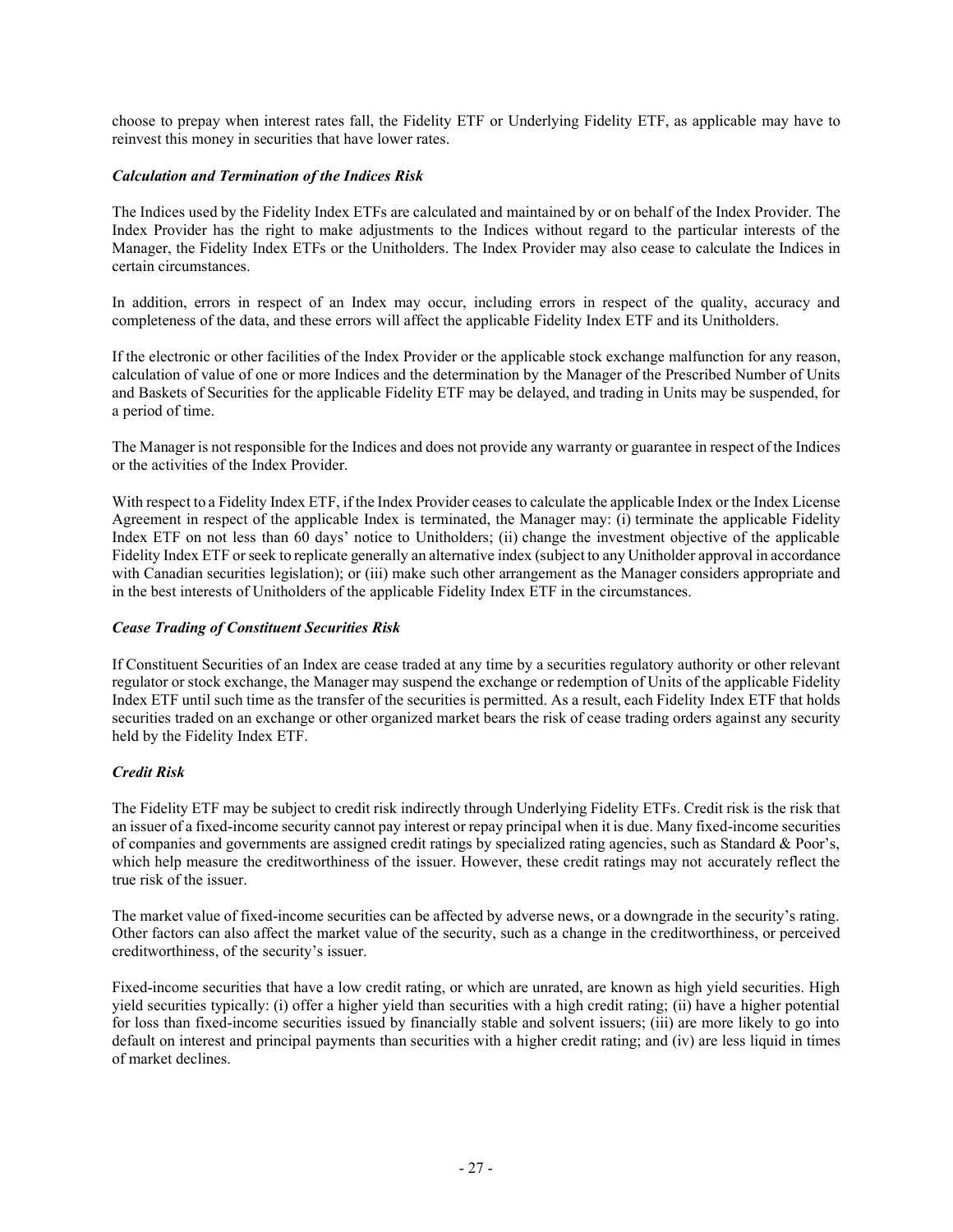choose to prepay when interest rates fall, the Fidelity ETF or Underlying Fidelity ETF, as applicable may have to reinvest this money in securities that have lower rates.

### *Calculation and Termination of the Indices Risk*

The Indices used by the Fidelity Index ETFs are calculated and maintained by or on behalf of the Index Provider. The Index Provider has the right to make adjustments to the Indices without regard to the particular interests of the Manager, the Fidelity Index ETFs or the Unitholders. The Index Provider may also cease to calculate the Indices in certain circumstances.

In addition, errors in respect of an Index may occur, including errors in respect of the quality, accuracy and completeness of the data, and these errors will affect the applicable Fidelity Index ETF and its Unitholders.

If the electronic or other facilities of the Index Provider or the applicable stock exchange malfunction for any reason, calculation of value of one or more Indices and the determination by the Manager of the Prescribed Number of Units and Baskets of Securities for the applicable Fidelity ETF may be delayed, and trading in Units may be suspended, for a period of time.

The Manager is not responsible for the Indices and does not provide any warranty or guarantee in respect of the Indices or the activities of the Index Provider.

With respect to a Fidelity Index ETF, if the Index Provider ceases to calculate the applicable Index or the Index License Agreement in respect of the applicable Index is terminated, the Manager may: (i) terminate the applicable Fidelity Index ETF on not less than 60 days' notice to Unitholders; (ii) change the investment objective of the applicable Fidelity Index ETF or seek to replicate generally an alternative index (subject to any Unitholder approval in accordance with Canadian securities legislation); or (iii) make such other arrangement as the Manager considers appropriate and in the best interests of Unitholders of the applicable Fidelity Index ETF in the circumstances.

### *Cease Trading of Constituent Securities Risk*

If Constituent Securities of an Index are cease traded at any time by a securities regulatory authority or other relevant regulator or stock exchange, the Manager may suspend the exchange or redemption of Units of the applicable Fidelity Index ETF until such time as the transfer of the securities is permitted. As a result, each Fidelity Index ETF that holds securities traded on an exchange or other organized market bears the risk of cease trading orders against any security held by the Fidelity Index ETF.

### *Credit Risk*

The Fidelity ETF may be subject to credit risk indirectly through Underlying Fidelity ETFs. Credit risk is the risk that an issuer of a fixed-income security cannot pay interest or repay principal when it is due. Many fixed-income securities of companies and governments are assigned credit ratings by specialized rating agencies, such as Standard & Poor's, which help measure the creditworthiness of the issuer. However, these credit ratings may not accurately reflect the true risk of the issuer.

The market value of fixed-income securities can be affected by adverse news, or a downgrade in the security's rating. Other factors can also affect the market value of the security, such as a change in the creditworthiness, or perceived creditworthiness, of the security's issuer.

Fixed-income securities that have a low credit rating, or which are unrated, are known as high yield securities. High yield securities typically: (i) offer a higher yield than securities with a high credit rating; (ii) have a higher potential for loss than fixed-income securities issued by financially stable and solvent issuers; (iii) are more likely to go into default on interest and principal payments than securities with a higher credit rating; and (iv) are less liquid in times of market declines.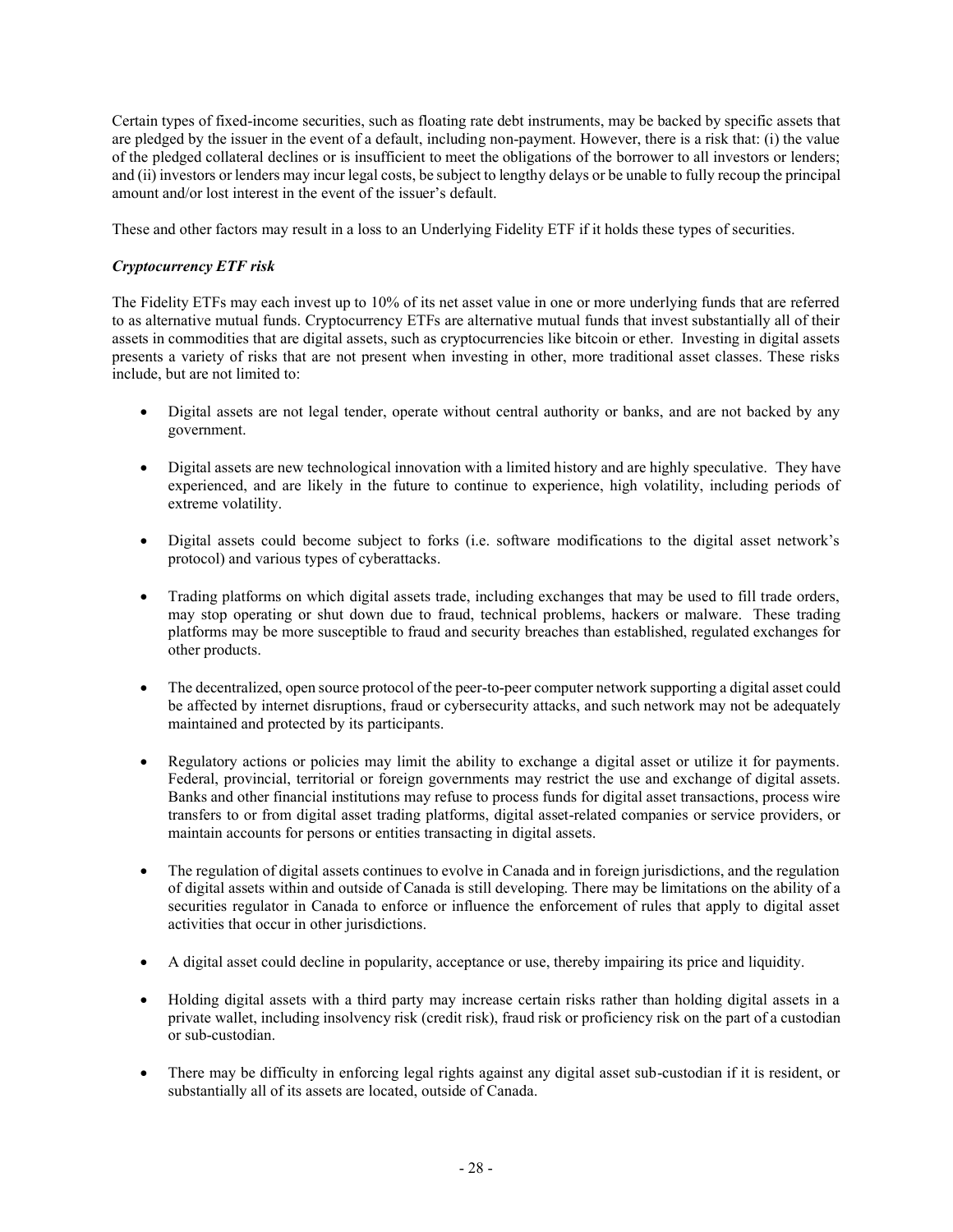Certain types of fixed-income securities, such as floating rate debt instruments, may be backed by specific assets that are pledged by the issuer in the event of a default, including non-payment. However, there is a risk that: (i) the value of the pledged collateral declines or is insufficient to meet the obligations of the borrower to all investors or lenders; and (ii) investors or lenders may incur legal costs, be subject to lengthy delays or be unable to fully recoup the principal amount and/or lost interest in the event of the issuer's default.

These and other factors may result in a loss to an Underlying Fidelity ETF if it holds these types of securities.

***Cryptocurrency ETF risk***

The Fidelity ETFs may each invest up to 10% of its net asset value in one or more underlying funds that are referred to as alternative mutual funds. Cryptocurrency ETFs are alternative mutual funds that invest substantially all of their assets in commodities that are digital assets, such as cryptocurrencies like bitcoin or ether. Investing in digital assets presents a variety of risks that are not present when investing in other, more traditional asset classes. These risks include, but are not limited to:

- Digital assets are not legal tender, operate without central authority or banks, and are not backed by any government.
- Digital assets are new technological innovation with a limited history and are highly speculative. They have experienced, and are likely in the future to continue to experience, high volatility, including periods of extreme volatility.
- Digital assets could become subject to forks (i.e. software modifications to the digital asset network's protocol) and various types of cyberattacks.
- Trading platforms on which digital assets trade, including exchanges that may be used to fill trade orders, may stop operating or shut down due to fraud, technical problems, hackers or malware. These trading platforms may be more susceptible to fraud and security breaches than established, regulated exchanges for other products.
- The decentralized, open source protocol of the peer-to-peer computer network supporting a digital asset could be affected by internet disruptions, fraud or cybersecurity attacks, and such network may not be adequately maintained and protected by its participants.
- Regulatory actions or policies may limit the ability to exchange a digital asset or utilize it for payments. Federal, provincial, territorial or foreign governments may restrict the use and exchange of digital assets. Banks and other financial institutions may refuse to process funds for digital asset transactions, process wire transfers to or from digital asset trading platforms, digital asset-related companies or service providers, or maintain accounts for persons or entities transacting in digital assets.
- The regulation of digital assets continues to evolve in Canada and in foreign jurisdictions, and the regulation of digital assets within and outside of Canada is still developing. There may be limitations on the ability of a securities regulator in Canada to enforce or influence the enforcement of rules that apply to digital asset activities that occur in other jurisdictions.
- A digital asset could decline in popularity, acceptance or use, thereby impairing its price and liquidity.
- Holding digital assets with a third party may increase certain risks rather than holding digital assets in a private wallet, including insolvency risk (credit risk), fraud risk or proficiency risk on the part of a custodian or sub-custodian.
- There may be difficulty in enforcing legal rights against any digital asset sub-custodian if it is resident, or substantially all of its assets are located, outside of Canada.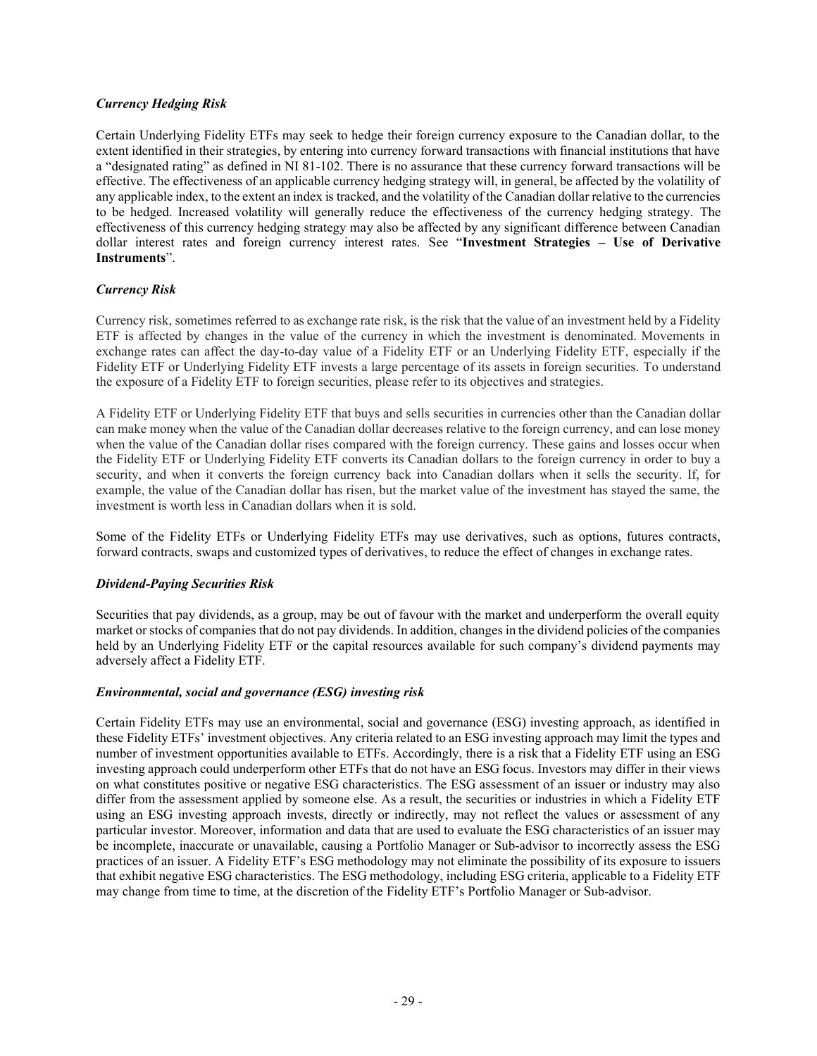***Currency Hedging Risk***

Certain Underlying Fidelity ETFs may seek to hedge their foreign currency exposure to the Canadian dollar, to the extent identified in their strategies, by entering into currency forward transactions with financial institutions that have a "designated rating" as defined in NI 81-102. There is no assurance that these currency forward transactions will be effective. The effectiveness of an applicable currency hedging strategy will, in general, be affected by the volatility of any applicable index, to the extent an index is tracked, and the volatility of the Canadian dollar relative to the currencies to be hedged. Increased volatility will generally reduce the effectiveness of the currency hedging strategy. The effectiveness of this currency hedging strategy may also be affected by any significant difference between Canadian dollar interest rates and foreign currency interest rates. See "**Investment Strategies – Use of Derivative Instruments**".

***Currency Risk***

Currency risk, sometimes referred to as exchange rate risk, is the risk that the value of an investment held by a Fidelity ETF is affected by changes in the value of the currency in which the investment is denominated. Movements in exchange rates can affect the day-to-day value of a Fidelity ETF or an Underlying Fidelity ETF, especially if the Fidelity ETF or Underlying Fidelity ETF invests a large percentage of its assets in foreign securities. To understand the exposure of a Fidelity ETF to foreign securities, please refer to its objectives and strategies.

A Fidelity ETF or Underlying Fidelity ETF that buys and sells securities in currencies other than the Canadian dollar can make money when the value of the Canadian dollar decreases relative to the foreign currency, and can lose money when the value of the Canadian dollar rises compared with the foreign currency. These gains and losses occur when the Fidelity ETF or Underlying Fidelity ETF converts its Canadian dollars to the foreign currency in order to buy a security, and when it converts the foreign currency back into Canadian dollars when it sells the security. If, for example, the value of the Canadian dollar has risen, but the market value of the investment has stayed the same, the investment is worth less in Canadian dollars when it is sold.

Some of the Fidelity ETFs or Underlying Fidelity ETFs may use derivatives, such as options, futures contracts, forward contracts, swaps and customized types of derivatives, to reduce the effect of changes in exchange rates.

***Dividend-Paying Securities Risk***

Securities that pay dividends, as a group, may be out of favour with the market and underperform the overall equity market or stocks of companies that do not pay dividends. In addition, changes in the dividend policies of the companies held by an Underlying Fidelity ETF or the capital resources available for such company's dividend payments may adversely affect a Fidelity ETF.

***Environmental, social and governance (ESG) investing risk***

Certain Fidelity ETFs may use an environmental, social and governance (ESG) investing approach, as identified in these Fidelity ETFs' investment objectives. Any criteria related to an ESG investing approach may limit the types and number of investment opportunities available to ETFs. Accordingly, there is a risk that a Fidelity ETF using an ESG investing approach could underperform other ETFs that do not have an ESG focus. Investors may differ in their views on what constitutes positive or negative ESG characteristics. The ESG assessment of an issuer or industry may also differ from the assessment applied by someone else. As a result, the securities or industries in which a Fidelity ETF using an ESG investing approach invests, directly or indirectly, may not reflect the values or assessment of any particular investor. Moreover, information and data that are used to evaluate the ESG characteristics of an issuer may be incomplete, inaccurate or unavailable, causing a Portfolio Manager or Sub-advisor to incorrectly assess the ESG practices of an issuer. A Fidelity ETF's ESG methodology may not eliminate the possibility of its exposure to issuers that exhibit negative ESG characteristics. The ESG methodology, including ESG criteria, applicable to a Fidelity ETF may change from time to time, at the discretion of the Fidelity ETF's Portfolio Manager or Sub-advisor.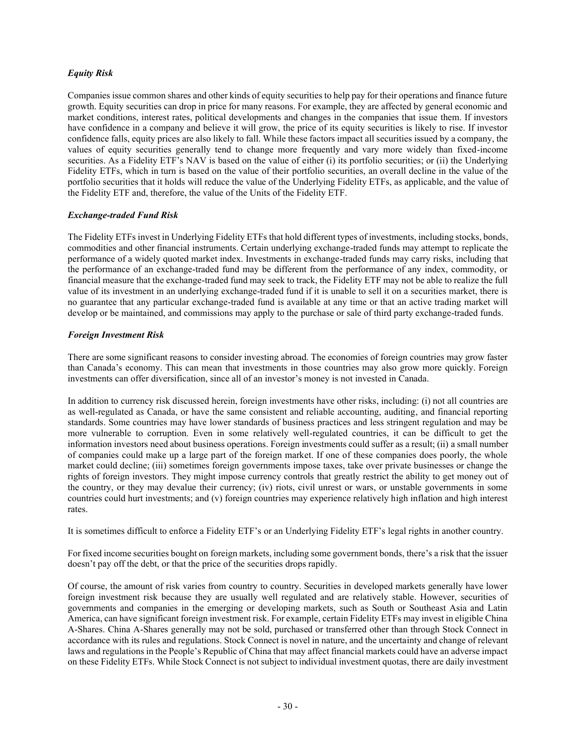***Equity Risk***

Companies issue common shares and other kinds of equity securities to help pay for their operations and finance future growth. Equity securities can drop in price for many reasons. For example, they are affected by general economic and market conditions, interest rates, political developments and changes in the companies that issue them. If investors have confidence in a company and believe it will grow, the price of its equity securities is likely to rise. If investor confidence falls, equity prices are also likely to fall. While these factors impact all securities issued by a company, the values of equity securities generally tend to change more frequently and vary more widely than fixed-income securities. As a Fidelity ETF's NAV is based on the value of either (i) its portfolio securities; or (ii) the Underlying Fidelity ETFs, which in turn is based on the value of their portfolio securities, an overall decline in the value of the portfolio securities that it holds will reduce the value of the Underlying Fidelity ETFs, as applicable, and the value of the Fidelity ETF and, therefore, the value of the Units of the Fidelity ETF.

***Exchange-traded Fund Risk***

The Fidelity ETFs invest in Underlying Fidelity ETFs that hold different types of investments, including stocks, bonds, commodities and other financial instruments. Certain underlying exchange-traded funds may attempt to replicate the performance of a widely quoted market index. Investments in exchange-traded funds may carry risks, including that the performance of an exchange-traded fund may be different from the performance of any index, commodity, or financial measure that the exchange-traded fund may seek to track, the Fidelity ETF may not be able to realize the full value of its investment in an underlying exchange-traded fund if it is unable to sell it on a securities market, there is no guarantee that any particular exchange-traded fund is available at any time or that an active trading market will develop or be maintained, and commissions may apply to the purchase or sale of third party exchange-traded funds.

***Foreign Investment Risk***

There are some significant reasons to consider investing abroad. The economies of foreign countries may grow faster than Canada's economy. This can mean that investments in those countries may also grow more quickly. Foreign investments can offer diversification, since all of an investor's money is not invested in Canada.

In addition to currency risk discussed herein, foreign investments have other risks, including: (i) not all countries are as well-regulated as Canada, or have the same consistent and reliable accounting, auditing, and financial reporting standards. Some countries may have lower standards of business practices and less stringent regulation and may be more vulnerable to corruption. Even in some relatively well-regulated countries, it can be difficult to get the information investors need about business operations. Foreign investments could suffer as a result; (ii) a small number of companies could make up a large part of the foreign market. If one of these companies does poorly, the whole market could decline; (iii) sometimes foreign governments impose taxes, take over private businesses or change the rights of foreign investors. They might impose currency controls that greatly restrict the ability to get money out of the country, or they may devalue their currency; (iv) riots, civil unrest or wars, or unstable governments in some countries could hurt investments; and (v) foreign countries may experience relatively high inflation and high interest rates.

It is sometimes difficult to enforce a Fidelity ETF's or an Underlying Fidelity ETF's legal rights in another country.

For fixed income securities bought on foreign markets, including some government bonds, there's a risk that the issuer doesn't pay off the debt, or that the price of the securities drops rapidly.

Of course, the amount of risk varies from country to country. Securities in developed markets generally have lower foreign investment risk because they are usually well regulated and are relatively stable. However, securities of governments and companies in the emerging or developing markets, such as South or Southeast Asia and Latin America, can have significant foreign investment risk. For example, certain Fidelity ETFs may invest in eligible China A-Shares. China A-Shares generally may not be sold, purchased or transferred other than through Stock Connect in accordance with its rules and regulations. Stock Connect is novel in nature, and the uncertainty and change of relevant laws and regulations in the People's Republic of China that may affect financial markets could have an adverse impact on these Fidelity ETFs. While Stock Connect is not subject to individual investment quotas, there are daily investment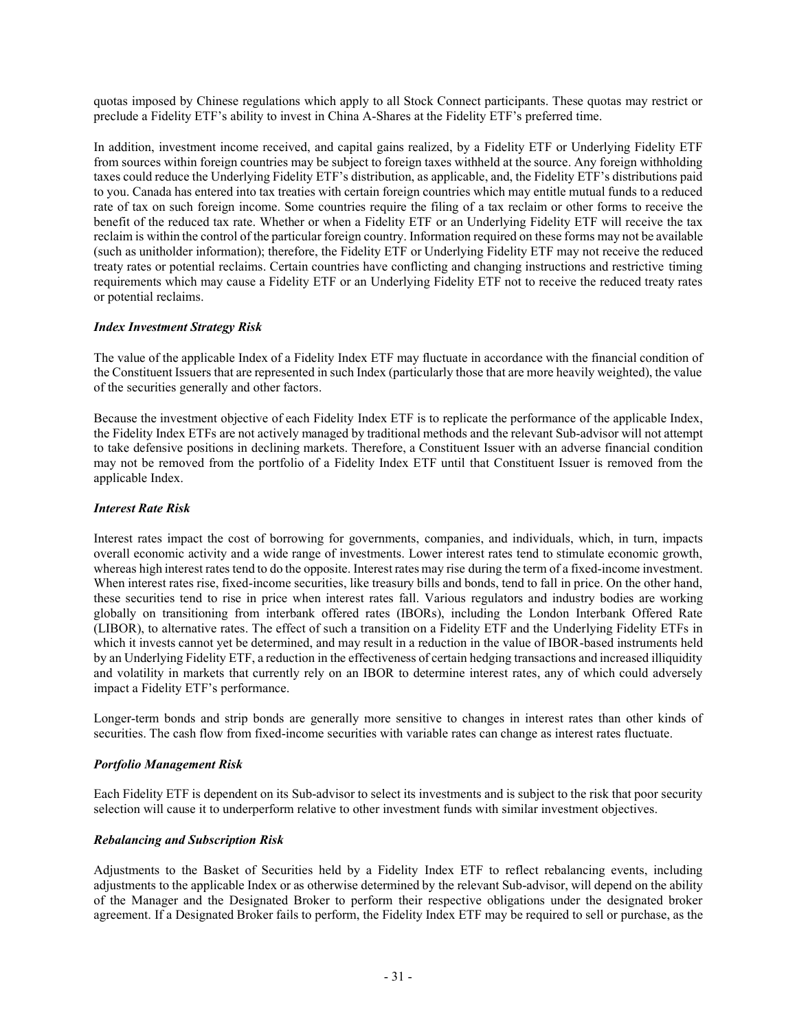quotas imposed by Chinese regulations which apply to all Stock Connect participants. These quotas may restrict or preclude a Fidelity ETF's ability to invest in China A-Shares at the Fidelity ETF's preferred time.

In addition, investment income received, and capital gains realized, by a Fidelity ETF or Underlying Fidelity ETF from sources within foreign countries may be subject to foreign taxes withheld at the source. Any foreign withholding taxes could reduce the Underlying Fidelity ETF's distribution, as applicable, and, the Fidelity ETF's distributions paid to you. Canada has entered into tax treaties with certain foreign countries which may entitle mutual funds to a reduced rate of tax on such foreign income. Some countries require the filing of a tax reclaim or other forms to receive the benefit of the reduced tax rate. Whether or when a Fidelity ETF or an Underlying Fidelity ETF will receive the tax reclaim is within the control of the particular foreign country. Information required on these forms may not be available (such as unitholder information); therefore, the Fidelity ETF or Underlying Fidelity ETF may not receive the reduced treaty rates or potential reclaims. Certain countries have conflicting and changing instructions and restrictive timing requirements which may cause a Fidelity ETF or an Underlying Fidelity ETF not to receive the reduced treaty rates or potential reclaims.

***Index Investment Strategy Risk***

The value of the applicable Index of a Fidelity Index ETF may fluctuate in accordance with the financial condition of the Constituent Issuers that are represented in such Index (particularly those that are more heavily weighted), the value of the securities generally and other factors.

Because the investment objective of each Fidelity Index ETF is to replicate the performance of the applicable Index, the Fidelity Index ETFs are not actively managed by traditional methods and the relevant Sub-advisor will not attempt to take defensive positions in declining markets. Therefore, a Constituent Issuer with an adverse financial condition may not be removed from the portfolio of a Fidelity Index ETF until that Constituent Issuer is removed from the applicable Index.

***Interest Rate Risk***

Interest rates impact the cost of borrowing for governments, companies, and individuals, which, in turn, impacts overall economic activity and a wide range of investments. Lower interest rates tend to stimulate economic growth, whereas high interest rates tend to do the opposite. Interest rates may rise during the term of a fixed-income investment. When interest rates rise, fixed-income securities, like treasury bills and bonds, tend to fall in price. On the other hand, these securities tend to rise in price when interest rates fall. Various regulators and industry bodies are working globally on transitioning from interbank offered rates (IBORs), including the London Interbank Offered Rate (LIBOR), to alternative rates. The effect of such a transition on a Fidelity ETF and the Underlying Fidelity ETFs in which it invests cannot yet be determined, and may result in a reduction in the value of IBOR-based instruments held by an Underlying Fidelity ETF, a reduction in the effectiveness of certain hedging transactions and increased illiquidity and volatility in markets that currently rely on an IBOR to determine interest rates, any of which could adversely impact a Fidelity ETF's performance.

Longer-term bonds and strip bonds are generally more sensitive to changes in interest rates than other kinds of securities. The cash flow from fixed-income securities with variable rates can change as interest rates fluctuate.

***Portfolio Management Risk***

Each Fidelity ETF is dependent on its Sub-advisor to select its investments and is subject to the risk that poor security selection will cause it to underperform relative to other investment funds with similar investment objectives.

***Rebalancing and Subscription Risk***

Adjustments to the Basket of Securities held by a Fidelity Index ETF to reflect rebalancing events, including adjustments to the applicable Index or as otherwise determined by the relevant Sub-advisor, will depend on the ability of the Manager and the Designated Broker to perform their respective obligations under the designated broker agreement. If a Designated Broker fails to perform, the Fidelity Index ETF may be required to sell or purchase, as the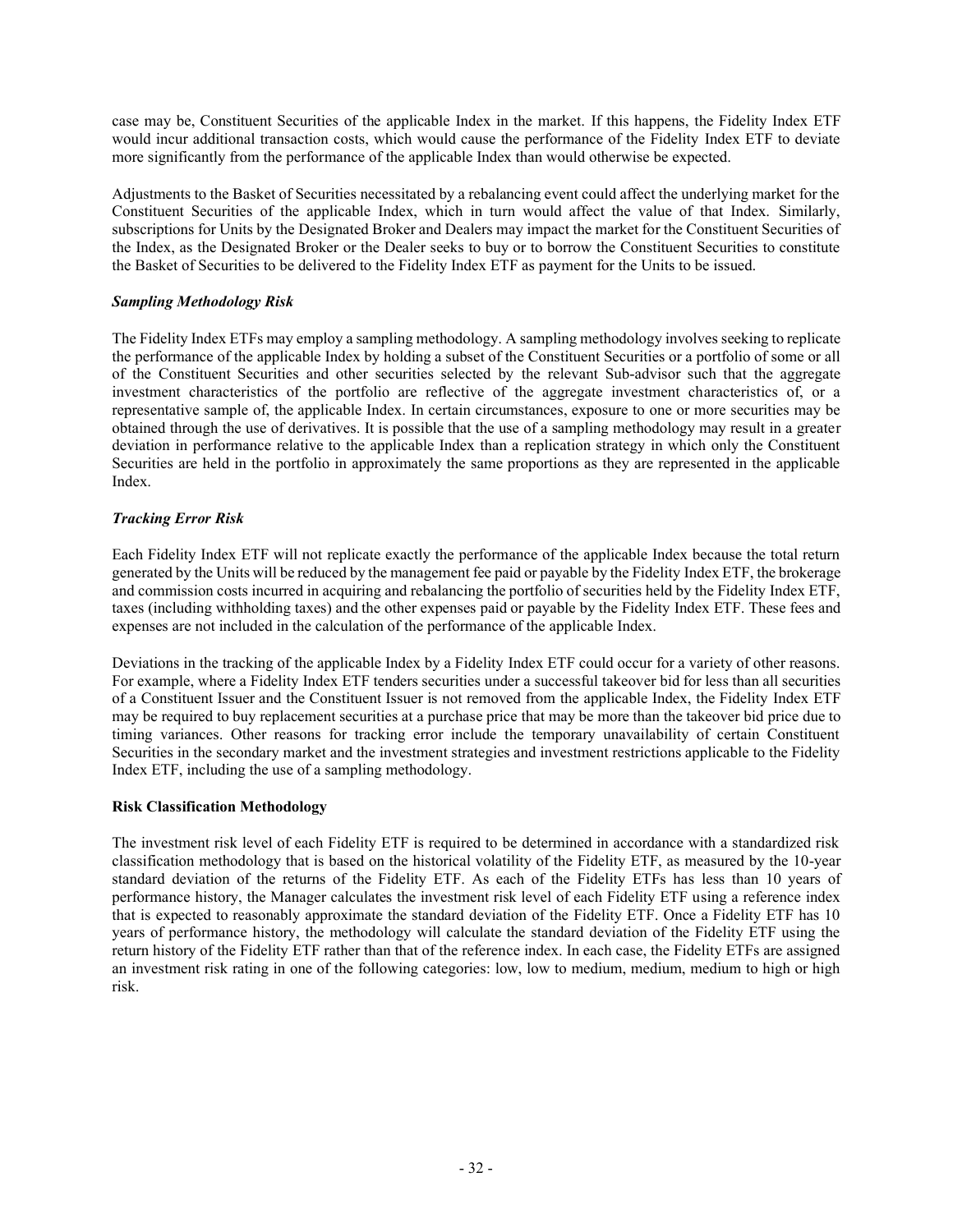case may be, Constituent Securities of the applicable Index in the market. If this happens, the Fidelity Index ETF would incur additional transaction costs, which would cause the performance of the Fidelity Index ETF to deviate more significantly from the performance of the applicable Index than would otherwise be expected.

Adjustments to the Basket of Securities necessitated by a rebalancing event could affect the underlying market for the Constituent Securities of the applicable Index, which in turn would affect the value of that Index. Similarly, subscriptions for Units by the Designated Broker and Dealers may impact the market for the Constituent Securities of the Index, as the Designated Broker or the Dealer seeks to buy or to borrow the Constituent Securities to constitute the Basket of Securities to be delivered to the Fidelity Index ETF as payment for the Units to be issued.

***Sampling Methodology Risk***

The Fidelity Index ETFs may employ a sampling methodology. A sampling methodology involves seeking to replicate the performance of the applicable Index by holding a subset of the Constituent Securities or a portfolio of some or all of the Constituent Securities and other securities selected by the relevant Sub-advisor such that the aggregate investment characteristics of the portfolio are reflective of the aggregate investment characteristics of, or a representative sample of, the applicable Index. In certain circumstances, exposure to one or more securities may be obtained through the use of derivatives. It is possible that the use of a sampling methodology may result in a greater deviation in performance relative to the applicable Index than a replication strategy in which only the Constituent Securities are held in the portfolio in approximately the same proportions as they are represented in the applicable Index.

***Tracking Error Risk***

Each Fidelity Index ETF will not replicate exactly the performance of the applicable Index because the total return generated by the Units will be reduced by the management fee paid or payable by the Fidelity Index ETF, the brokerage and commission costs incurred in acquiring and rebalancing the portfolio of securities held by the Fidelity Index ETF, taxes (including withholding taxes) and the other expenses paid or payable by the Fidelity Index ETF. These fees and expenses are not included in the calculation of the performance of the applicable Index.

Deviations in the tracking of the applicable Index by a Fidelity Index ETF could occur for a variety of other reasons. For example, where a Fidelity Index ETF tenders securities under a successful takeover bid for less than all securities of a Constituent Issuer and the Constituent Issuer is not removed from the applicable Index, the Fidelity Index ETF may be required to buy replacement securities at a purchase price that may be more than the takeover bid price due to timing variances. Other reasons for tracking error include the temporary unavailability of certain Constituent Securities in the secondary market and the investment strategies and investment restrictions applicable to the Fidelity Index ETF, including the use of a sampling methodology.

**Risk Classification Methodology**

The investment risk level of each Fidelity ETF is required to be determined in accordance with a standardized risk classification methodology that is based on the historical volatility of the Fidelity ETF, as measured by the 10-year standard deviation of the returns of the Fidelity ETF. As each of the Fidelity ETFs has less than 10 years of performance history, the Manager calculates the investment risk level of each Fidelity ETF using a reference index that is expected to reasonably approximate the standard deviation of the Fidelity ETF. Once a Fidelity ETF has 10 years of performance history, the methodology will calculate the standard deviation of the Fidelity ETF using the return history of the Fidelity ETF rather than that of the reference index. In each case, the Fidelity ETFs are assigned an investment risk rating in one of the following categories: low, low to medium, medium, medium to high or high risk.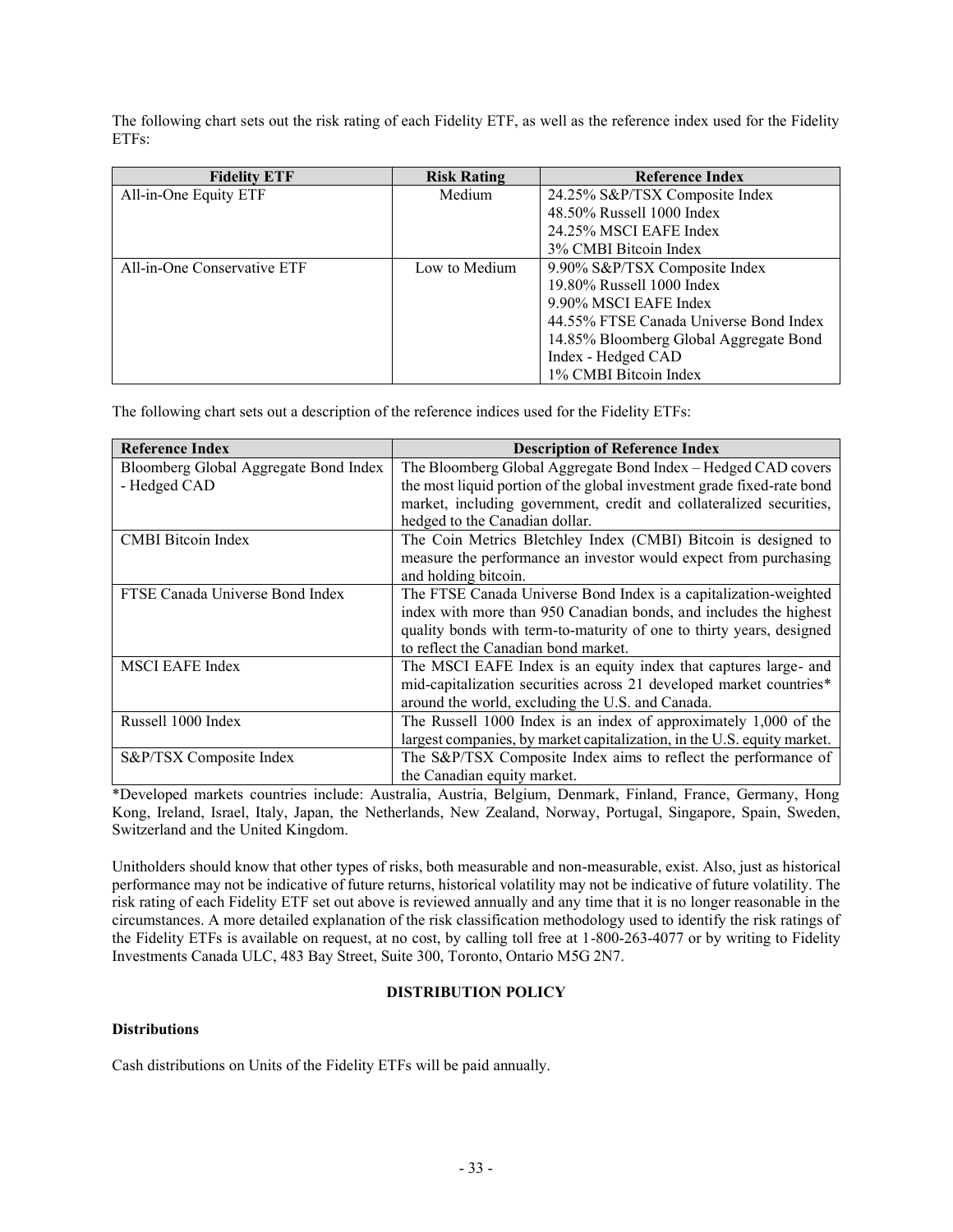The following chart sets out the risk rating of each Fidelity ETF, as well as the reference index used for the Fidelity ETFs:

| Fidelity ETF | Risk Rating | Reference Index |
|---|---|---|
| All-in-One Equity ETF | Medium | 24.25% S&P/TSX Composite Index<br>48.50% Russell 1000 Index<br>24.25% MSCI EAFE Index<br>3% CMBI Bitcoin Index |
| All-in-One Conservative ETF | Low to Medium | 9.90% S&P/TSX Composite Index<br>19.80% Russell 1000 Index<br>9.90% MSCI EAFE Index<br>44.55% FTSE Canada Universe Bond Index<br>14.85% Bloomberg Global Aggregate Bond Index - Hedged CAD<br>1% CMBI Bitcoin Index |

The following chart sets out a description of the reference indices used for the Fidelity ETFs:

| Reference Index | Description of Reference Index |
|---|---|
| Bloomberg Global Aggregate Bond Index - Hedged CAD | The Bloomberg Global Aggregate Bond Index – Hedged CAD covers the most liquid portion of the global investment grade fixed-rate bond market, including government, credit and collateralized securities, hedged to the Canadian dollar. |
| CMBI Bitcoin Index | The Coin Metrics Bletchley Index (CMBI) Bitcoin is designed to measure the performance an investor would expect from purchasing and holding bitcoin. |
| FTSE Canada Universe Bond Index | The FTSE Canada Universe Bond Index is a capitalization-weighted index with more than 950 Canadian bonds, and includes the highest quality bonds with term-to-maturity of one to thirty years, designed to reflect the Canadian bond market. |
| MSCI EAFE Index | The MSCI EAFE Index is an equity index that captures large- and mid-capitalization securities across 21 developed market countries* around the world, excluding the U.S. and Canada. |
| Russell 1000 Index | The Russell 1000 Index is an index of approximately 1,000 of the largest companies, by market capitalization, in the U.S. equity market. |
| S&P/TSX Composite Index | The S&P/TSX Composite Index aims to reflect the performance of the Canadian equity market. |

*Developed markets countries include: Australia, Austria, Belgium, Denmark, Finland, France, Germany, Hong Kong, Ireland, Israel, Italy, Japan, the Netherlands, New Zealand, Norway, Portugal, Singapore, Spain, Sweden, Switzerland and the United Kingdom.

Unitholders should know that other types of risks, both measurable and non-measurable, exist. Also, just as historical performance may not be indicative of future returns, historical volatility may not be indicative of future volatility. The risk rating of each Fidelity ETF set out above is reviewed annually and any time that it is no longer reasonable in the circumstances. A more detailed explanation of the risk classification methodology used to identify the risk ratings of the Fidelity ETFs is available on request, at no cost, by calling toll free at 1-800-263-4077 or by writing to Fidelity Investments Canada ULC, 483 Bay Street, Suite 300, Toronto, Ontario M5G 2N7.

## DISTRIBUTION POLICY

### Distributions

Cash distributions on Units of the Fidelity ETFs will be paid annually.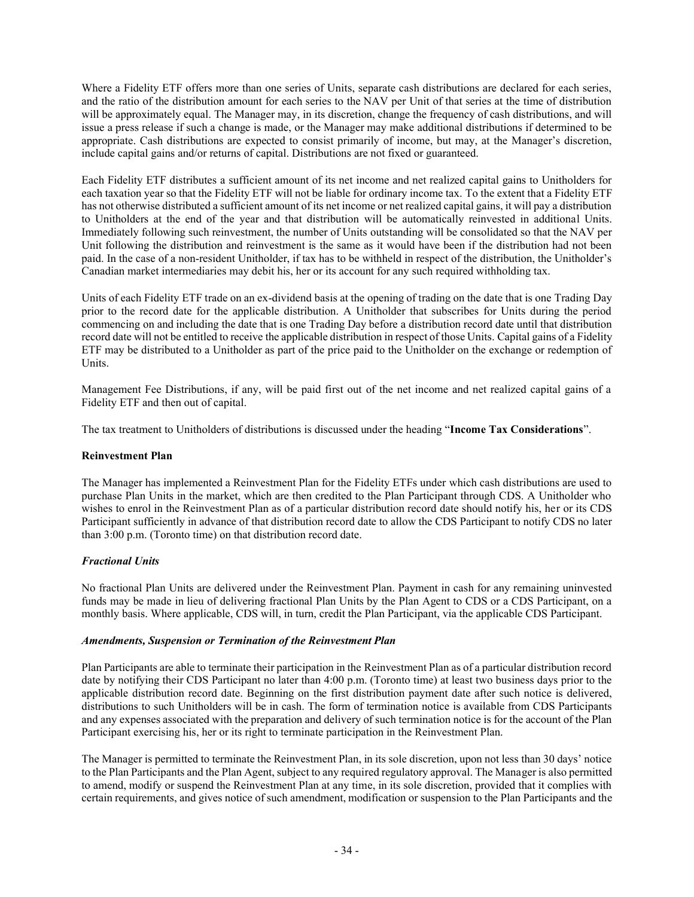Where a Fidelity ETF offers more than one series of Units, separate cash distributions are declared for each series, and the ratio of the distribution amount for each series to the NAV per Unit of that series at the time of distribution will be approximately equal. The Manager may, in its discretion, change the frequency of cash distributions, and will issue a press release if such a change is made, or the Manager may make additional distributions if determined to be appropriate. Cash distributions are expected to consist primarily of income, but may, at the Manager's discretion, include capital gains and/or returns of capital. Distributions are not fixed or guaranteed.

Each Fidelity ETF distributes a sufficient amount of its net income and net realized capital gains to Unitholders for each taxation year so that the Fidelity ETF will not be liable for ordinary income tax. To the extent that a Fidelity ETF has not otherwise distributed a sufficient amount of its net income or net realized capital gains, it will pay a distribution to Unitholders at the end of the year and that distribution will be automatically reinvested in additional Units. Immediately following such reinvestment, the number of Units outstanding will be consolidated so that the NAV per Unit following the distribution and reinvestment is the same as it would have been if the distribution had not been paid. In the case of a non-resident Unitholder, if tax has to be withheld in respect of the distribution, the Unitholder's Canadian market intermediaries may debit his, her or its account for any such required withholding tax.

Units of each Fidelity ETF trade on an ex-dividend basis at the opening of trading on the date that is one Trading Day prior to the record date for the applicable distribution. A Unitholder that subscribes for Units during the period commencing on and including the date that is one Trading Day before a distribution record date until that distribution record date will not be entitled to receive the applicable distribution in respect of those Units. Capital gains of a Fidelity ETF may be distributed to a Unitholder as part of the price paid to the Unitholder on the exchange or redemption of Units.

Management Fee Distributions, if any, will be paid first out of the net income and net realized capital gains of a Fidelity ETF and then out of capital.

The tax treatment to Unitholders of distributions is discussed under the heading "**Income Tax Considerations**".

### Reinvestment Plan

The Manager has implemented a Reinvestment Plan for the Fidelity ETFs under which cash distributions are used to purchase Plan Units in the market, which are then credited to the Plan Participant through CDS. A Unitholder who wishes to enrol in the Reinvestment Plan as of a particular distribution record date should notify his, her or its CDS Participant sufficiently in advance of that distribution record date to allow the CDS Participant to notify CDS no later than 3:00 p.m. (Toronto time) on that distribution record date.

#### *Fractional Units*

No fractional Plan Units are delivered under the Reinvestment Plan. Payment in cash for any remaining uninvested funds may be made in lieu of delivering fractional Plan Units by the Plan Agent to CDS or a CDS Participant, on a monthly basis. Where applicable, CDS will, in turn, credit the Plan Participant, via the applicable CDS Participant.

#### *Amendments, Suspension or Termination of the Reinvestment Plan*

Plan Participants are able to terminate their participation in the Reinvestment Plan as of a particular distribution record date by notifying their CDS Participant no later than 4:00 p.m. (Toronto time) at least two business days prior to the applicable distribution record date. Beginning on the first distribution payment date after such notice is delivered, distributions to such Unitholders will be in cash. The form of termination notice is available from CDS Participants and any expenses associated with the preparation and delivery of such termination notice is for the account of the Plan Participant exercising his, her or its right to terminate participation in the Reinvestment Plan.

The Manager is permitted to terminate the Reinvestment Plan, in its sole discretion, upon not less than 30 days' notice to the Plan Participants and the Plan Agent, subject to any required regulatory approval. The Manager is also permitted to amend, modify or suspend the Reinvestment Plan at any time, in its sole discretion, provided that it complies with certain requirements, and gives notice of such amendment, modification or suspension to the Plan Participants and the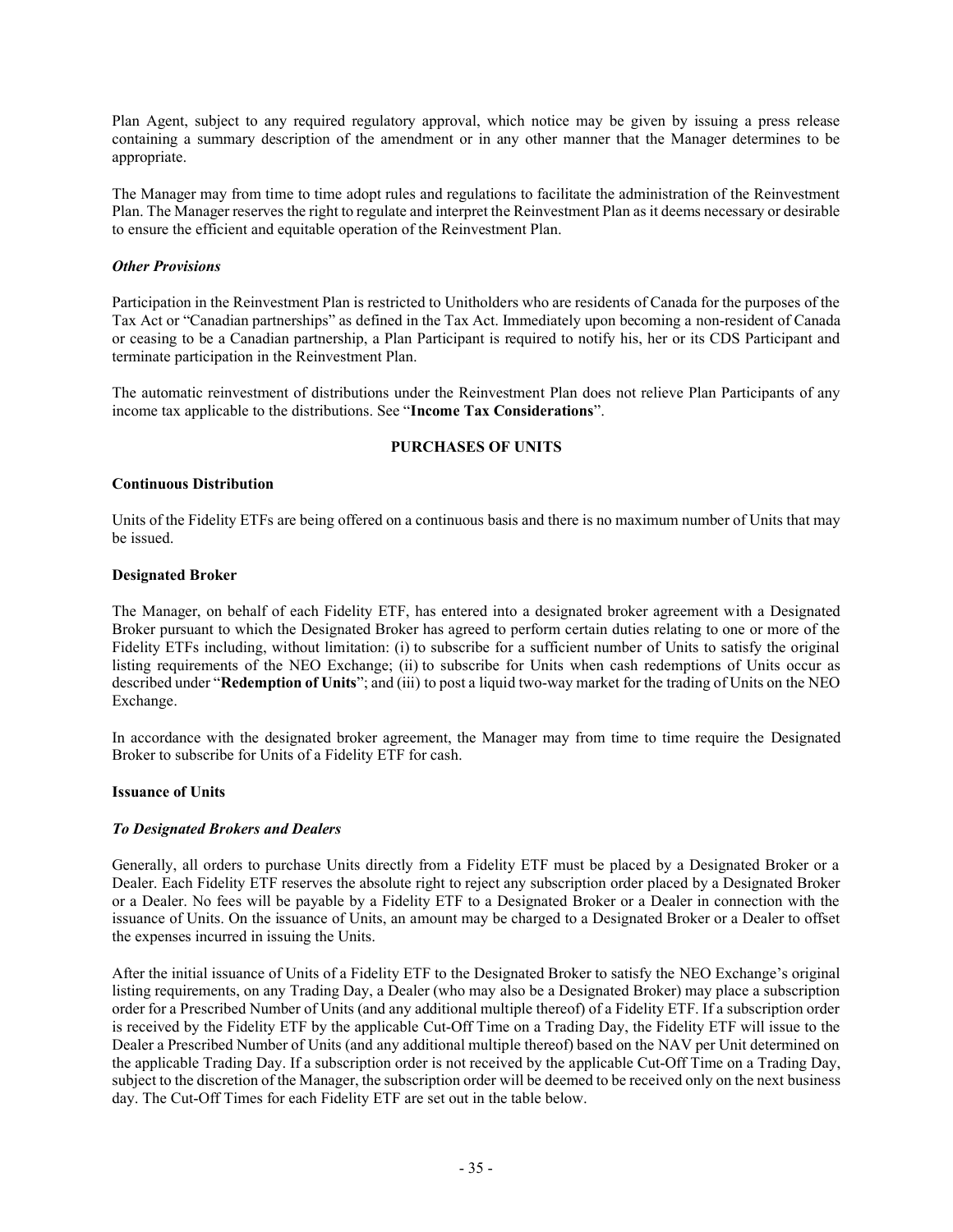Plan Agent, subject to any required regulatory approval, which notice may be given by issuing a press release containing a summary description of the amendment or in any other manner that the Manager determines to be appropriate.

The Manager may from time to time adopt rules and regulations to facilitate the administration of the Reinvestment Plan. The Manager reserves the right to regulate and interpret the Reinvestment Plan as it deems necessary or desirable to ensure the efficient and equitable operation of the Reinvestment Plan.

***Other Provisions***

Participation in the Reinvestment Plan is restricted to Unitholders who are residents of Canada for the purposes of the Tax Act or "Canadian partnerships" as defined in the Tax Act. Immediately upon becoming a non-resident of Canada or ceasing to be a Canadian partnership, a Plan Participant is required to notify his, her or its CDS Participant and terminate participation in the Reinvestment Plan.

The automatic reinvestment of distributions under the Reinvestment Plan does not relieve Plan Participants of any income tax applicable to the distributions. See "**Income Tax Considerations**".

## PURCHASES OF UNITS

### Continuous Distribution

Units of the Fidelity ETFs are being offered on a continuous basis and there is no maximum number of Units that may be issued.

### Designated Broker

The Manager, on behalf of each Fidelity ETF, has entered into a designated broker agreement with a Designated Broker pursuant to which the Designated Broker has agreed to perform certain duties relating to one or more of the Fidelity ETFs including, without limitation: (i) to subscribe for a sufficient number of Units to satisfy the original listing requirements of the NEO Exchange; (ii) to subscribe for Units when cash redemptions of Units occur as described under "**Redemption of Units**"; and (iii) to post a liquid two-way market for the trading of Units on the NEO Exchange.

In accordance with the designated broker agreement, the Manager may from time to time require the Designated Broker to subscribe for Units of a Fidelity ETF for cash.

### Issuance of Units

***To Designated Brokers and Dealers***

Generally, all orders to purchase Units directly from a Fidelity ETF must be placed by a Designated Broker or a Dealer. Each Fidelity ETF reserves the absolute right to reject any subscription order placed by a Designated Broker or a Dealer. No fees will be payable by a Fidelity ETF to a Designated Broker or a Dealer in connection with the issuance of Units. On the issuance of Units, an amount may be charged to a Designated Broker or a Dealer to offset the expenses incurred in issuing the Units.

After the initial issuance of Units of a Fidelity ETF to the Designated Broker to satisfy the NEO Exchange's original listing requirements, on any Trading Day, a Dealer (who may also be a Designated Broker) may place a subscription order for a Prescribed Number of Units (and any additional multiple thereof) of a Fidelity ETF. If a subscription order is received by the Fidelity ETF by the applicable Cut-Off Time on a Trading Day, the Fidelity ETF will issue to the Dealer a Prescribed Number of Units (and any additional multiple thereof) based on the NAV per Unit determined on the applicable Trading Day. If a subscription order is not received by the applicable Cut-Off Time on a Trading Day, subject to the discretion of the Manager, the subscription order will be deemed to be received only on the next business day. The Cut-Off Times for each Fidelity ETF are set out in the table below.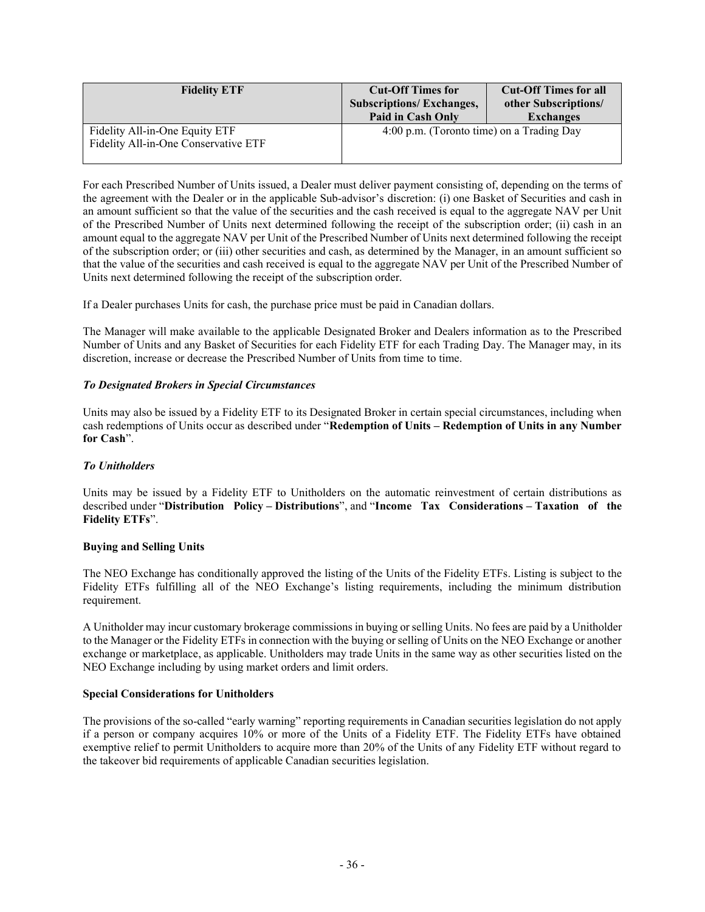| Fidelity ETF | Cut-Off Times for Subscriptions/ Exchanges, Paid in Cash Only | Cut-Off Times for all other Subscriptions/ Exchanges |
| --- | --- | --- |
| Fidelity All-in-One Equity ETF<br>Fidelity All-in-One Conservative ETF | 4:00 p.m. (Toronto time) on a Trading Day | |

For each Prescribed Number of Units issued, a Dealer must deliver payment consisting of, depending on the terms of the agreement with the Dealer or in the applicable Sub-advisor's discretion: (i) one Basket of Securities and cash in an amount sufficient so that the value of the securities and the cash received is equal to the aggregate NAV per Unit of the Prescribed Number of Units next determined following the receipt of the subscription order; (ii) cash in an amount equal to the aggregate NAV per Unit of the Prescribed Number of Units next determined following the receipt of the subscription order; or (iii) other securities and cash, as determined by the Manager, in an amount sufficient so that the value of the securities and cash received is equal to the aggregate NAV per Unit of the Prescribed Number of Units next determined following the receipt of the subscription order.

If a Dealer purchases Units for cash, the purchase price must be paid in Canadian dollars.

The Manager will make available to the applicable Designated Broker and Dealers information as to the Prescribed Number of Units and any Basket of Securities for each Fidelity ETF for each Trading Day. The Manager may, in its discretion, increase or decrease the Prescribed Number of Units from time to time.

***To Designated Brokers in Special Circumstances***

Units may also be issued by a Fidelity ETF to its Designated Broker in certain special circumstances, including when cash redemptions of Units occur as described under "**Redemption of Units – Redemption of Units in any Number for Cash**".

***To Unitholders***

Units may be issued by a Fidelity ETF to Unitholders on the automatic reinvestment of certain distributions as described under "**Distribution Policy – Distributions**", and "**Income Tax Considerations – Taxation of the Fidelity ETFs**".

**Buying and Selling Units**

The NEO Exchange has conditionally approved the listing of the Units of the Fidelity ETFs. Listing is subject to the Fidelity ETFs fulfilling all of the NEO Exchange's listing requirements, including the minimum distribution requirement.

A Unitholder may incur customary brokerage commissions in buying or selling Units. No fees are paid by a Unitholder to the Manager or the Fidelity ETFs in connection with the buying or selling of Units on the NEO Exchange or another exchange or marketplace, as applicable. Unitholders may trade Units in the same way as other securities listed on the NEO Exchange including by using market orders and limit orders.

**Special Considerations for Unitholders**

The provisions of the so-called "early warning" reporting requirements in Canadian securities legislation do not apply if a person or company acquires 10% or more of the Units of a Fidelity ETF. The Fidelity ETFs have obtained exemptive relief to permit Unitholders to acquire more than 20% of the Units of any Fidelity ETF without regard to the takeover bid requirements of applicable Canadian securities legislation.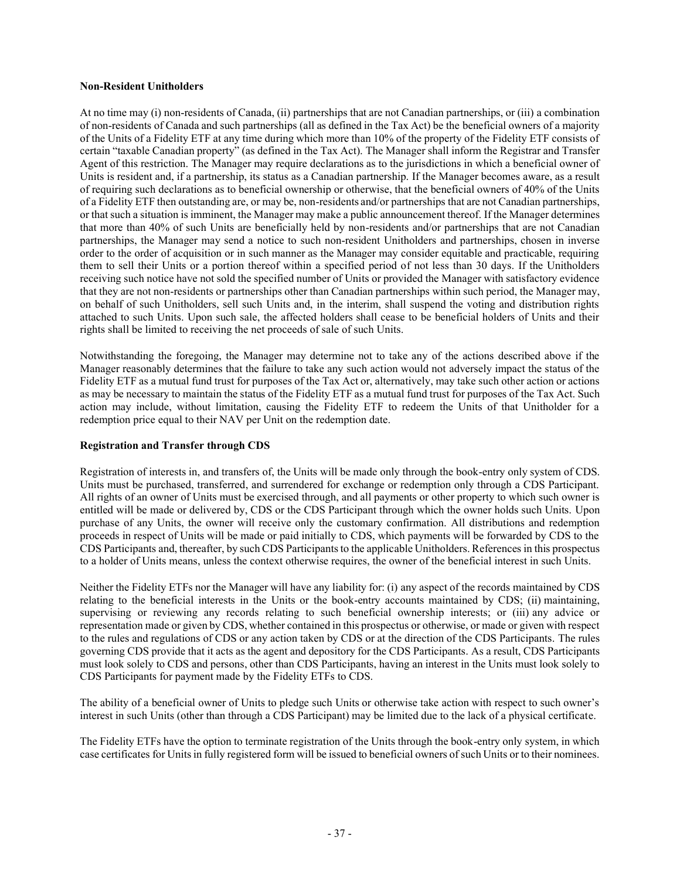**Non-Resident Unitholders**

At no time may (i) non-residents of Canada, (ii) partnerships that are not Canadian partnerships, or (iii) a combination of non-residents of Canada and such partnerships (all as defined in the Tax Act) be the beneficial owners of a majority of the Units of a Fidelity ETF at any time during which more than 10% of the property of the Fidelity ETF consists of certain "taxable Canadian property" (as defined in the Tax Act). The Manager shall inform the Registrar and Transfer Agent of this restriction. The Manager may require declarations as to the jurisdictions in which a beneficial owner of Units is resident and, if a partnership, its status as a Canadian partnership. If the Manager becomes aware, as a result of requiring such declarations as to beneficial ownership or otherwise, that the beneficial owners of 40% of the Units of a Fidelity ETF then outstanding are, or may be, non-residents and/or partnerships that are not Canadian partnerships, or that such a situation is imminent, the Manager may make a public announcement thereof. If the Manager determines that more than 40% of such Units are beneficially held by non-residents and/or partnerships that are not Canadian partnerships, the Manager may send a notice to such non-resident Unitholders and partnerships, chosen in inverse order to the order of acquisition or in such manner as the Manager may consider equitable and practicable, requiring them to sell their Units or a portion thereof within a specified period of not less than 30 days. If the Unitholders receiving such notice have not sold the specified number of Units or provided the Manager with satisfactory evidence that they are not non-residents or partnerships other than Canadian partnerships within such period, the Manager may, on behalf of such Unitholders, sell such Units and, in the interim, shall suspend the voting and distribution rights attached to such Units. Upon such sale, the affected holders shall cease to be beneficial holders of Units and their rights shall be limited to receiving the net proceeds of sale of such Units.

Notwithstanding the foregoing, the Manager may determine not to take any of the actions described above if the Manager reasonably determines that the failure to take any such action would not adversely impact the status of the Fidelity ETF as a mutual fund trust for purposes of the Tax Act or, alternatively, may take such other action or actions as may be necessary to maintain the status of the Fidelity ETF as a mutual fund trust for purposes of the Tax Act. Such action may include, without limitation, causing the Fidelity ETF to redeem the Units of that Unitholder for a redemption price equal to their NAV per Unit on the redemption date.

**Registration and Transfer through CDS**

Registration of interests in, and transfers of, the Units will be made only through the book-entry only system of CDS. Units must be purchased, transferred, and surrendered for exchange or redemption only through a CDS Participant. All rights of an owner of Units must be exercised through, and all payments or other property to which such owner is entitled will be made or delivered by, CDS or the CDS Participant through which the owner holds such Units. Upon purchase of any Units, the owner will receive only the customary confirmation. All distributions and redemption proceeds in respect of Units will be made or paid initially to CDS, which payments will be forwarded by CDS to the CDS Participants and, thereafter, by such CDS Participants to the applicable Unitholders. References in this prospectus to a holder of Units means, unless the context otherwise requires, the owner of the beneficial interest in such Units.

Neither the Fidelity ETFs nor the Manager will have any liability for: (i) any aspect of the records maintained by CDS relating to the beneficial interests in the Units or the book-entry accounts maintained by CDS; (ii) maintaining, supervising or reviewing any records relating to such beneficial ownership interests; or (iii) any advice or representation made or given by CDS, whether contained in this prospectus or otherwise, or made or given with respect to the rules and regulations of CDS or any action taken by CDS or at the direction of the CDS Participants. The rules governing CDS provide that it acts as the agent and depository for the CDS Participants. As a result, CDS Participants must look solely to CDS and persons, other than CDS Participants, having an interest in the Units must look solely to CDS Participants for payment made by the Fidelity ETFs to CDS.

The ability of a beneficial owner of Units to pledge such Units or otherwise take action with respect to such owner's interest in such Units (other than through a CDS Participant) may be limited due to the lack of a physical certificate.

The Fidelity ETFs have the option to terminate registration of the Units through the book-entry only system, in which case certificates for Units in fully registered form will be issued to beneficial owners of such Units or to their nominees.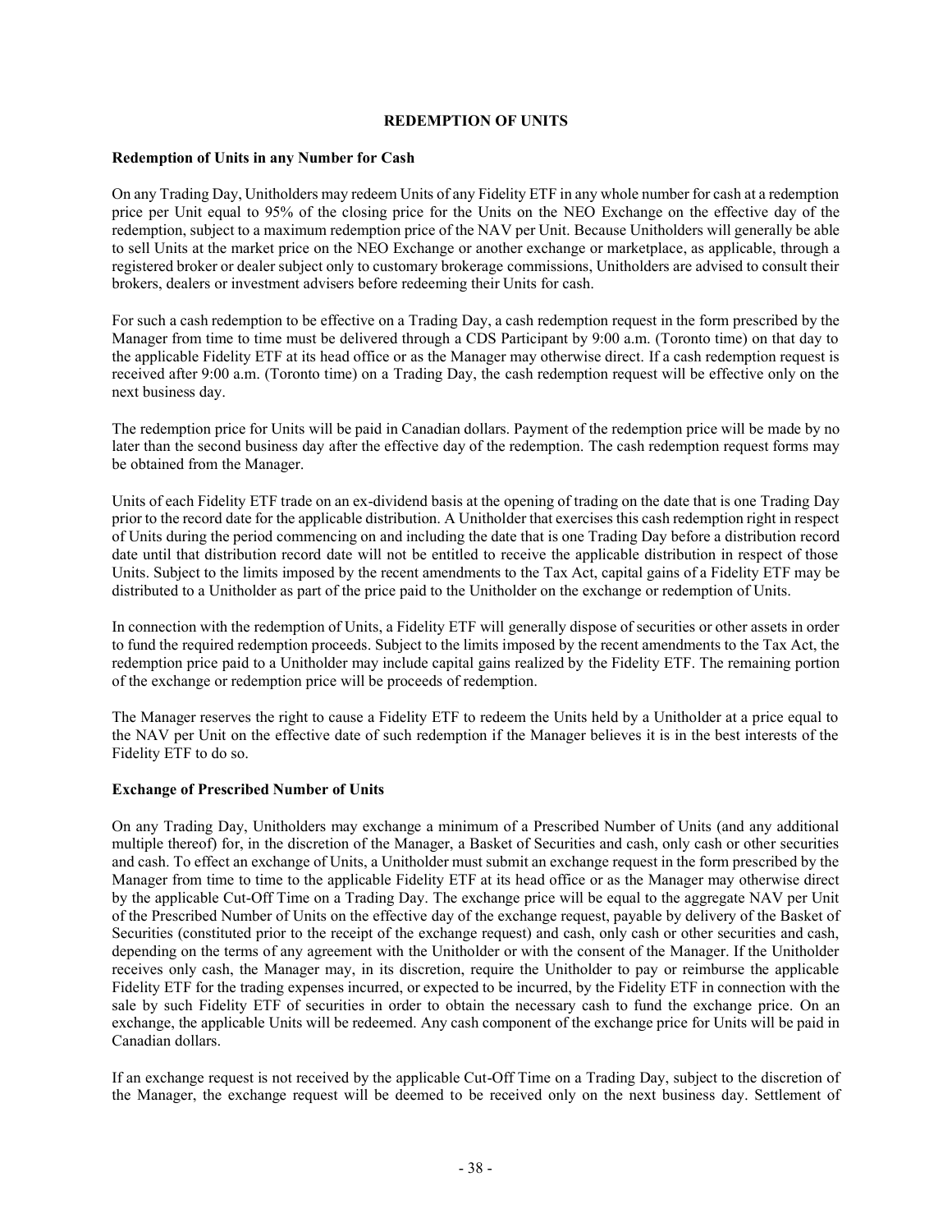## REDEMPTION OF UNITS

### Redemption of Units in any Number for Cash

On any Trading Day, Unitholders may redeem Units of any Fidelity ETF in any whole number for cash at a redemption price per Unit equal to 95% of the closing price for the Units on the NEO Exchange on the effective day of the redemption, subject to a maximum redemption price of the NAV per Unit. Because Unitholders will generally be able to sell Units at the market price on the NEO Exchange or another exchange or marketplace, as applicable, through a registered broker or dealer subject only to customary brokerage commissions, Unitholders are advised to consult their brokers, dealers or investment advisers before redeeming their Units for cash.

For such a cash redemption to be effective on a Trading Day, a cash redemption request in the form prescribed by the Manager from time to time must be delivered through a CDS Participant by 9:00 a.m. (Toronto time) on that day to the applicable Fidelity ETF at its head office or as the Manager may otherwise direct. If a cash redemption request is received after 9:00 a.m. (Toronto time) on a Trading Day, the cash redemption request will be effective only on the next business day.

The redemption price for Units will be paid in Canadian dollars. Payment of the redemption price will be made by no later than the second business day after the effective day of the redemption. The cash redemption request forms may be obtained from the Manager.

Units of each Fidelity ETF trade on an ex-dividend basis at the opening of trading on the date that is one Trading Day prior to the record date for the applicable distribution. A Unitholder that exercises this cash redemption right in respect of Units during the period commencing on and including the date that is one Trading Day before a distribution record date until that distribution record date will not be entitled to receive the applicable distribution in respect of those Units. Subject to the limits imposed by the recent amendments to the Tax Act, capital gains of a Fidelity ETF may be distributed to a Unitholder as part of the price paid to the Unitholder on the exchange or redemption of Units.

In connection with the redemption of Units, a Fidelity ETF will generally dispose of securities or other assets in order to fund the required redemption proceeds. Subject to the limits imposed by the recent amendments to the Tax Act, the redemption price paid to a Unitholder may include capital gains realized by the Fidelity ETF. The remaining portion of the exchange or redemption price will be proceeds of redemption.

The Manager reserves the right to cause a Fidelity ETF to redeem the Units held by a Unitholder at a price equal to the NAV per Unit on the effective date of such redemption if the Manager believes it is in the best interests of the Fidelity ETF to do so.

### Exchange of Prescribed Number of Units

On any Trading Day, Unitholders may exchange a minimum of a Prescribed Number of Units (and any additional multiple thereof) for, in the discretion of the Manager, a Basket of Securities and cash, only cash or other securities and cash. To effect an exchange of Units, a Unitholder must submit an exchange request in the form prescribed by the Manager from time to time to the applicable Fidelity ETF at its head office or as the Manager may otherwise direct by the applicable Cut-Off Time on a Trading Day. The exchange price will be equal to the aggregate NAV per Unit of the Prescribed Number of Units on the effective day of the exchange request, payable by delivery of the Basket of Securities (constituted prior to the receipt of the exchange request) and cash, only cash or other securities and cash, depending on the terms of any agreement with the Unitholder or with the consent of the Manager. If the Unitholder receives only cash, the Manager may, in its discretion, require the Unitholder to pay or reimburse the applicable Fidelity ETF for the trading expenses incurred, or expected to be incurred, by the Fidelity ETF in connection with the sale by such Fidelity ETF of securities in order to obtain the necessary cash to fund the exchange price. On an exchange, the applicable Units will be redeemed. Any cash component of the exchange price for Units will be paid in Canadian dollars.

If an exchange request is not received by the applicable Cut-Off Time on a Trading Day, subject to the discretion of the Manager, the exchange request will be deemed to be received only on the next business day. Settlement of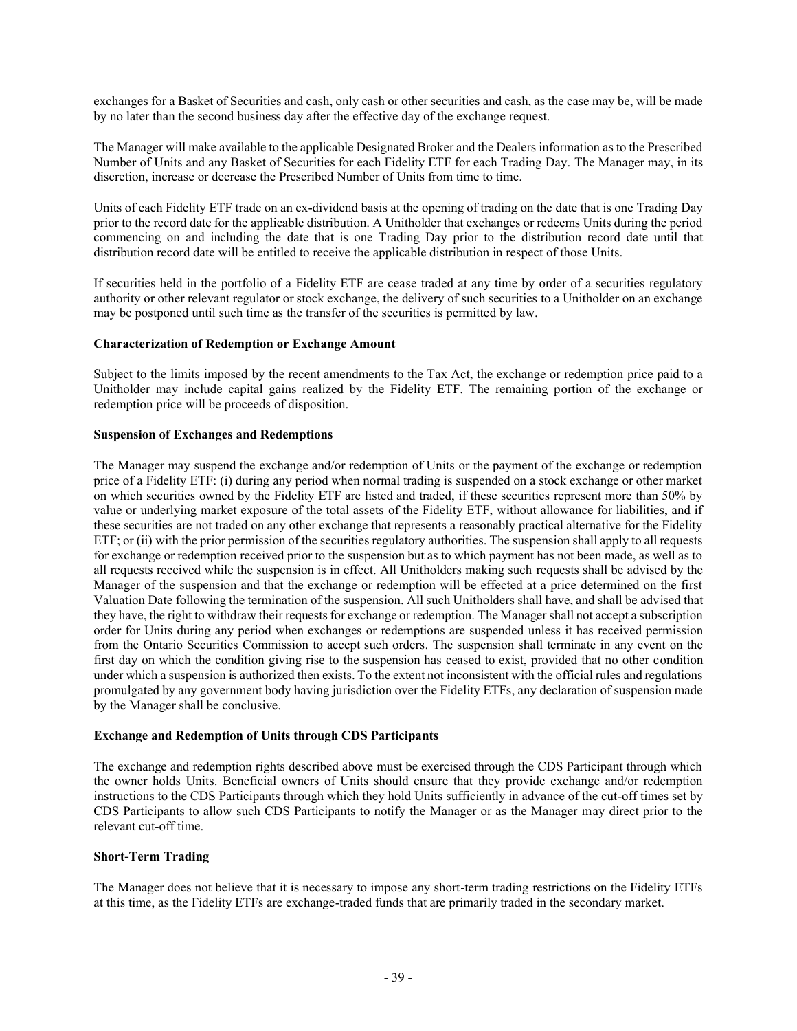exchanges for a Basket of Securities and cash, only cash or other securities and cash, as the case may be, will be made by no later than the second business day after the effective day of the exchange request.

The Manager will make available to the applicable Designated Broker and the Dealers information as to the Prescribed Number of Units and any Basket of Securities for each Fidelity ETF for each Trading Day. The Manager may, in its discretion, increase or decrease the Prescribed Number of Units from time to time.

Units of each Fidelity ETF trade on an ex-dividend basis at the opening of trading on the date that is one Trading Day prior to the record date for the applicable distribution. A Unitholder that exchanges or redeems Units during the period commencing on and including the date that is one Trading Day prior to the distribution record date until that distribution record date will be entitled to receive the applicable distribution in respect of those Units.

If securities held in the portfolio of a Fidelity ETF are cease traded at any time by order of a securities regulatory authority or other relevant regulator or stock exchange, the delivery of such securities to a Unitholder on an exchange may be postponed until such time as the transfer of the securities is permitted by law.

**Characterization of Redemption or Exchange Amount**

Subject to the limits imposed by the recent amendments to the Tax Act, the exchange or redemption price paid to a Unitholder may include capital gains realized by the Fidelity ETF. The remaining portion of the exchange or redemption price will be proceeds of disposition.

**Suspension of Exchanges and Redemptions**

The Manager may suspend the exchange and/or redemption of Units or the payment of the exchange or redemption price of a Fidelity ETF: (i) during any period when normal trading is suspended on a stock exchange or other market on which securities owned by the Fidelity ETF are listed and traded, if these securities represent more than 50% by value or underlying market exposure of the total assets of the Fidelity ETF, without allowance for liabilities, and if these securities are not traded on any other exchange that represents a reasonably practical alternative for the Fidelity ETF; or (ii) with the prior permission of the securities regulatory authorities. The suspension shall apply to all requests for exchange or redemption received prior to the suspension but as to which payment has not been made, as well as to all requests received while the suspension is in effect. All Unitholders making such requests shall be advised by the Manager of the suspension and that the exchange or redemption will be effected at a price determined on the first Valuation Date following the termination of the suspension. All such Unitholders shall have, and shall be advised that they have, the right to withdraw their requests for exchange or redemption. The Manager shall not accept a subscription order for Units during any period when exchanges or redemptions are suspended unless it has received permission from the Ontario Securities Commission to accept such orders. The suspension shall terminate in any event on the first day on which the condition giving rise to the suspension has ceased to exist, provided that no other condition under which a suspension is authorized then exists. To the extent not inconsistent with the official rules and regulations promulgated by any government body having jurisdiction over the Fidelity ETFs, any declaration of suspension made by the Manager shall be conclusive.

**Exchange and Redemption of Units through CDS Participants**

The exchange and redemption rights described above must be exercised through the CDS Participant through which the owner holds Units. Beneficial owners of Units should ensure that they provide exchange and/or redemption instructions to the CDS Participants through which they hold Units sufficiently in advance of the cut-off times set by CDS Participants to allow such CDS Participants to notify the Manager or as the Manager may direct prior to the relevant cut-off time.

**Short-Term Trading**

The Manager does not believe that it is necessary to impose any short-term trading restrictions on the Fidelity ETFs at this time, as the Fidelity ETFs are exchange-traded funds that are primarily traded in the secondary market.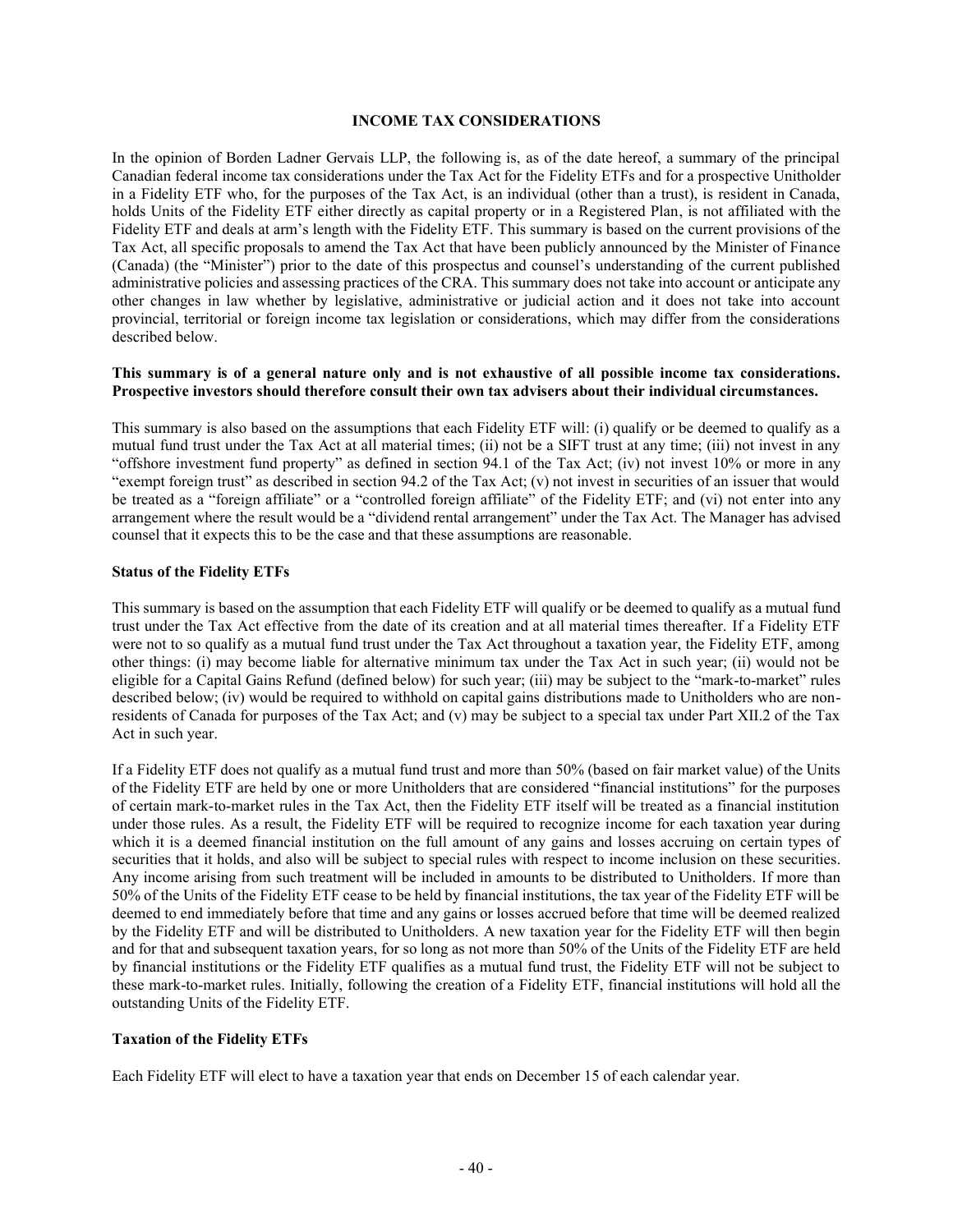## INCOME TAX CONSIDERATIONS

In the opinion of Borden Ladner Gervais LLP, the following is, as of the date hereof, a summary of the principal Canadian federal income tax considerations under the Tax Act for the Fidelity ETFs and for a prospective Unitholder in a Fidelity ETF who, for the purposes of the Tax Act, is an individual (other than a trust), is resident in Canada, holds Units of the Fidelity ETF either directly as capital property or in a Registered Plan, is not affiliated with the Fidelity ETF and deals at arm's length with the Fidelity ETF. This summary is based on the current provisions of the Tax Act, all specific proposals to amend the Tax Act that have been publicly announced by the Minister of Finance (Canada) (the "Minister") prior to the date of this prospectus and counsel's understanding of the current published administrative policies and assessing practices of the CRA. This summary does not take into account or anticipate any other changes in law whether by legislative, administrative or judicial action and it does not take into account provincial, territorial or foreign income tax legislation or considerations, which may differ from the considerations described below.

**This summary is of a general nature only and is not exhaustive of all possible income tax considerations. Prospective investors should therefore consult their own tax advisers about their individual circumstances.**

This summary is also based on the assumptions that each Fidelity ETF will: (i) qualify or be deemed to qualify as a mutual fund trust under the Tax Act at all material times; (ii) not be a SIFT trust at any time; (iii) not invest in any "offshore investment fund property" as defined in section 94.1 of the Tax Act; (iv) not invest 10% or more in any "exempt foreign trust" as described in section 94.2 of the Tax Act; (v) not invest in securities of an issuer that would be treated as a "foreign affiliate" or a "controlled foreign affiliate" of the Fidelity ETF; and (vi) not enter into any arrangement where the result would be a "dividend rental arrangement" under the Tax Act. The Manager has advised counsel that it expects this to be the case and that these assumptions are reasonable.

### Status of the Fidelity ETFs

This summary is based on the assumption that each Fidelity ETF will qualify or be deemed to qualify as a mutual fund trust under the Tax Act effective from the date of its creation and at all material times thereafter. If a Fidelity ETF were not to so qualify as a mutual fund trust under the Tax Act throughout a taxation year, the Fidelity ETF, among other things: (i) may become liable for alternative minimum tax under the Tax Act in such year; (ii) would not be eligible for a Capital Gains Refund (defined below) for such year; (iii) may be subject to the "mark-to-market" rules described below; (iv) would be required to withhold on capital gains distributions made to Unitholders who are non-residents of Canada for purposes of the Tax Act; and (v) may be subject to a special tax under Part XII.2 of the Tax Act in such year.

If a Fidelity ETF does not qualify as a mutual fund trust and more than 50% (based on fair market value) of the Units of the Fidelity ETF are held by one or more Unitholders that are considered "financial institutions" for the purposes of certain mark-to-market rules in the Tax Act, then the Fidelity ETF itself will be treated as a financial institution under those rules. As a result, the Fidelity ETF will be required to recognize income for each taxation year during which it is a deemed financial institution on the full amount of any gains and losses accruing on certain types of securities that it holds, and also will be subject to special rules with respect to income inclusion on these securities. Any income arising from such treatment will be included in amounts to be distributed to Unitholders. If more than 50% of the Units of the Fidelity ETF cease to be held by financial institutions, the tax year of the Fidelity ETF will be deemed to end immediately before that time and any gains or losses accrued before that time will be deemed realized by the Fidelity ETF and will be distributed to Unitholders. A new taxation year for the Fidelity ETF will then begin and for that and subsequent taxation years, for so long as not more than 50% of the Units of the Fidelity ETF are held by financial institutions or the Fidelity ETF qualifies as a mutual fund trust, the Fidelity ETF will not be subject to these mark-to-market rules. Initially, following the creation of a Fidelity ETF, financial institutions will hold all the outstanding Units of the Fidelity ETF.

### Taxation of the Fidelity ETFs

Each Fidelity ETF will elect to have a taxation year that ends on December 15 of each calendar year.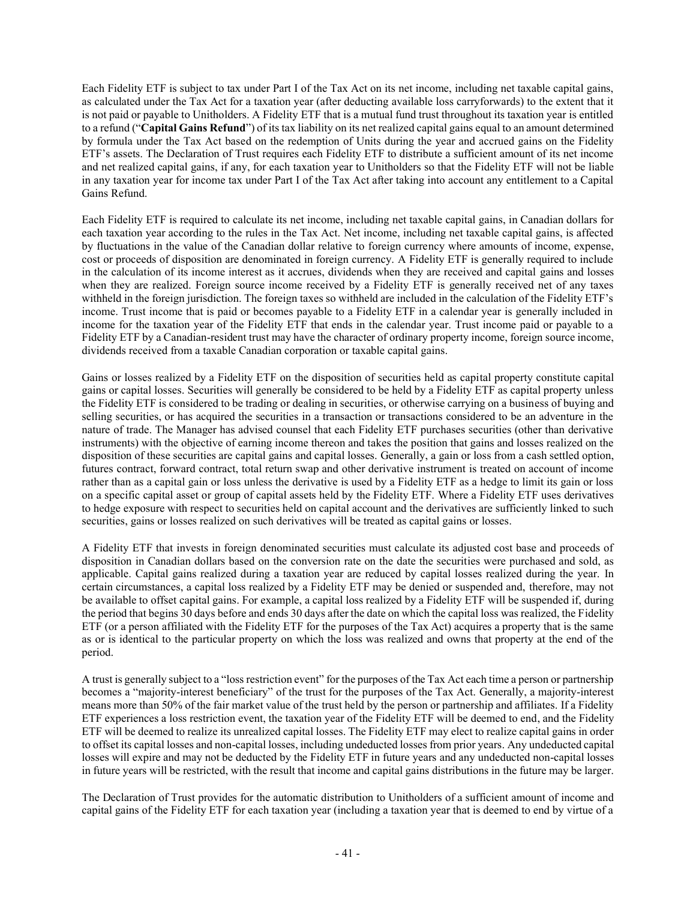Each Fidelity ETF is subject to tax under Part I of the Tax Act on its net income, including net taxable capital gains, as calculated under the Tax Act for a taxation year (after deducting available loss carryforwards) to the extent that it is not paid or payable to Unitholders. A Fidelity ETF that is a mutual fund trust throughout its taxation year is entitled to a refund ("**Capital Gains Refund**") of its tax liability on its net realized capital gains equal to an amount determined by formula under the Tax Act based on the redemption of Units during the year and accrued gains on the Fidelity ETF's assets. The Declaration of Trust requires each Fidelity ETF to distribute a sufficient amount of its net income and net realized capital gains, if any, for each taxation year to Unitholders so that the Fidelity ETF will not be liable in any taxation year for income tax under Part I of the Tax Act after taking into account any entitlement to a Capital Gains Refund.

Each Fidelity ETF is required to calculate its net income, including net taxable capital gains, in Canadian dollars for each taxation year according to the rules in the Tax Act. Net income, including net taxable capital gains, is affected by fluctuations in the value of the Canadian dollar relative to foreign currency where amounts of income, expense, cost or proceeds of disposition are denominated in foreign currency. A Fidelity ETF is generally required to include in the calculation of its income interest as it accrues, dividends when they are received and capital gains and losses when they are realized. Foreign source income received by a Fidelity ETF is generally received net of any taxes withheld in the foreign jurisdiction. The foreign taxes so withheld are included in the calculation of the Fidelity ETF's income. Trust income that is paid or becomes payable to a Fidelity ETF in a calendar year is generally included in income for the taxation year of the Fidelity ETF that ends in the calendar year. Trust income paid or payable to a Fidelity ETF by a Canadian-resident trust may have the character of ordinary property income, foreign source income, dividends received from a taxable Canadian corporation or taxable capital gains.

Gains or losses realized by a Fidelity ETF on the disposition of securities held as capital property constitute capital gains or capital losses. Securities will generally be considered to be held by a Fidelity ETF as capital property unless the Fidelity ETF is considered to be trading or dealing in securities, or otherwise carrying on a business of buying and selling securities, or has acquired the securities in a transaction or transactions considered to be an adventure in the nature of trade. The Manager has advised counsel that each Fidelity ETF purchases securities (other than derivative instruments) with the objective of earning income thereon and takes the position that gains and losses realized on the disposition of these securities are capital gains and capital losses. Generally, a gain or loss from a cash settled option, futures contract, forward contract, total return swap and other derivative instrument is treated on account of income rather than as a capital gain or loss unless the derivative is used by a Fidelity ETF as a hedge to limit its gain or loss on a specific capital asset or group of capital assets held by the Fidelity ETF. Where a Fidelity ETF uses derivatives to hedge exposure with respect to securities held on capital account and the derivatives are sufficiently linked to such securities, gains or losses realized on such derivatives will be treated as capital gains or losses.

A Fidelity ETF that invests in foreign denominated securities must calculate its adjusted cost base and proceeds of disposition in Canadian dollars based on the conversion rate on the date the securities were purchased and sold, as applicable. Capital gains realized during a taxation year are reduced by capital losses realized during the year. In certain circumstances, a capital loss realized by a Fidelity ETF may be denied or suspended and, therefore, may not be available to offset capital gains. For example, a capital loss realized by a Fidelity ETF will be suspended if, during the period that begins 30 days before and ends 30 days after the date on which the capital loss was realized, the Fidelity ETF (or a person affiliated with the Fidelity ETF for the purposes of the Tax Act) acquires a property that is the same as or is identical to the particular property on which the loss was realized and owns that property at the end of the period.

A trust is generally subject to a "loss restriction event" for the purposes of the Tax Act each time a person or partnership becomes a "majority-interest beneficiary" of the trust for the purposes of the Tax Act. Generally, a majority-interest means more than 50% of the fair market value of the trust held by the person or partnership and affiliates. If a Fidelity ETF experiences a loss restriction event, the taxation year of the Fidelity ETF will be deemed to end, and the Fidelity ETF will be deemed to realize its unrealized capital losses. The Fidelity ETF may elect to realize capital gains in order to offset its capital losses and non-capital losses, including undeducted losses from prior years. Any undeducted capital losses will expire and may not be deducted by the Fidelity ETF in future years and any undeducted non-capital losses in future years will be restricted, with the result that income and capital gains distributions in the future may be larger.

The Declaration of Trust provides for the automatic distribution to Unitholders of a sufficient amount of income and capital gains of the Fidelity ETF for each taxation year (including a taxation year that is deemed to end by virtue of a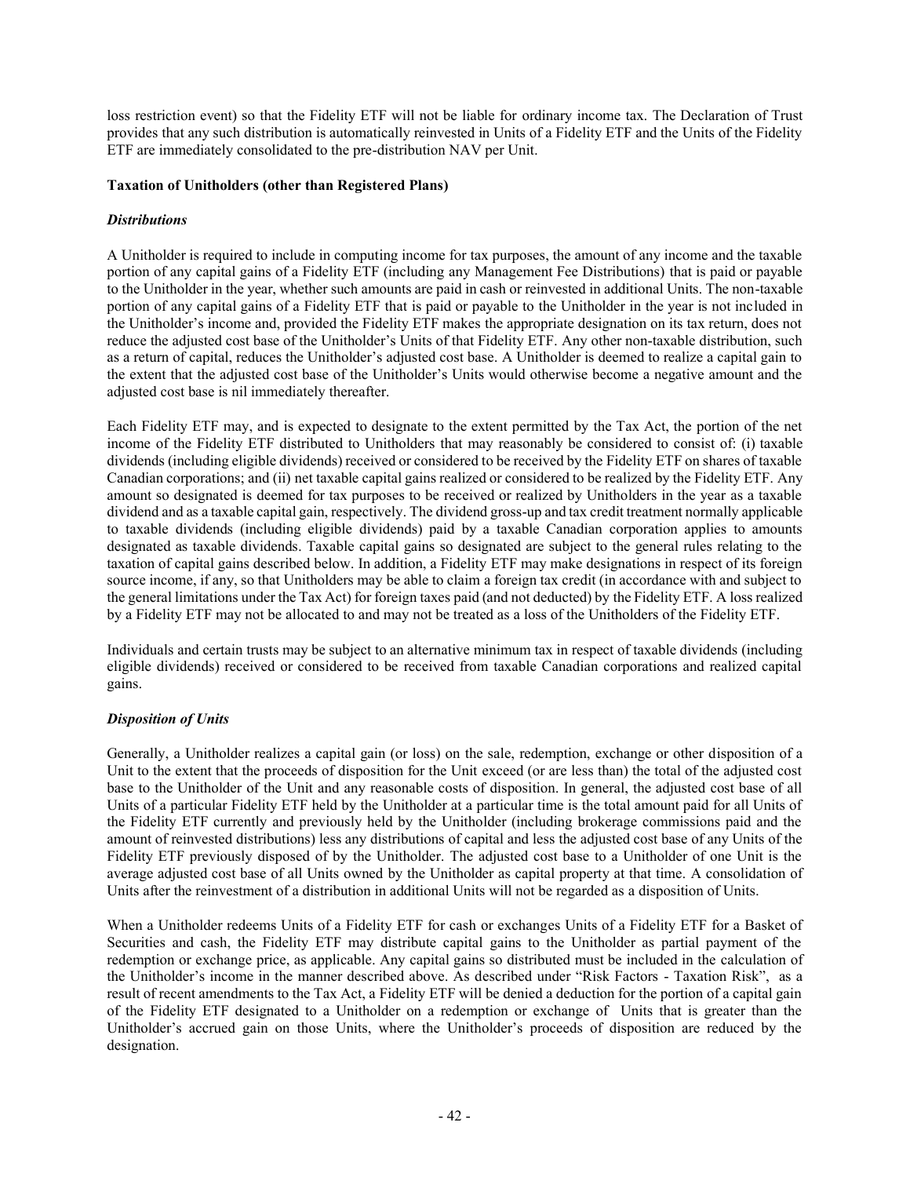loss restriction event) so that the Fidelity ETF will not be liable for ordinary income tax. The Declaration of Trust provides that any such distribution is automatically reinvested in Units of a Fidelity ETF and the Units of the Fidelity ETF are immediately consolidated to the pre-distribution NAV per Unit.

**Taxation of Unitholders (other than Registered Plans)**

***Distributions***

A Unitholder is required to include in computing income for tax purposes, the amount of any income and the taxable portion of any capital gains of a Fidelity ETF (including any Management Fee Distributions) that is paid or payable to the Unitholder in the year, whether such amounts are paid in cash or reinvested in additional Units. The non-taxable portion of any capital gains of a Fidelity ETF that is paid or payable to the Unitholder in the year is not included in the Unitholder's income and, provided the Fidelity ETF makes the appropriate designation on its tax return, does not reduce the adjusted cost base of the Unitholder's Units of that Fidelity ETF. Any other non-taxable distribution, such as a return of capital, reduces the Unitholder's adjusted cost base. A Unitholder is deemed to realize a capital gain to the extent that the adjusted cost base of the Unitholder's Units would otherwise become a negative amount and the adjusted cost base is nil immediately thereafter.

Each Fidelity ETF may, and is expected to designate to the extent permitted by the Tax Act, the portion of the net income of the Fidelity ETF distributed to Unitholders that may reasonably be considered to consist of: (i) taxable dividends (including eligible dividends) received or considered to be received by the Fidelity ETF on shares of taxable Canadian corporations; and (ii) net taxable capital gains realized or considered to be realized by the Fidelity ETF. Any amount so designated is deemed for tax purposes to be received or realized by Unitholders in the year as a taxable dividend and as a taxable capital gain, respectively. The dividend gross-up and tax credit treatment normally applicable to taxable dividends (including eligible dividends) paid by a taxable Canadian corporation applies to amounts designated as taxable dividends. Taxable capital gains so designated are subject to the general rules relating to the taxation of capital gains described below. In addition, a Fidelity ETF may make designations in respect of its foreign source income, if any, so that Unitholders may be able to claim a foreign tax credit (in accordance with and subject to the general limitations under the Tax Act) for foreign taxes paid (and not deducted) by the Fidelity ETF. A loss realized by a Fidelity ETF may not be allocated to and may not be treated as a loss of the Unitholders of the Fidelity ETF.

Individuals and certain trusts may be subject to an alternative minimum tax in respect of taxable dividends (including eligible dividends) received or considered to be received from taxable Canadian corporations and realized capital gains.

***Disposition of Units***

Generally, a Unitholder realizes a capital gain (or loss) on the sale, redemption, exchange or other disposition of a Unit to the extent that the proceeds of disposition for the Unit exceed (or are less than) the total of the adjusted cost base to the Unitholder of the Unit and any reasonable costs of disposition. In general, the adjusted cost base of all Units of a particular Fidelity ETF held by the Unitholder at a particular time is the total amount paid for all Units of the Fidelity ETF currently and previously held by the Unitholder (including brokerage commissions paid and the amount of reinvested distributions) less any distributions of capital and less the adjusted cost base of any Units of the Fidelity ETF previously disposed of by the Unitholder. The adjusted cost base to a Unitholder of one Unit is the average adjusted cost base of all Units owned by the Unitholder as capital property at that time. A consolidation of Units after the reinvestment of a distribution in additional Units will not be regarded as a disposition of Units.

When a Unitholder redeems Units of a Fidelity ETF for cash or exchanges Units of a Fidelity ETF for a Basket of Securities and cash, the Fidelity ETF may distribute capital gains to the Unitholder as partial payment of the redemption or exchange price, as applicable. Any capital gains so distributed must be included in the calculation of the Unitholder's income in the manner described above. As described under "Risk Factors - Taxation Risk", as a result of recent amendments to the Tax Act, a Fidelity ETF will be denied a deduction for the portion of a capital gain of the Fidelity ETF designated to a Unitholder on a redemption or exchange of Units that is greater than the Unitholder's accrued gain on those Units, where the Unitholder's proceeds of disposition are reduced by the designation.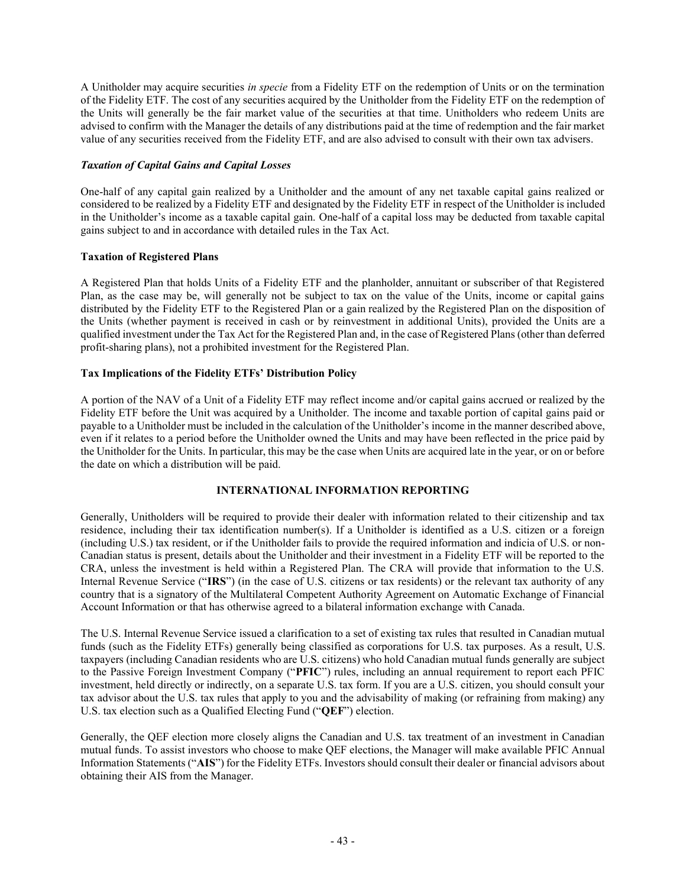A Unitholder may acquire securities *in specie* from a Fidelity ETF on the redemption of Units or on the termination of the Fidelity ETF. The cost of any securities acquired by the Unitholder from the Fidelity ETF on the redemption of the Units will generally be the fair market value of the securities at that time. Unitholders who redeem Units are advised to confirm with the Manager the details of any distributions paid at the time of redemption and the fair market value of any securities received from the Fidelity ETF, and are also advised to consult with their own tax advisers.

#### *Taxation of Capital Gains and Capital Losses*

One-half of any capital gain realized by a Unitholder and the amount of any net taxable capital gains realized or considered to be realized by a Fidelity ETF and designated by the Fidelity ETF in respect of the Unitholder is included in the Unitholder's income as a taxable capital gain. One-half of a capital loss may be deducted from taxable capital gains subject to and in accordance with detailed rules in the Tax Act.

### Taxation of Registered Plans

A Registered Plan that holds Units of a Fidelity ETF and the planholder, annuitant or subscriber of that Registered Plan, as the case may be, will generally not be subject to tax on the value of the Units, income or capital gains distributed by the Fidelity ETF to the Registered Plan or a gain realized by the Registered Plan on the disposition of the Units (whether payment is received in cash or by reinvestment in additional Units), provided the Units are a qualified investment under the Tax Act for the Registered Plan and, in the case of Registered Plans (other than deferred profit-sharing plans), not a prohibited investment for the Registered Plan.

### Tax Implications of the Fidelity ETFs' Distribution Policy

A portion of the NAV of a Unit of a Fidelity ETF may reflect income and/or capital gains accrued or realized by the Fidelity ETF before the Unit was acquired by a Unitholder. The income and taxable portion of capital gains paid or payable to a Unitholder must be included in the calculation of the Unitholder's income in the manner described above, even if it relates to a period before the Unitholder owned the Units and may have been reflected in the price paid by the Unitholder for the Units. In particular, this may be the case when Units are acquired late in the year, or on or before the date on which a distribution will be paid.

## INTERNATIONAL INFORMATION REPORTING

Generally, Unitholders will be required to provide their dealer with information related to their citizenship and tax residence, including their tax identification number(s). If a Unitholder is identified as a U.S. citizen or a foreign (including U.S.) tax resident, or if the Unitholder fails to provide the required information and indicia of U.S. or non-Canadian status is present, details about the Unitholder and their investment in a Fidelity ETF will be reported to the CRA, unless the investment is held within a Registered Plan. The CRA will provide that information to the U.S. Internal Revenue Service ("**IRS**") (in the case of U.S. citizens or tax residents) or the relevant tax authority of any country that is a signatory of the Multilateral Competent Authority Agreement on Automatic Exchange of Financial Account Information or that has otherwise agreed to a bilateral information exchange with Canada.

The U.S. Internal Revenue Service issued a clarification to a set of existing tax rules that resulted in Canadian mutual funds (such as the Fidelity ETFs) generally being classified as corporations for U.S. tax purposes. As a result, U.S. taxpayers (including Canadian residents who are U.S. citizens) who hold Canadian mutual funds generally are subject to the Passive Foreign Investment Company ("**PFIC**") rules, including an annual requirement to report each PFIC investment, held directly or indirectly, on a separate U.S. tax form. If you are a U.S. citizen, you should consult your tax advisor about the U.S. tax rules that apply to you and the advisability of making (or refraining from making) any U.S. tax election such as a Qualified Electing Fund ("**QEF**") election.

Generally, the QEF election more closely aligns the Canadian and U.S. tax treatment of an investment in Canadian mutual funds. To assist investors who choose to make QEF elections, the Manager will make available PFIC Annual Information Statements ("**AIS**") for the Fidelity ETFs. Investors should consult their dealer or financial advisors about obtaining their AIS from the Manager.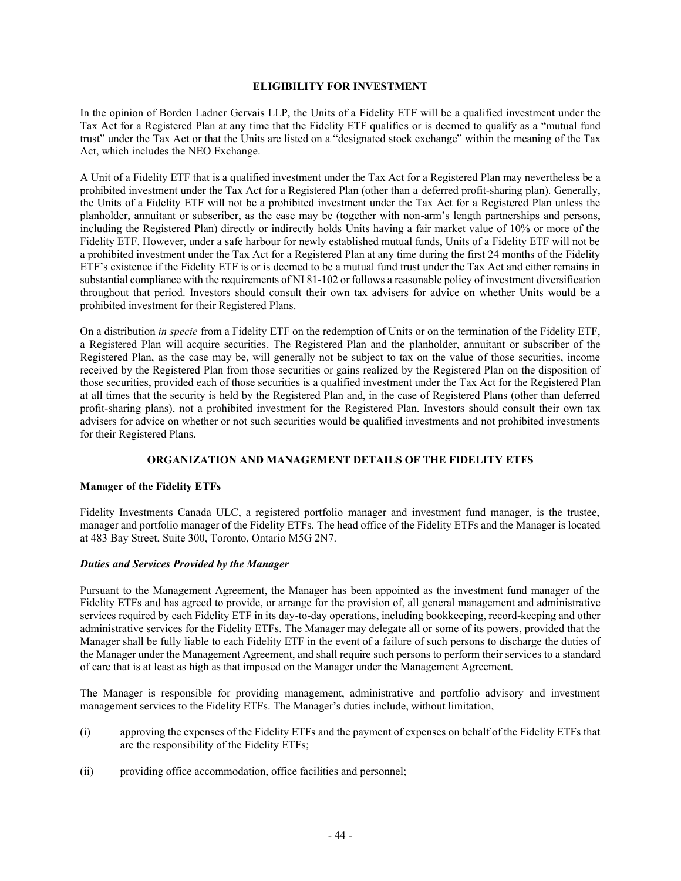## ELIGIBILITY FOR INVESTMENT

In the opinion of Borden Ladner Gervais LLP, the Units of a Fidelity ETF will be a qualified investment under the Tax Act for a Registered Plan at any time that the Fidelity ETF qualifies or is deemed to qualify as a "mutual fund trust" under the Tax Act or that the Units are listed on a "designated stock exchange" within the meaning of the Tax Act, which includes the NEO Exchange.

A Unit of a Fidelity ETF that is a qualified investment under the Tax Act for a Registered Plan may nevertheless be a prohibited investment under the Tax Act for a Registered Plan (other than a deferred profit-sharing plan). Generally, the Units of a Fidelity ETF will not be a prohibited investment under the Tax Act for a Registered Plan unless the planholder, annuitant or subscriber, as the case may be (together with non-arm's length partnerships and persons, including the Registered Plan) directly or indirectly holds Units having a fair market value of 10% or more of the Fidelity ETF. However, under a safe harbour for newly established mutual funds, Units of a Fidelity ETF will not be a prohibited investment under the Tax Act for a Registered Plan at any time during the first 24 months of the Fidelity ETF's existence if the Fidelity ETF is or is deemed to be a mutual fund trust under the Tax Act and either remains in substantial compliance with the requirements of NI 81-102 or follows a reasonable policy of investment diversification throughout that period. Investors should consult their own tax advisers for advice on whether Units would be a prohibited investment for their Registered Plans.

On a distribution *in specie* from a Fidelity ETF on the redemption of Units or on the termination of the Fidelity ETF, a Registered Plan will acquire securities. The Registered Plan and the planholder, annuitant or subscriber of the Registered Plan, as the case may be, will generally not be subject to tax on the value of those securities, income received by the Registered Plan from those securities or gains realized by the Registered Plan on the disposition of those securities, provided each of those securities is a qualified investment under the Tax Act for the Registered Plan at all times that the security is held by the Registered Plan and, in the case of Registered Plans (other than deferred profit-sharing plans), not a prohibited investment for the Registered Plan. Investors should consult their own tax advisers for advice on whether or not such securities would be qualified investments and not prohibited investments for their Registered Plans.

## ORGANIZATION AND MANAGEMENT DETAILS OF THE FIDELITY ETFS

### Manager of the Fidelity ETFs

Fidelity Investments Canada ULC, a registered portfolio manager and investment fund manager, is the trustee, manager and portfolio manager of the Fidelity ETFs. The head office of the Fidelity ETFs and the Manager is located at 483 Bay Street, Suite 300, Toronto, Ontario M5G 2N7.

#### *Duties and Services Provided by the Manager*

Pursuant to the Management Agreement, the Manager has been appointed as the investment fund manager of the Fidelity ETFs and has agreed to provide, or arrange for the provision of, all general management and administrative services required by each Fidelity ETF in its day-to-day operations, including bookkeeping, record-keeping and other administrative services for the Fidelity ETFs. The Manager may delegate all or some of its powers, provided that the Manager shall be fully liable to each Fidelity ETF in the event of a failure of such persons to discharge the duties of the Manager under the Management Agreement, and shall require such persons to perform their services to a standard of care that is at least as high as that imposed on the Manager under the Management Agreement.

The Manager is responsible for providing management, administrative and portfolio advisory and investment management services to the Fidelity ETFs. The Manager's duties include, without limitation,

(i) approving the expenses of the Fidelity ETFs and the payment of expenses on behalf of the Fidelity ETFs that are the responsibility of the Fidelity ETFs;

(ii) providing office accommodation, office facilities and personnel;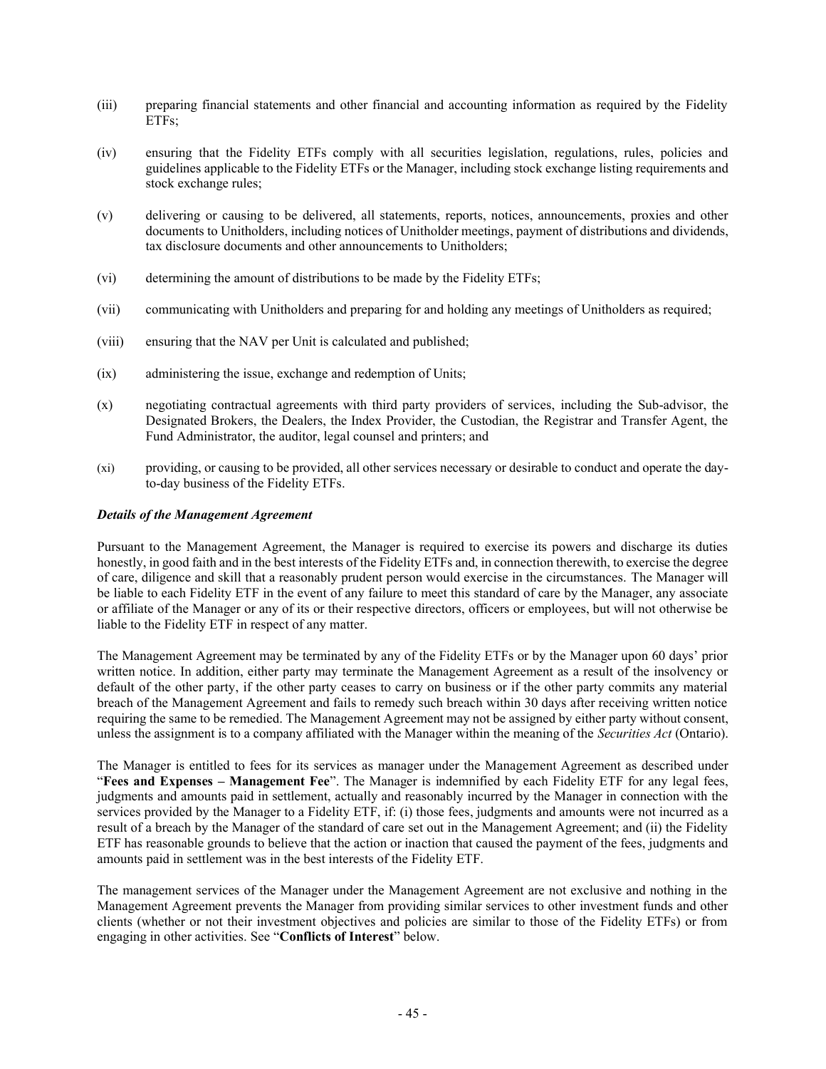(iii) preparing financial statements and other financial and accounting information as required by the Fidelity ETFs;

(iv) ensuring that the Fidelity ETFs comply with all securities legislation, regulations, rules, policies and guidelines applicable to the Fidelity ETFs or the Manager, including stock exchange listing requirements and stock exchange rules;

(v) delivering or causing to be delivered, all statements, reports, notices, announcements, proxies and other documents to Unitholders, including notices of Unitholder meetings, payment of distributions and dividends, tax disclosure documents and other announcements to Unitholders;

(vi) determining the amount of distributions to be made by the Fidelity ETFs;

(vii) communicating with Unitholders and preparing for and holding any meetings of Unitholders as required;

(viii) ensuring that the NAV per Unit is calculated and published;

(ix) administering the issue, exchange and redemption of Units;

(x) negotiating contractual agreements with third party providers of services, including the Sub-advisor, the Designated Brokers, the Dealers, the Index Provider, the Custodian, the Registrar and Transfer Agent, the Fund Administrator, the auditor, legal counsel and printers; and

(xi) providing, or causing to be provided, all other services necessary or desirable to conduct and operate the day-to-day business of the Fidelity ETFs.

***Details of the Management Agreement***

Pursuant to the Management Agreement, the Manager is required to exercise its powers and discharge its duties honestly, in good faith and in the best interests of the Fidelity ETFs and, in connection therewith, to exercise the degree of care, diligence and skill that a reasonably prudent person would exercise in the circumstances. The Manager will be liable to each Fidelity ETF in the event of any failure to meet this standard of care by the Manager, any associate or affiliate of the Manager or any of its or their respective directors, officers or employees, but will not otherwise be liable to the Fidelity ETF in respect of any matter.

The Management Agreement may be terminated by any of the Fidelity ETFs or by the Manager upon 60 days' prior written notice. In addition, either party may terminate the Management Agreement as a result of the insolvency or default of the other party, if the other party ceases to carry on business or if the other party commits any material breach of the Management Agreement and fails to remedy such breach within 30 days after receiving written notice requiring the same to be remedied. The Management Agreement may not be assigned by either party without consent, unless the assignment is to a company affiliated with the Manager within the meaning of the *Securities Act* (Ontario).

The Manager is entitled to fees for its services as manager under the Management Agreement as described under "**Fees and Expenses – Management Fee**". The Manager is indemnified by each Fidelity ETF for any legal fees, judgments and amounts paid in settlement, actually and reasonably incurred by the Manager in connection with the services provided by the Manager to a Fidelity ETF, if: (i) those fees, judgments and amounts were not incurred as a result of a breach by the Manager of the standard of care set out in the Management Agreement; and (ii) the Fidelity ETF has reasonable grounds to believe that the action or inaction that caused the payment of the fees, judgments and amounts paid in settlement was in the best interests of the Fidelity ETF.

The management services of the Manager under the Management Agreement are not exclusive and nothing in the Management Agreement prevents the Manager from providing similar services to other investment funds and other clients (whether or not their investment objectives and policies are similar to those of the Fidelity ETFs) or from engaging in other activities. See "**Conflicts of Interest**" below.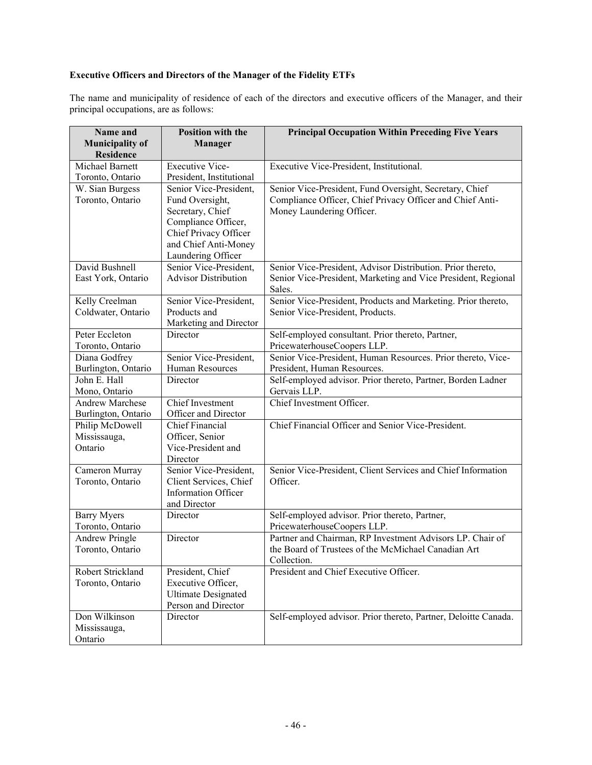**Executive Officers and Directors of the Manager of the Fidelity ETFs**

The name and municipality of residence of each of the directors and executive officers of the Manager, and their principal occupations, are as follows:

| Name and Municipality of Residence | Position with the Manager | Principal Occupation Within Preceding Five Years |
|---|---|---|
| Michael Barnett<br>Toronto, Ontario | Executive Vice-President, Institutional | Executive Vice-President, Institutional. |
| W. Sian Burgess<br>Toronto, Ontario | Senior Vice-President, Fund Oversight, Secretary, Chief Compliance Officer, Chief Privacy Officer and Chief Anti-Money Laundering Officer | Senior Vice-President, Fund Oversight, Secretary, Chief Compliance Officer, Chief Privacy Officer and Chief Anti-Money Laundering Officer. |
| David Bushnell<br>East York, Ontario | Senior Vice-President, Advisor Distribution | Senior Vice-President, Advisor Distribution. Prior thereto, Senior Vice-President, Marketing and Vice President, Regional Sales. |
| Kelly Creelman<br>Coldwater, Ontario | Senior Vice-President, Products and Marketing and Director | Senior Vice-President, Products and Marketing. Prior thereto, Senior Vice-President, Products. |
| Peter Eccleton<br>Toronto, Ontario | Director | Self-employed consultant. Prior thereto, Partner, PricewaterhouseCoopers LLP. |
| Diana Godfrey<br>Burlington, Ontario | Senior Vice-President, Human Resources | Senior Vice-President, Human Resources. Prior thereto, Vice-President, Human Resources. |
| John E. Hall<br>Mono, Ontario | Director | Self-employed advisor. Prior thereto, Partner, Borden Ladner Gervais LLP. |
| Andrew Marchese<br>Burlington, Ontario | Chief Investment Officer and Director | Chief Investment Officer. |
| Philip McDowell<br>Mississauga, Ontario | Chief Financial Officer, Senior Vice-President and Director | Chief Financial Officer and Senior Vice-President. |
| Cameron Murray<br>Toronto, Ontario | Senior Vice-President, Client Services, Chief Information Officer and Director | Senior Vice-President, Client Services and Chief Information Officer. |
| Barry Myers<br>Toronto, Ontario | Director | Self-employed advisor. Prior thereto, Partner, PricewaterhouseCoopers LLP. |
| Andrew Pringle<br>Toronto, Ontario | Director | Partner and Chairman, RP Investment Advisors LP. Chair of the Board of Trustees of the McMichael Canadian Art Collection. |
| Robert Strickland<br>Toronto, Ontario | President, Chief Executive Officer, Ultimate Designated Person and Director | President and Chief Executive Officer. |
| Don Wilkinson<br>Mississauga, Ontario | Director | Self-employed advisor. Prior thereto, Partner, Deloitte Canada. |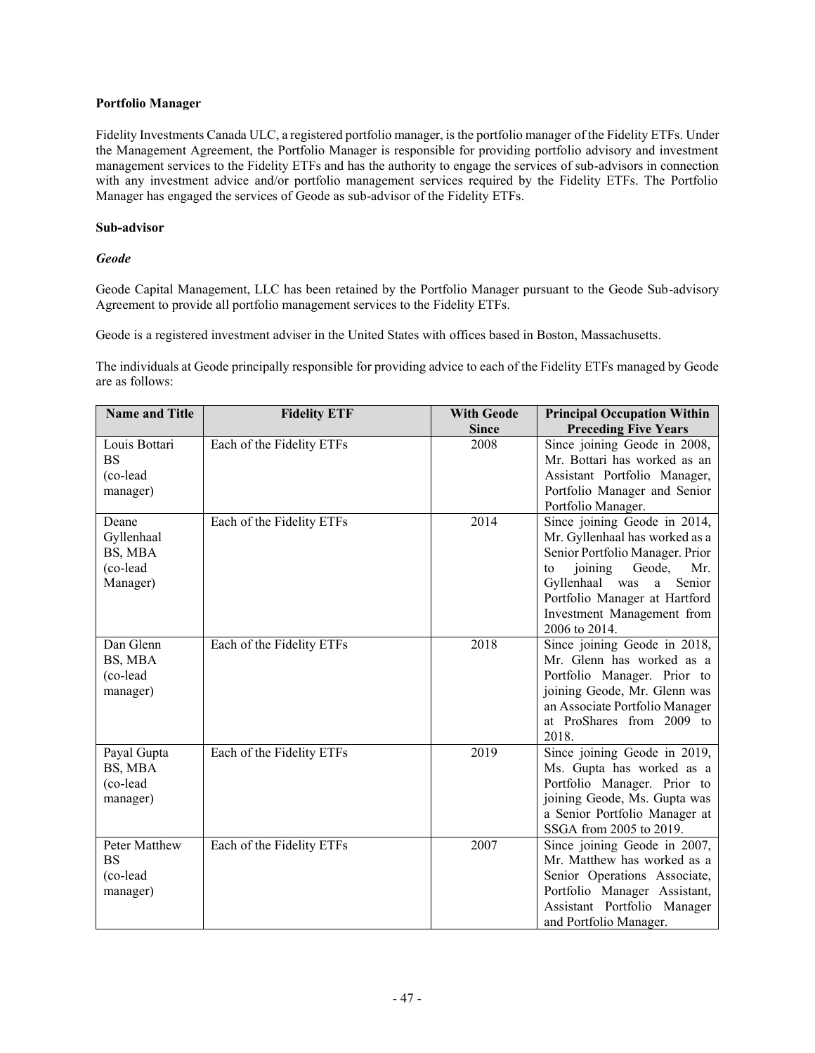**Portfolio Manager**

Fidelity Investments Canada ULC, a registered portfolio manager, is the portfolio manager of the Fidelity ETFs. Under the Management Agreement, the Portfolio Manager is responsible for providing portfolio advisory and investment management services to the Fidelity ETFs and has the authority to engage the services of sub-advisors in connection with any investment advice and/or portfolio management services required by the Fidelity ETFs. The Portfolio Manager has engaged the services of Geode as sub-advisor of the Fidelity ETFs.

**Sub-advisor**

***Geode***

Geode Capital Management, LLC has been retained by the Portfolio Manager pursuant to the Geode Sub-advisory Agreement to provide all portfolio management services to the Fidelity ETFs.

Geode is a registered investment adviser in the United States with offices based in Boston, Massachusetts.

The individuals at Geode principally responsible for providing advice to each of the Fidelity ETFs managed by Geode are as follows:

| Name and Title | Fidelity ETF | With Geode Since | Principal Occupation Within Preceding Five Years |
|---|---|---|---|
| Louis Bottari BS (co-lead manager) | Each of the Fidelity ETFs | 2008 | Since joining Geode in 2008, Mr. Bottari has worked as an Assistant Portfolio Manager, Portfolio Manager and Senior Portfolio Manager. |
| Deane Gyllenhaal BS, MBA (co-lead Manager) | Each of the Fidelity ETFs | 2014 | Since joining Geode in 2014, Mr. Gyllenhaal has worked as a Senior Portfolio Manager. Prior to joining Geode, Mr. Gyllenhaal was a Senior Portfolio Manager at Hartford Investment Management from 2006 to 2014. |
| Dan Glenn BS, MBA (co-lead manager) | Each of the Fidelity ETFs | 2018 | Since joining Geode in 2018, Mr. Glenn has worked as a Portfolio Manager. Prior to joining Geode, Mr. Glenn was an Associate Portfolio Manager at ProShares from 2009 to 2018. |
| Payal Gupta BS, MBA (co-lead manager) | Each of the Fidelity ETFs | 2019 | Since joining Geode in 2019, Ms. Gupta has worked as a Portfolio Manager. Prior to joining Geode, Ms. Gupta was a Senior Portfolio Manager at SSGA from 2005 to 2019. |
| Peter Matthew BS (co-lead manager) | Each of the Fidelity ETFs | 2007 | Since joining Geode in 2007, Mr. Matthew has worked as a Senior Operations Associate, Portfolio Manager Assistant, Assistant Portfolio Manager and Portfolio Manager. |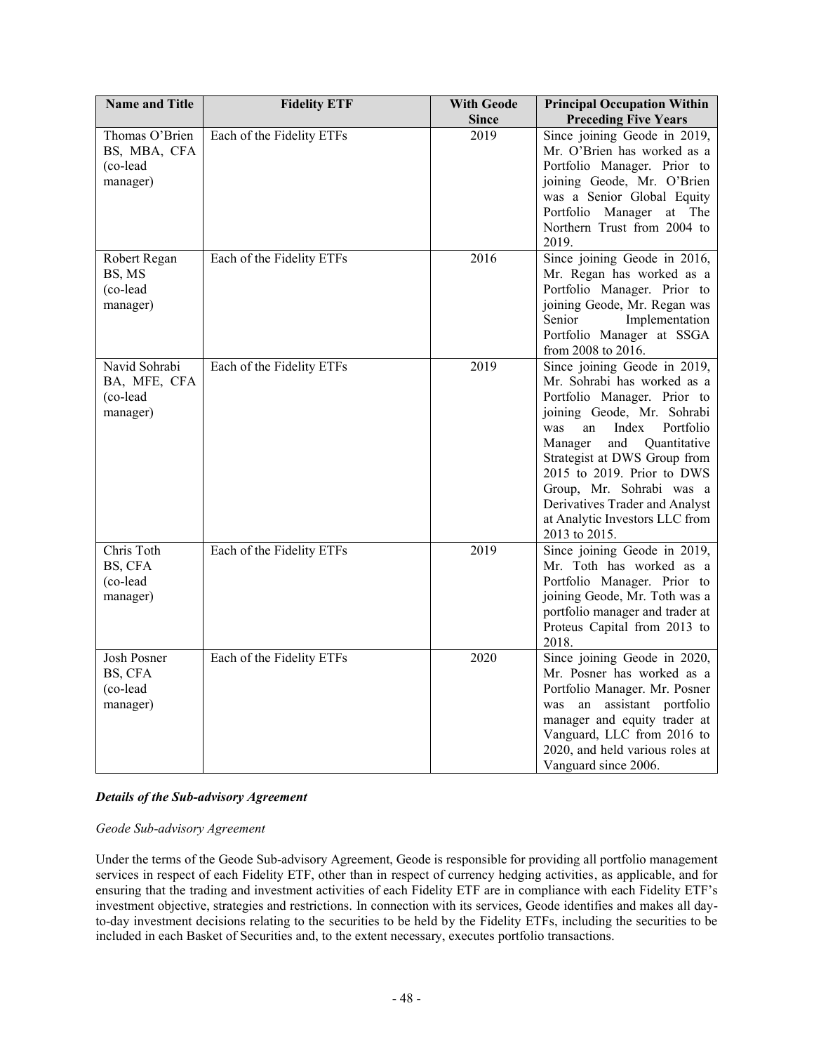| Name and Title | Fidelity ETF | With Geode Since | Principal Occupation Within Preceding Five Years |
|---|---|---|---|
| Thomas O'Brien BS, MBA, CFA (co-lead manager) | Each of the Fidelity ETFs | 2019 | Since joining Geode in 2019, Mr. O'Brien has worked as a Portfolio Manager. Prior to joining Geode, Mr. O'Brien was a Senior Global Equity Portfolio Manager at The Northern Trust from 2004 to 2019. |
| Robert Regan BS, MS (co-lead manager) | Each of the Fidelity ETFs | 2016 | Since joining Geode in 2016, Mr. Regan has worked as a Portfolio Manager. Prior to joining Geode, Mr. Regan was Senior Implementation Portfolio Manager at SSGA from 2008 to 2016. |
| Navid Sohrabi BA, MFE, CFA (co-lead manager) | Each of the Fidelity ETFs | 2019 | Since joining Geode in 2019, Mr. Sohrabi has worked as a Portfolio Manager. Prior to joining Geode, Mr. Sohrabi was an Index Portfolio Manager and Quantitative Strategist at DWS Group from 2015 to 2019. Prior to DWS Group, Mr. Sohrabi was a Derivatives Trader and Analyst at Analytic Investors LLC from 2013 to 2015. |
| Chris Toth BS, CFA (co-lead manager) | Each of the Fidelity ETFs | 2019 | Since joining Geode in 2019, Mr. Toth has worked as a Portfolio Manager. Prior to joining Geode, Mr. Toth was a portfolio manager and trader at Proteus Capital from 2013 to 2018. |
| Josh Posner BS, CFA (co-lead manager) | Each of the Fidelity ETFs | 2020 | Since joining Geode in 2020, Mr. Posner has worked as a Portfolio Manager. Mr. Posner was an assistant portfolio manager and equity trader at Vanguard, LLC from 2016 to 2020, and held various roles at Vanguard since 2006. |

***Details of the Sub-advisory Agreement***

*Geode Sub-advisory Agreement*

Under the terms of the Geode Sub-advisory Agreement, Geode is responsible for providing all portfolio management services in respect of each Fidelity ETF, other than in respect of currency hedging activities, as applicable, and for ensuring that the trading and investment activities of each Fidelity ETF are in compliance with each Fidelity ETF's investment objective, strategies and restrictions. In connection with its services, Geode identifies and makes all day-to-day investment decisions relating to the securities to be held by the Fidelity ETFs, including the securities to be included in each Basket of Securities and, to the extent necessary, executes portfolio transactions.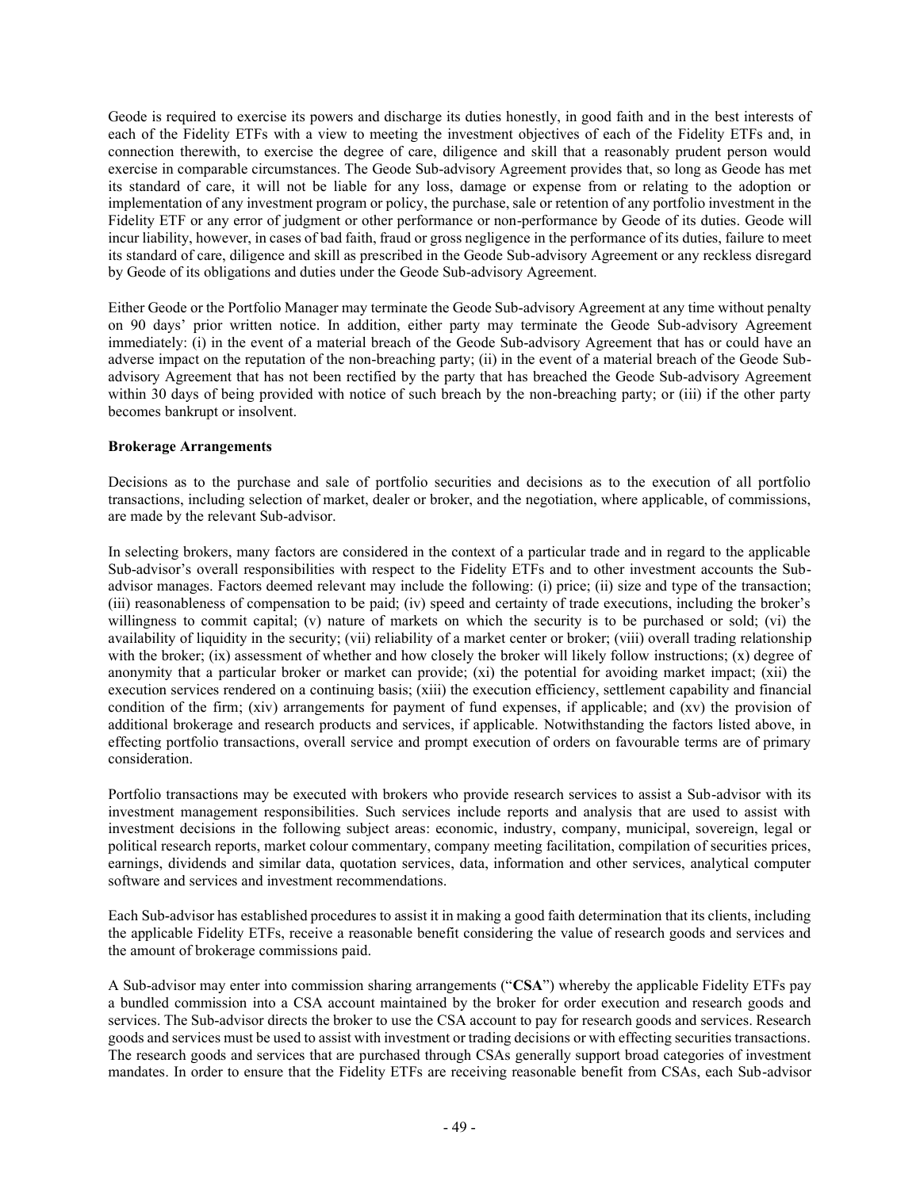Geode is required to exercise its powers and discharge its duties honestly, in good faith and in the best interests of each of the Fidelity ETFs with a view to meeting the investment objectives of each of the Fidelity ETFs and, in connection therewith, to exercise the degree of care, diligence and skill that a reasonably prudent person would exercise in comparable circumstances. The Geode Sub-advisory Agreement provides that, so long as Geode has met its standard of care, it will not be liable for any loss, damage or expense from or relating to the adoption or implementation of any investment program or policy, the purchase, sale or retention of any portfolio investment in the Fidelity ETF or any error of judgment or other performance or non-performance by Geode of its duties. Geode will incur liability, however, in cases of bad faith, fraud or gross negligence in the performance of its duties, failure to meet its standard of care, diligence and skill as prescribed in the Geode Sub-advisory Agreement or any reckless disregard by Geode of its obligations and duties under the Geode Sub-advisory Agreement.

Either Geode or the Portfolio Manager may terminate the Geode Sub-advisory Agreement at any time without penalty on 90 days' prior written notice. In addition, either party may terminate the Geode Sub-advisory Agreement immediately: (i) in the event of a material breach of the Geode Sub-advisory Agreement that has or could have an adverse impact on the reputation of the non-breaching party; (ii) in the event of a material breach of the Geode Sub-advisory Agreement that has not been rectified by the party that has breached the Geode Sub-advisory Agreement within 30 days of being provided with notice of such breach by the non-breaching party; or (iii) if the other party becomes bankrupt or insolvent.

**Brokerage Arrangements**

Decisions as to the purchase and sale of portfolio securities and decisions as to the execution of all portfolio transactions, including selection of market, dealer or broker, and the negotiation, where applicable, of commissions, are made by the relevant Sub-advisor.

In selecting brokers, many factors are considered in the context of a particular trade and in regard to the applicable Sub-advisor's overall responsibilities with respect to the Fidelity ETFs and to other investment accounts the Sub-advisor manages. Factors deemed relevant may include the following: (i) price; (ii) size and type of the transaction; (iii) reasonableness of compensation to be paid; (iv) speed and certainty of trade executions, including the broker's willingness to commit capital; (v) nature of markets on which the security is to be purchased or sold; (vi) the availability of liquidity in the security; (vii) reliability of a market center or broker; (viii) overall trading relationship with the broker; (ix) assessment of whether and how closely the broker will likely follow instructions; (x) degree of anonymity that a particular broker or market can provide; (xi) the potential for avoiding market impact; (xii) the execution services rendered on a continuing basis; (xiii) the execution efficiency, settlement capability and financial condition of the firm; (xiv) arrangements for payment of fund expenses, if applicable; and (xv) the provision of additional brokerage and research products and services, if applicable. Notwithstanding the factors listed above, in effecting portfolio transactions, overall service and prompt execution of orders on favourable terms are of primary consideration.

Portfolio transactions may be executed with brokers who provide research services to assist a Sub-advisor with its investment management responsibilities. Such services include reports and analysis that are used to assist with investment decisions in the following subject areas: economic, industry, company, municipal, sovereign, legal or political research reports, market colour commentary, company meeting facilitation, compilation of securities prices, earnings, dividends and similar data, quotation services, data, information and other services, analytical computer software and services and investment recommendations.

Each Sub-advisor has established procedures to assist it in making a good faith determination that its clients, including the applicable Fidelity ETFs, receive a reasonable benefit considering the value of research goods and services and the amount of brokerage commissions paid.

A Sub-advisor may enter into commission sharing arrangements ("**CSA**") whereby the applicable Fidelity ETFs pay a bundled commission into a CSA account maintained by the broker for order execution and research goods and services. The Sub-advisor directs the broker to use the CSA account to pay for research goods and services. Research goods and services must be used to assist with investment or trading decisions or with effecting securities transactions. The research goods and services that are purchased through CSAs generally support broad categories of investment mandates. In order to ensure that the Fidelity ETFs are receiving reasonable benefit from CSAs, each Sub-advisor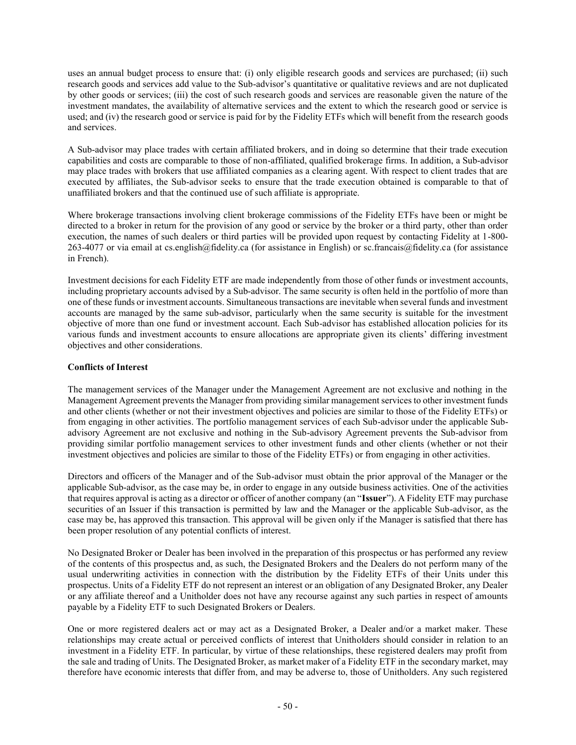uses an annual budget process to ensure that: (i) only eligible research goods and services are purchased; (ii) such research goods and services add value to the Sub-advisor's quantitative or qualitative reviews and are not duplicated by other goods or services; (iii) the cost of such research goods and services are reasonable given the nature of the investment mandates, the availability of alternative services and the extent to which the research good or service is used; and (iv) the research good or service is paid for by the Fidelity ETFs which will benefit from the research goods and services.

A Sub-advisor may place trades with certain affiliated brokers, and in doing so determine that their trade execution capabilities and costs are comparable to those of non-affiliated, qualified brokerage firms. In addition, a Sub-advisor may place trades with brokers that use affiliated companies as a clearing agent. With respect to client trades that are executed by affiliates, the Sub-advisor seeks to ensure that the trade execution obtained is comparable to that of unaffiliated brokers and that the continued use of such affiliate is appropriate.

Where brokerage transactions involving client brokerage commissions of the Fidelity ETFs have been or might be directed to a broker in return for the provision of any good or service by the broker or a third party, other than order execution, the names of such dealers or third parties will be provided upon request by contacting Fidelity at 1-800-263-4077 or via email at cs.english@fidelity.ca (for assistance in English) or sc.francais@fidelity.ca (for assistance in French).

Investment decisions for each Fidelity ETF are made independently from those of other funds or investment accounts, including proprietary accounts advised by a Sub-advisor. The same security is often held in the portfolio of more than one of these funds or investment accounts. Simultaneous transactions are inevitable when several funds and investment accounts are managed by the same sub-advisor, particularly when the same security is suitable for the investment objective of more than one fund or investment account. Each Sub-advisor has established allocation policies for its various funds and investment accounts to ensure allocations are appropriate given its clients' differing investment objectives and other considerations.

**Conflicts of Interest**

The management services of the Manager under the Management Agreement are not exclusive and nothing in the Management Agreement prevents the Manager from providing similar management services to other investment funds and other clients (whether or not their investment objectives and policies are similar to those of the Fidelity ETFs) or from engaging in other activities. The portfolio management services of each Sub-advisor under the applicable Sub-advisory Agreement are not exclusive and nothing in the Sub-advisory Agreement prevents the Sub-advisor from providing similar portfolio management services to other investment funds and other clients (whether or not their investment objectives and policies are similar to those of the Fidelity ETFs) or from engaging in other activities.

Directors and officers of the Manager and of the Sub-advisor must obtain the prior approval of the Manager or the applicable Sub-advisor, as the case may be, in order to engage in any outside business activities. One of the activities that requires approval is acting as a director or officer of another company (an "**Issuer**"). A Fidelity ETF may purchase securities of an Issuer if this transaction is permitted by law and the Manager or the applicable Sub-advisor, as the case may be, has approved this transaction. This approval will be given only if the Manager is satisfied that there has been proper resolution of any potential conflicts of interest.

No Designated Broker or Dealer has been involved in the preparation of this prospectus or has performed any review of the contents of this prospectus and, as such, the Designated Brokers and the Dealers do not perform many of the usual underwriting activities in connection with the distribution by the Fidelity ETFs of their Units under this prospectus. Units of a Fidelity ETF do not represent an interest or an obligation of any Designated Broker, any Dealer or any affiliate thereof and a Unitholder does not have any recourse against any such parties in respect of amounts payable by a Fidelity ETF to such Designated Brokers or Dealers.

One or more registered dealers act or may act as a Designated Broker, a Dealer and/or a market maker. These relationships may create actual or perceived conflicts of interest that Unitholders should consider in relation to an investment in a Fidelity ETF. In particular, by virtue of these relationships, these registered dealers may profit from the sale and trading of Units. The Designated Broker, as market maker of a Fidelity ETF in the secondary market, may therefore have economic interests that differ from, and may be adverse to, those of Unitholders. Any such registered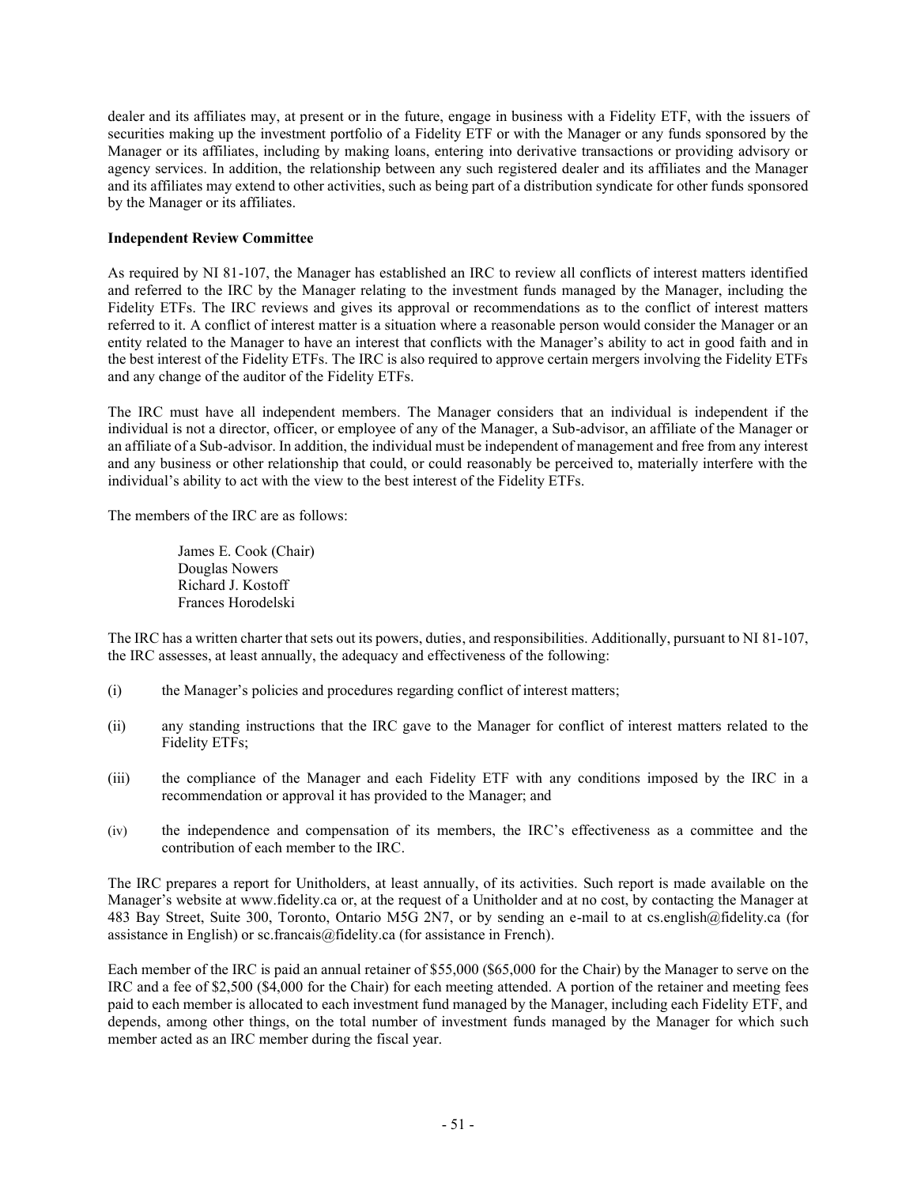dealer and its affiliates may, at present or in the future, engage in business with a Fidelity ETF, with the issuers of securities making up the investment portfolio of a Fidelity ETF or with the Manager or any funds sponsored by the Manager or its affiliates, including by making loans, entering into derivative transactions or providing advisory or agency services. In addition, the relationship between any such registered dealer and its affiliates and the Manager and its affiliates may extend to other activities, such as being part of a distribution syndicate for other funds sponsored by the Manager or its affiliates.

**Independent Review Committee**

As required by NI 81-107, the Manager has established an IRC to review all conflicts of interest matters identified and referred to the IRC by the Manager relating to the investment funds managed by the Manager, including the Fidelity ETFs. The IRC reviews and gives its approval or recommendations as to the conflict of interest matters referred to it. A conflict of interest matter is a situation where a reasonable person would consider the Manager or an entity related to the Manager to have an interest that conflicts with the Manager's ability to act in good faith and in the best interest of the Fidelity ETFs. The IRC is also required to approve certain mergers involving the Fidelity ETFs and any change of the auditor of the Fidelity ETFs.

The IRC must have all independent members. The Manager considers that an individual is independent if the individual is not a director, officer, or employee of any of the Manager, a Sub-advisor, an affiliate of the Manager or an affiliate of a Sub-advisor. In addition, the individual must be independent of management and free from any interest and any business or other relationship that could, or could reasonably be perceived to, materially interfere with the individual's ability to act with the view to the best interest of the Fidelity ETFs.

The members of the IRC are as follows:

James E. Cook (Chair)
Douglas Nowers
Richard J. Kostoff
Frances Horodelski

The IRC has a written charter that sets out its powers, duties, and responsibilities. Additionally, pursuant to NI 81-107, the IRC assesses, at least annually, the adequacy and effectiveness of the following:

(i) the Manager's policies and procedures regarding conflict of interest matters;

(ii) any standing instructions that the IRC gave to the Manager for conflict of interest matters related to the Fidelity ETFs;

(iii) the compliance of the Manager and each Fidelity ETF with any conditions imposed by the IRC in a recommendation or approval it has provided to the Manager; and

(iv) the independence and compensation of its members, the IRC's effectiveness as a committee and the contribution of each member to the IRC.

The IRC prepares a report for Unitholders, at least annually, of its activities. Such report is made available on the Manager's website at www.fidelity.ca or, at the request of a Unitholder and at no cost, by contacting the Manager at 483 Bay Street, Suite 300, Toronto, Ontario M5G 2N7, or by sending an e-mail to at cs.english@fidelity.ca (for assistance in English) or sc.francais@fidelity.ca (for assistance in French).

Each member of the IRC is paid an annual retainer of $55,000 ($65,000 for the Chair) by the Manager to serve on the IRC and a fee of $2,500 ($4,000 for the Chair) for each meeting attended. A portion of the retainer and meeting fees paid to each member is allocated to each investment fund managed by the Manager, including each Fidelity ETF, and depends, among other things, on the total number of investment funds managed by the Manager for which such member acted as an IRC member during the fiscal year.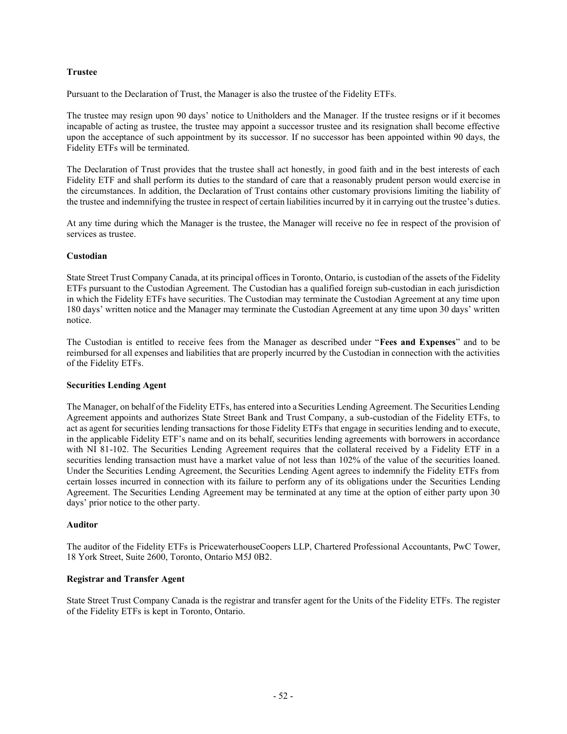**Trustee**

Pursuant to the Declaration of Trust, the Manager is also the trustee of the Fidelity ETFs.

The trustee may resign upon 90 days' notice to Unitholders and the Manager. If the trustee resigns or if it becomes incapable of acting as trustee, the trustee may appoint a successor trustee and its resignation shall become effective upon the acceptance of such appointment by its successor. If no successor has been appointed within 90 days, the Fidelity ETFs will be terminated.

The Declaration of Trust provides that the trustee shall act honestly, in good faith and in the best interests of each Fidelity ETF and shall perform its duties to the standard of care that a reasonably prudent person would exercise in the circumstances. In addition, the Declaration of Trust contains other customary provisions limiting the liability of the trustee and indemnifying the trustee in respect of certain liabilities incurred by it in carrying out the trustee's duties.

At any time during which the Manager is the trustee, the Manager will receive no fee in respect of the provision of services as trustee.

**Custodian**

State Street Trust Company Canada, at its principal offices in Toronto, Ontario, is custodian of the assets of the Fidelity ETFs pursuant to the Custodian Agreement. The Custodian has a qualified foreign sub-custodian in each jurisdiction in which the Fidelity ETFs have securities. The Custodian may terminate the Custodian Agreement at any time upon 180 days' written notice and the Manager may terminate the Custodian Agreement at any time upon 30 days' written notice.

The Custodian is entitled to receive fees from the Manager as described under "**Fees and Expenses**" and to be reimbursed for all expenses and liabilities that are properly incurred by the Custodian in connection with the activities of the Fidelity ETFs.

**Securities Lending Agent**

The Manager, on behalf of the Fidelity ETFs, has entered into a Securities Lending Agreement. The Securities Lending Agreement appoints and authorizes State Street Bank and Trust Company, a sub-custodian of the Fidelity ETFs, to act as agent for securities lending transactions for those Fidelity ETFs that engage in securities lending and to execute, in the applicable Fidelity ETF's name and on its behalf, securities lending agreements with borrowers in accordance with NI 81-102. The Securities Lending Agreement requires that the collateral received by a Fidelity ETF in a securities lending transaction must have a market value of not less than 102% of the value of the securities loaned. Under the Securities Lending Agreement, the Securities Lending Agent agrees to indemnify the Fidelity ETFs from certain losses incurred in connection with its failure to perform any of its obligations under the Securities Lending Agreement. The Securities Lending Agreement may be terminated at any time at the option of either party upon 30 days' prior notice to the other party.

**Auditor**

The auditor of the Fidelity ETFs is PricewaterhouseCoopers LLP, Chartered Professional Accountants, PwC Tower, 18 York Street, Suite 2600, Toronto, Ontario M5J 0B2.

**Registrar and Transfer Agent**

State Street Trust Company Canada is the registrar and transfer agent for the Units of the Fidelity ETFs. The register of the Fidelity ETFs is kept in Toronto, Ontario.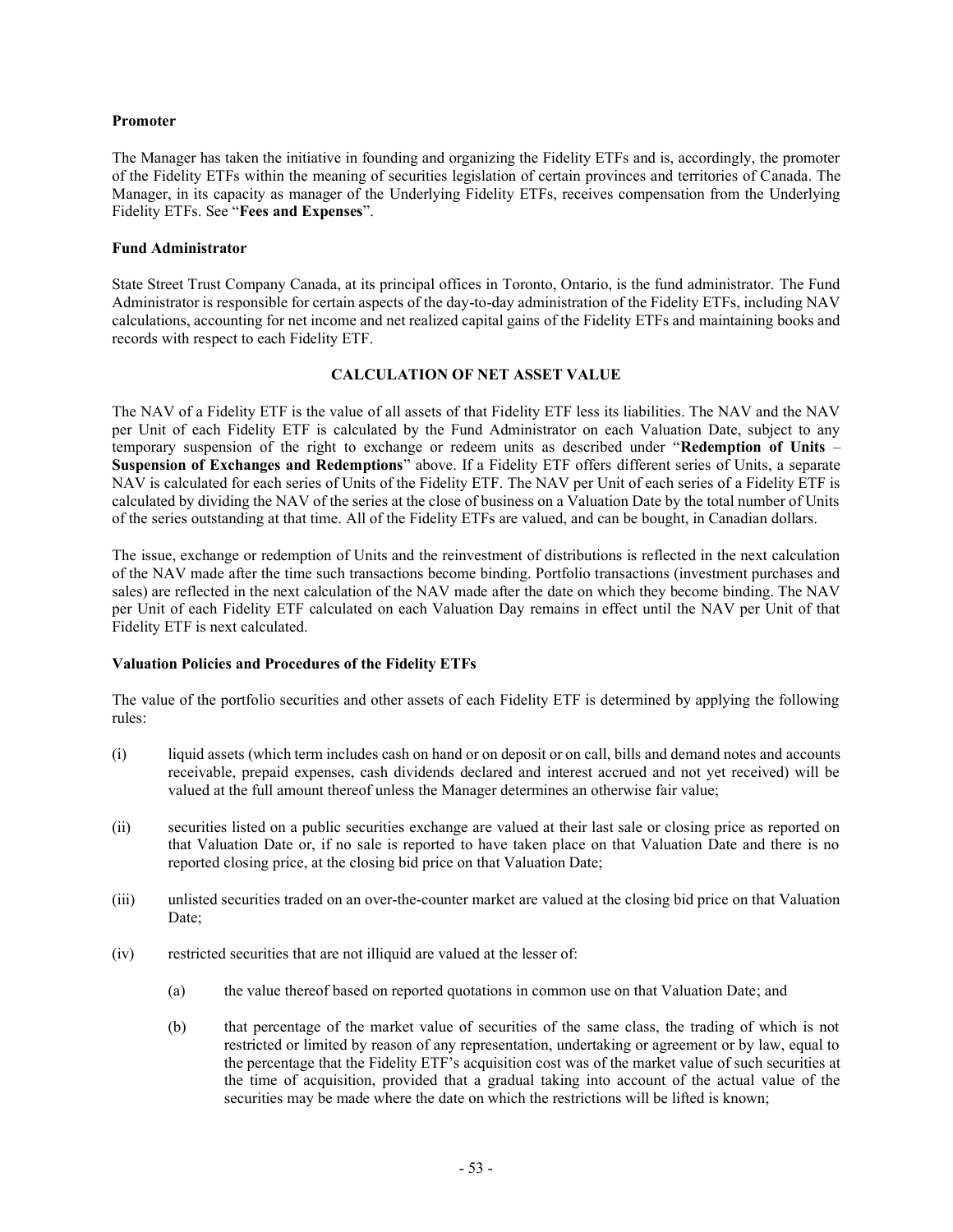**Promoter**

The Manager has taken the initiative in founding and organizing the Fidelity ETFs and is, accordingly, the promoter of the Fidelity ETFs within the meaning of securities legislation of certain provinces and territories of Canada. The Manager, in its capacity as manager of the Underlying Fidelity ETFs, receives compensation from the Underlying Fidelity ETFs. See "**Fees and Expenses**".

**Fund Administrator**

State Street Trust Company Canada, at its principal offices in Toronto, Ontario, is the fund administrator. The Fund Administrator is responsible for certain aspects of the day-to-day administration of the Fidelity ETFs, including NAV calculations, accounting for net income and net realized capital gains of the Fidelity ETFs and maintaining books and records with respect to each Fidelity ETF.

## CALCULATION OF NET ASSET VALUE

The NAV of a Fidelity ETF is the value of all assets of that Fidelity ETF less its liabilities. The NAV and the NAV per Unit of each Fidelity ETF is calculated by the Fund Administrator on each Valuation Date, subject to any temporary suspension of the right to exchange or redeem units as described under "**Redemption of Units – Suspension of Exchanges and Redemptions**" above. If a Fidelity ETF offers different series of Units, a separate NAV is calculated for each series of Units of the Fidelity ETF. The NAV per Unit of each series of a Fidelity ETF is calculated by dividing the NAV of the series at the close of business on a Valuation Date by the total number of Units of the series outstanding at that time. All of the Fidelity ETFs are valued, and can be bought, in Canadian dollars.

The issue, exchange or redemption of Units and the reinvestment of distributions is reflected in the next calculation of the NAV made after the time such transactions become binding. Portfolio transactions (investment purchases and sales) are reflected in the next calculation of the NAV made after the date on which they become binding. The NAV per Unit of each Fidelity ETF calculated on each Valuation Day remains in effect until the NAV per Unit of that Fidelity ETF is next calculated.

**Valuation Policies and Procedures of the Fidelity ETFs**

The value of the portfolio securities and other assets of each Fidelity ETF is determined by applying the following rules:

(i) liquid assets (which term includes cash on hand or on deposit or on call, bills and demand notes and accounts receivable, prepaid expenses, cash dividends declared and interest accrued and not yet received) will be valued at the full amount thereof unless the Manager determines an otherwise fair value;

(ii) securities listed on a public securities exchange are valued at their last sale or closing price as reported on that Valuation Date or, if no sale is reported to have taken place on that Valuation Date and there is no reported closing price, at the closing bid price on that Valuation Date;

(iii) unlisted securities traded on an over-the-counter market are valued at the closing bid price on that Valuation Date;

(iv) restricted securities that are not illiquid are valued at the lesser of:

 (a) the value thereof based on reported quotations in common use on that Valuation Date; and

 (b) that percentage of the market value of securities of the same class, the trading of which is not restricted or limited by reason of any representation, undertaking or agreement or by law, equal to the percentage that the Fidelity ETF's acquisition cost was of the market value of such securities at the time of acquisition, provided that a gradual taking into account of the actual value of the securities may be made where the date on which the restrictions will be lifted is known;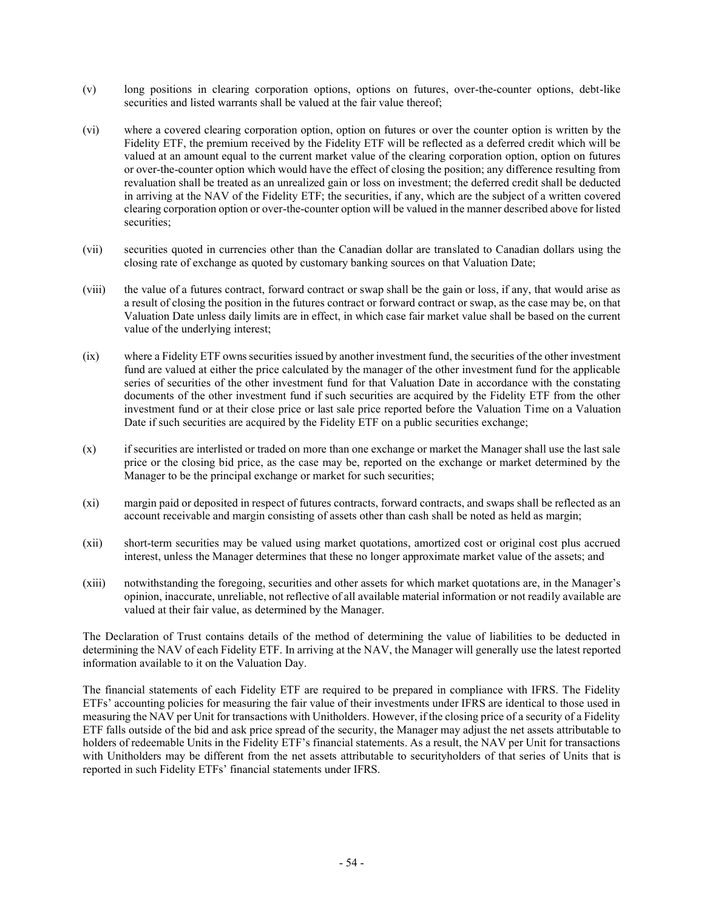(v) long positions in clearing corporation options, options on futures, over-the-counter options, debt-like securities and listed warrants shall be valued at the fair value thereof;

(vi) where a covered clearing corporation option, option on futures or over the counter option is written by the Fidelity ETF, the premium received by the Fidelity ETF will be reflected as a deferred credit which will be valued at an amount equal to the current market value of the clearing corporation option, option on futures or over-the-counter option which would have the effect of closing the position; any difference resulting from revaluation shall be treated as an unrealized gain or loss on investment; the deferred credit shall be deducted in arriving at the NAV of the Fidelity ETF; the securities, if any, which are the subject of a written covered clearing corporation option or over-the-counter option will be valued in the manner described above for listed securities;

(vii) securities quoted in currencies other than the Canadian dollar are translated to Canadian dollars using the closing rate of exchange as quoted by customary banking sources on that Valuation Date;

(viii) the value of a futures contract, forward contract or swap shall be the gain or loss, if any, that would arise as a result of closing the position in the futures contract or forward contract or swap, as the case may be, on that Valuation Date unless daily limits are in effect, in which case fair market value shall be based on the current value of the underlying interest;

(ix) where a Fidelity ETF owns securities issued by another investment fund, the securities of the other investment fund are valued at either the price calculated by the manager of the other investment fund for the applicable series of securities of the other investment fund for that Valuation Date in accordance with the constating documents of the other investment fund if such securities are acquired by the Fidelity ETF from the other investment fund or at their close price or last sale price reported before the Valuation Time on a Valuation Date if such securities are acquired by the Fidelity ETF on a public securities exchange;

(x) if securities are interlisted or traded on more than one exchange or market the Manager shall use the last sale price or the closing bid price, as the case may be, reported on the exchange or market determined by the Manager to be the principal exchange or market for such securities;

(xi) margin paid or deposited in respect of futures contracts, forward contracts, and swaps shall be reflected as an account receivable and margin consisting of assets other than cash shall be noted as held as margin;

(xii) short-term securities may be valued using market quotations, amortized cost or original cost plus accrued interest, unless the Manager determines that these no longer approximate market value of the assets; and

(xiii) notwithstanding the foregoing, securities and other assets for which market quotations are, in the Manager's opinion, inaccurate, unreliable, not reflective of all available material information or not readily available are valued at their fair value, as determined by the Manager.

The Declaration of Trust contains details of the method of determining the value of liabilities to be deducted in determining the NAV of each Fidelity ETF. In arriving at the NAV, the Manager will generally use the latest reported information available to it on the Valuation Day.

The financial statements of each Fidelity ETF are required to be prepared in compliance with IFRS. The Fidelity ETFs' accounting policies for measuring the fair value of their investments under IFRS are identical to those used in measuring the NAV per Unit for transactions with Unitholders. However, if the closing price of a security of a Fidelity ETF falls outside of the bid and ask price spread of the security, the Manager may adjust the net assets attributable to holders of redeemable Units in the Fidelity ETF's financial statements. As a result, the NAV per Unit for transactions with Unitholders may be different from the net assets attributable to securityholders of that series of Units that is reported in such Fidelity ETFs' financial statements under IFRS.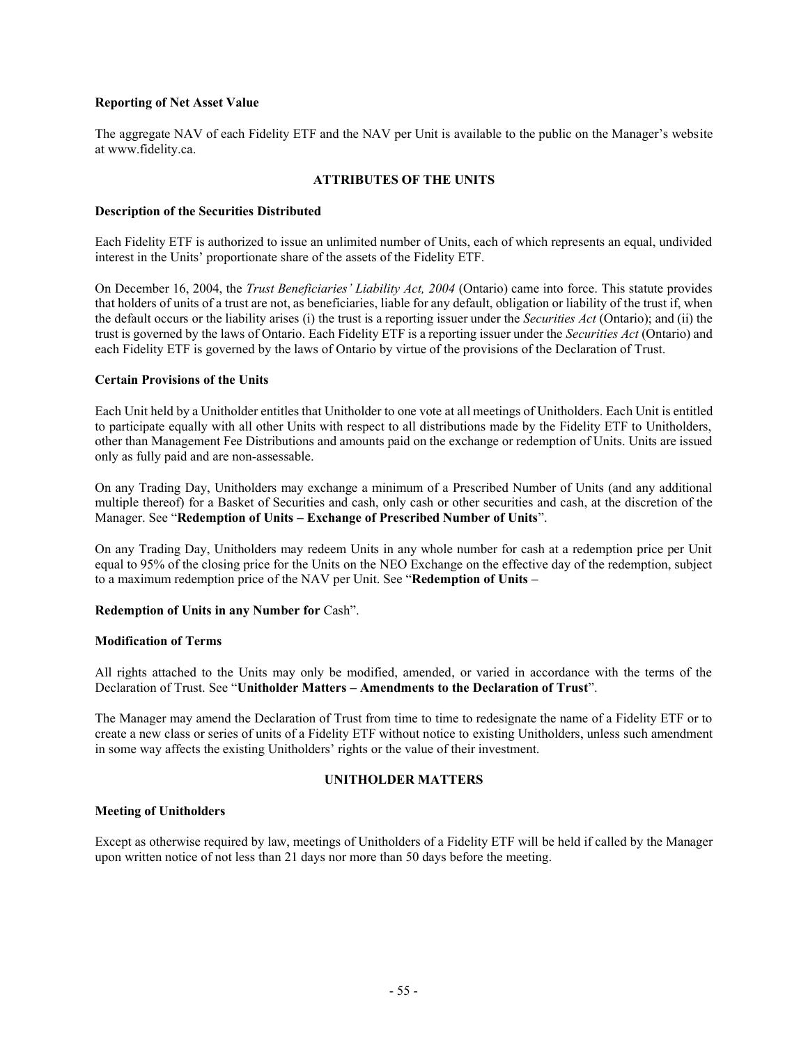**Reporting of Net Asset Value**

The aggregate NAV of each Fidelity ETF and the NAV per Unit is available to the public on the Manager's website at www.fidelity.ca.

## ATTRIBUTES OF THE UNITS

**Description of the Securities Distributed**

Each Fidelity ETF is authorized to issue an unlimited number of Units, each of which represents an equal, undivided interest in the Units' proportionate share of the assets of the Fidelity ETF.

On December 16, 2004, the *Trust Beneficiaries' Liability Act, 2004* (Ontario) came into force. This statute provides that holders of units of a trust are not, as beneficiaries, liable for any default, obligation or liability of the trust if, when the default occurs or the liability arises (i) the trust is a reporting issuer under the *Securities Act* (Ontario); and (ii) the trust is governed by the laws of Ontario. Each Fidelity ETF is a reporting issuer under the *Securities Act* (Ontario) and each Fidelity ETF is governed by the laws of Ontario by virtue of the provisions of the Declaration of Trust.

**Certain Provisions of the Units**

Each Unit held by a Unitholder entitles that Unitholder to one vote at all meetings of Unitholders. Each Unit is entitled to participate equally with all other Units with respect to all distributions made by the Fidelity ETF to Unitholders, other than Management Fee Distributions and amounts paid on the exchange or redemption of Units. Units are issued only as fully paid and are non-assessable.

On any Trading Day, Unitholders may exchange a minimum of a Prescribed Number of Units (and any additional multiple thereof) for a Basket of Securities and cash, only cash or other securities and cash, at the discretion of the Manager. See "**Redemption of Units – Exchange of Prescribed Number of Units**".

On any Trading Day, Unitholders may redeem Units in any whole number for cash at a redemption price per Unit equal to 95% of the closing price for the Units on the NEO Exchange on the effective day of the redemption, subject to a maximum redemption price of the NAV per Unit. See "**Redemption of Units –**

**Redemption of Units in any Number for** Cash".

**Modification of Terms**

All rights attached to the Units may only be modified, amended, or varied in accordance with the terms of the Declaration of Trust. See "**Unitholder Matters – Amendments to the Declaration of Trust**".

The Manager may amend the Declaration of Trust from time to time to redesignate the name of a Fidelity ETF or to create a new class or series of units of a Fidelity ETF without notice to existing Unitholders, unless such amendment in some way affects the existing Unitholders' rights or the value of their investment.

## UNITHOLDER MATTERS

**Meeting of Unitholders**

Except as otherwise required by law, meetings of Unitholders of a Fidelity ETF will be held if called by the Manager upon written notice of not less than 21 days nor more than 50 days before the meeting.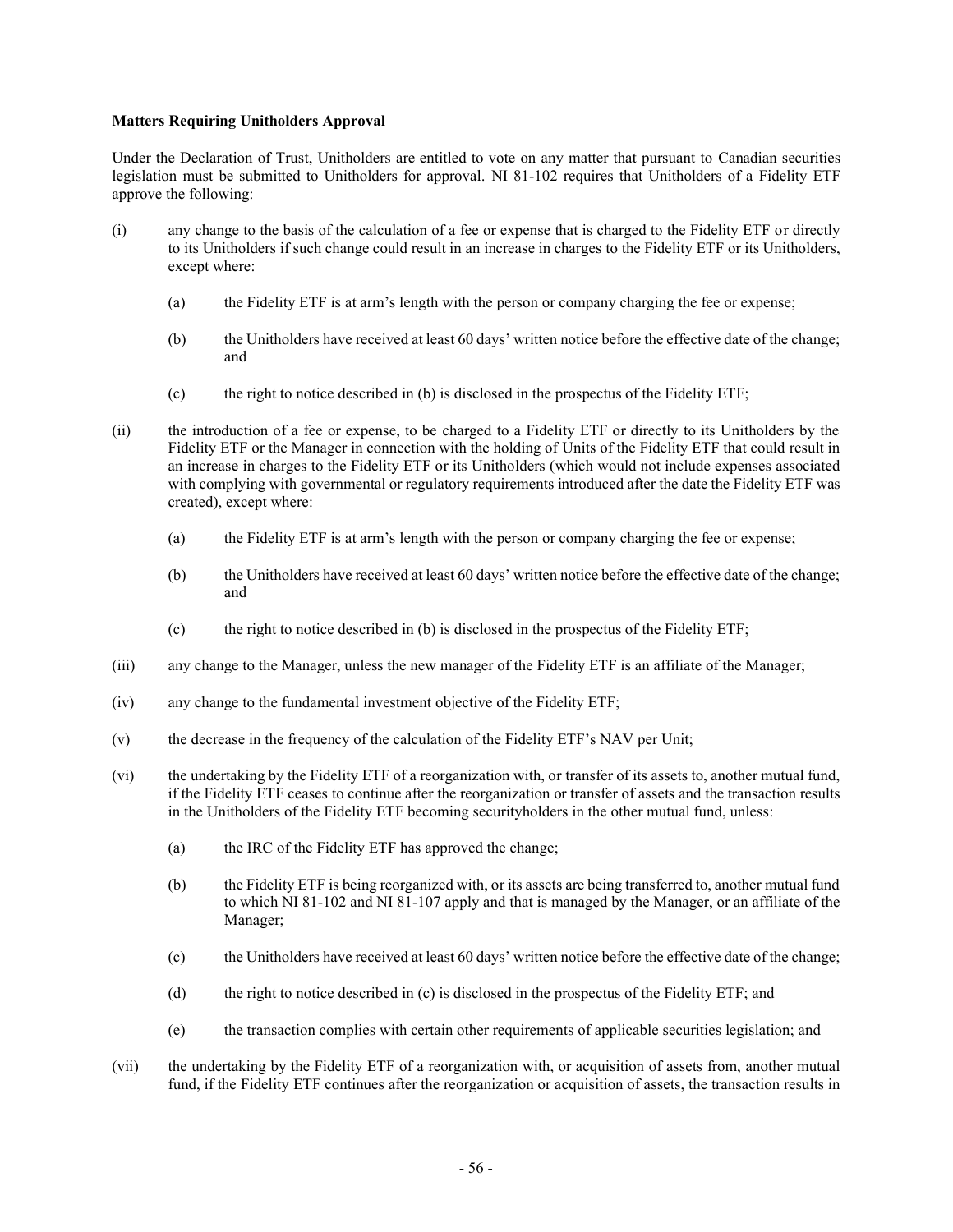**Matters Requiring Unitholders Approval**

Under the Declaration of Trust, Unitholders are entitled to vote on any matter that pursuant to Canadian securities legislation must be submitted to Unitholders for approval. NI 81-102 requires that Unitholders of a Fidelity ETF approve the following:

(i) any change to the basis of the calculation of a fee or expense that is charged to the Fidelity ETF or directly to its Unitholders if such change could result in an increase in charges to the Fidelity ETF or its Unitholders, except where:

 (a) the Fidelity ETF is at arm's length with the person or company charging the fee or expense;

 (b) the Unitholders have received at least 60 days' written notice before the effective date of the change; and

 (c) the right to notice described in (b) is disclosed in the prospectus of the Fidelity ETF;

(ii) the introduction of a fee or expense, to be charged to a Fidelity ETF or directly to its Unitholders by the Fidelity ETF or the Manager in connection with the holding of Units of the Fidelity ETF that could result in an increase in charges to the Fidelity ETF or its Unitholders (which would not include expenses associated with complying with governmental or regulatory requirements introduced after the date the Fidelity ETF was created), except where:

 (a) the Fidelity ETF is at arm's length with the person or company charging the fee or expense;

 (b) the Unitholders have received at least 60 days' written notice before the effective date of the change; and

 (c) the right to notice described in (b) is disclosed in the prospectus of the Fidelity ETF;

(iii) any change to the Manager, unless the new manager of the Fidelity ETF is an affiliate of the Manager;

(iv) any change to the fundamental investment objective of the Fidelity ETF;

(v) the decrease in the frequency of the calculation of the Fidelity ETF's NAV per Unit;

(vi) the undertaking by the Fidelity ETF of a reorganization with, or transfer of its assets to, another mutual fund, if the Fidelity ETF ceases to continue after the reorganization or transfer of assets and the transaction results in the Unitholders of the Fidelity ETF becoming securityholders in the other mutual fund, unless:

 (a) the IRC of the Fidelity ETF has approved the change;

 (b) the Fidelity ETF is being reorganized with, or its assets are being transferred to, another mutual fund to which NI 81-102 and NI 81-107 apply and that is managed by the Manager, or an affiliate of the Manager;

 (c) the Unitholders have received at least 60 days' written notice before the effective date of the change;

 (d) the right to notice described in (c) is disclosed in the prospectus of the Fidelity ETF; and

 (e) the transaction complies with certain other requirements of applicable securities legislation; and

(vii) the undertaking by the Fidelity ETF of a reorganization with, or acquisition of assets from, another mutual fund, if the Fidelity ETF continues after the reorganization or acquisition of assets, the transaction results in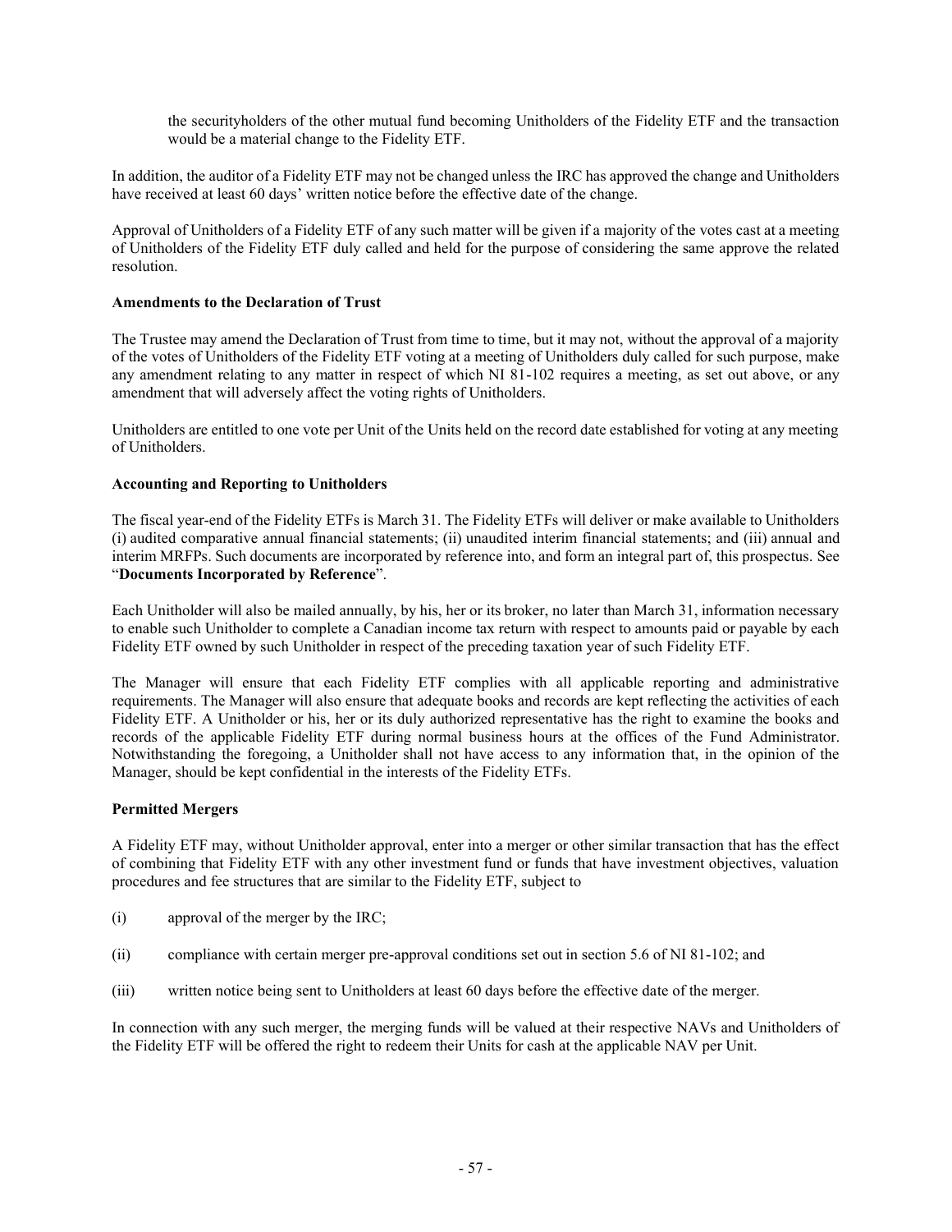the securityholders of the other mutual fund becoming Unitholders of the Fidelity ETF and the transaction would be a material change to the Fidelity ETF.

In addition, the auditor of a Fidelity ETF may not be changed unless the IRC has approved the change and Unitholders have received at least 60 days' written notice before the effective date of the change.

Approval of Unitholders of a Fidelity ETF of any such matter will be given if a majority of the votes cast at a meeting of Unitholders of the Fidelity ETF duly called and held for the purpose of considering the same approve the related resolution.

**Amendments to the Declaration of Trust**

The Trustee may amend the Declaration of Trust from time to time, but it may not, without the approval of a majority of the votes of Unitholders of the Fidelity ETF voting at a meeting of Unitholders duly called for such purpose, make any amendment relating to any matter in respect of which NI 81-102 requires a meeting, as set out above, or any amendment that will adversely affect the voting rights of Unitholders.

Unitholders are entitled to one vote per Unit of the Units held on the record date established for voting at any meeting of Unitholders.

**Accounting and Reporting to Unitholders**

The fiscal year-end of the Fidelity ETFs is March 31. The Fidelity ETFs will deliver or make available to Unitholders (i) audited comparative annual financial statements; (ii) unaudited interim financial statements; and (iii) annual and interim MRFPs. Such documents are incorporated by reference into, and form an integral part of, this prospectus. See "**Documents Incorporated by Reference**".

Each Unitholder will also be mailed annually, by his, her or its broker, no later than March 31, information necessary to enable such Unitholder to complete a Canadian income tax return with respect to amounts paid or payable by each Fidelity ETF owned by such Unitholder in respect of the preceding taxation year of such Fidelity ETF.

The Manager will ensure that each Fidelity ETF complies with all applicable reporting and administrative requirements. The Manager will also ensure that adequate books and records are kept reflecting the activities of each Fidelity ETF. A Unitholder or his, her or its duly authorized representative has the right to examine the books and records of the applicable Fidelity ETF during normal business hours at the offices of the Fund Administrator. Notwithstanding the foregoing, a Unitholder shall not have access to any information that, in the opinion of the Manager, should be kept confidential in the interests of the Fidelity ETFs.

**Permitted Mergers**

A Fidelity ETF may, without Unitholder approval, enter into a merger or other similar transaction that has the effect of combining that Fidelity ETF with any other investment fund or funds that have investment objectives, valuation procedures and fee structures that are similar to the Fidelity ETF, subject to

(i) approval of the merger by the IRC;

(ii) compliance with certain merger pre-approval conditions set out in section 5.6 of NI 81-102; and

(iii) written notice being sent to Unitholders at least 60 days before the effective date of the merger.

In connection with any such merger, the merging funds will be valued at their respective NAVs and Unitholders of the Fidelity ETF will be offered the right to redeem their Units for cash at the applicable NAV per Unit.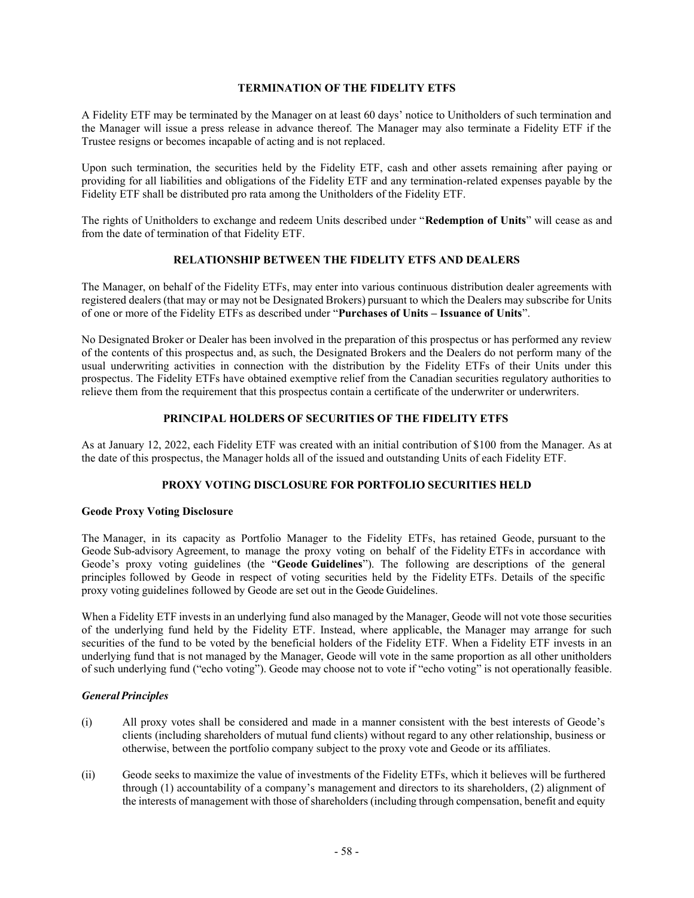## TERMINATION OF THE FIDELITY ETFS

A Fidelity ETF may be terminated by the Manager on at least 60 days' notice to Unitholders of such termination and the Manager will issue a press release in advance thereof. The Manager may also terminate a Fidelity ETF if the Trustee resigns or becomes incapable of acting and is not replaced.

Upon such termination, the securities held by the Fidelity ETF, cash and other assets remaining after paying or providing for all liabilities and obligations of the Fidelity ETF and any termination-related expenses payable by the Fidelity ETF shall be distributed pro rata among the Unitholders of the Fidelity ETF.

The rights of Unitholders to exchange and redeem Units described under "**Redemption of Units**" will cease as and from the date of termination of that Fidelity ETF.

## RELATIONSHIP BETWEEN THE FIDELITY ETFS AND DEALERS

The Manager, on behalf of the Fidelity ETFs, may enter into various continuous distribution dealer agreements with registered dealers (that may or may not be Designated Brokers) pursuant to which the Dealers may subscribe for Units of one or more of the Fidelity ETFs as described under "**Purchases of Units – Issuance of Units**".

No Designated Broker or Dealer has been involved in the preparation of this prospectus or has performed any review of the contents of this prospectus and, as such, the Designated Brokers and the Dealers do not perform many of the usual underwriting activities in connection with the distribution by the Fidelity ETFs of their Units under this prospectus. The Fidelity ETFs have obtained exemptive relief from the Canadian securities regulatory authorities to relieve them from the requirement that this prospectus contain a certificate of the underwriter or underwriters.

## PRINCIPAL HOLDERS OF SECURITIES OF THE FIDELITY ETFS

As at January 12, 2022, each Fidelity ETF was created with an initial contribution of $100 from the Manager. As at the date of this prospectus, the Manager holds all of the issued and outstanding Units of each Fidelity ETF.

## PROXY VOTING DISCLOSURE FOR PORTFOLIO SECURITIES HELD

### Geode Proxy Voting Disclosure

The Manager, in its capacity as Portfolio Manager to the Fidelity ETFs, has retained Geode, pursuant to the Geode Sub-advisory Agreement, to manage the proxy voting on behalf of the Fidelity ETFs in accordance with Geode's proxy voting guidelines (the "**Geode Guidelines**"). The following are descriptions of the general principles followed by Geode in respect of voting securities held by the Fidelity ETFs. Details of the specific proxy voting guidelines followed by Geode are set out in the Geode Guidelines.

When a Fidelity ETF invests in an underlying fund also managed by the Manager, Geode will not vote those securities of the underlying fund held by the Fidelity ETF. Instead, where applicable, the Manager may arrange for such securities of the fund to be voted by the beneficial holders of the Fidelity ETF. When a Fidelity ETF invests in an underlying fund that is not managed by the Manager, Geode will vote in the same proportion as all other unitholders of such underlying fund ("echo voting"). Geode may choose not to vote if "echo voting" is not operationally feasible.

#### *General Principles*

(i) All proxy votes shall be considered and made in a manner consistent with the best interests of Geode's clients (including shareholders of mutual fund clients) without regard to any other relationship, business or otherwise, between the portfolio company subject to the proxy vote and Geode or its affiliates.

(ii) Geode seeks to maximize the value of investments of the Fidelity ETFs, which it believes will be furthered through (1) accountability of a company's management and directors to its shareholders, (2) alignment of the interests of management with those of shareholders (including through compensation, benefit and equity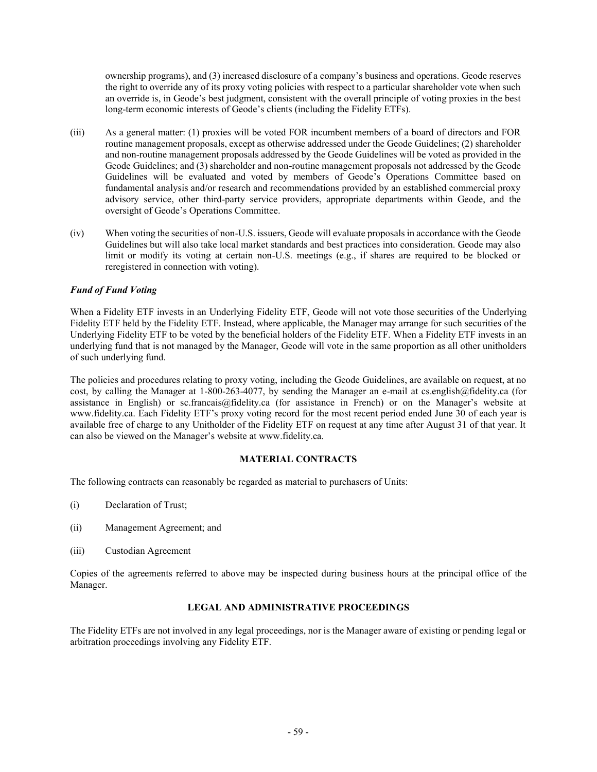ownership programs), and (3) increased disclosure of a company's business and operations. Geode reserves the right to override any of its proxy voting policies with respect to a particular shareholder vote when such an override is, in Geode's best judgment, consistent with the overall principle of voting proxies in the best long-term economic interests of Geode's clients (including the Fidelity ETFs).

(iii) As a general matter: (1) proxies will be voted FOR incumbent members of a board of directors and FOR routine management proposals, except as otherwise addressed under the Geode Guidelines; (2) shareholder and non-routine management proposals addressed by the Geode Guidelines will be voted as provided in the Geode Guidelines; and (3) shareholder and non-routine management proposals not addressed by the Geode Guidelines will be evaluated and voted by members of Geode's Operations Committee based on fundamental analysis and/or research and recommendations provided by an established commercial proxy advisory service, other third-party service providers, appropriate departments within Geode, and the oversight of Geode's Operations Committee.

(iv) When voting the securities of non-U.S. issuers, Geode will evaluate proposals in accordance with the Geode Guidelines but will also take local market standards and best practices into consideration. Geode may also limit or modify its voting at certain non-U.S. meetings (e.g., if shares are required to be blocked or reregistered in connection with voting).

***Fund of Fund Voting***

When a Fidelity ETF invests in an Underlying Fidelity ETF, Geode will not vote those securities of the Underlying Fidelity ETF held by the Fidelity ETF. Instead, where applicable, the Manager may arrange for such securities of the Underlying Fidelity ETF to be voted by the beneficial holders of the Fidelity ETF. When a Fidelity ETF invests in an underlying fund that is not managed by the Manager, Geode will vote in the same proportion as all other unitholders of such underlying fund.

The policies and procedures relating to proxy voting, including the Geode Guidelines, are available on request, at no cost, by calling the Manager at 1-800-263-4077, by sending the Manager an e-mail at cs.english@fidelity.ca (for assistance in English) or sc.francais@fidelity.ca (for assistance in French) or on the Manager's website at www.fidelity.ca. Each Fidelity ETF's proxy voting record for the most recent period ended June 30 of each year is available free of charge to any Unitholder of the Fidelity ETF on request at any time after August 31 of that year. It can also be viewed on the Manager's website at www.fidelity.ca.

## MATERIAL CONTRACTS

The following contracts can reasonably be regarded as material to purchasers of Units:

(i) Declaration of Trust;

(ii) Management Agreement; and

(iii) Custodian Agreement

Copies of the agreements referred to above may be inspected during business hours at the principal office of the Manager.

## LEGAL AND ADMINISTRATIVE PROCEEDINGS

The Fidelity ETFs are not involved in any legal proceedings, nor is the Manager aware of existing or pending legal or arbitration proceedings involving any Fidelity ETF.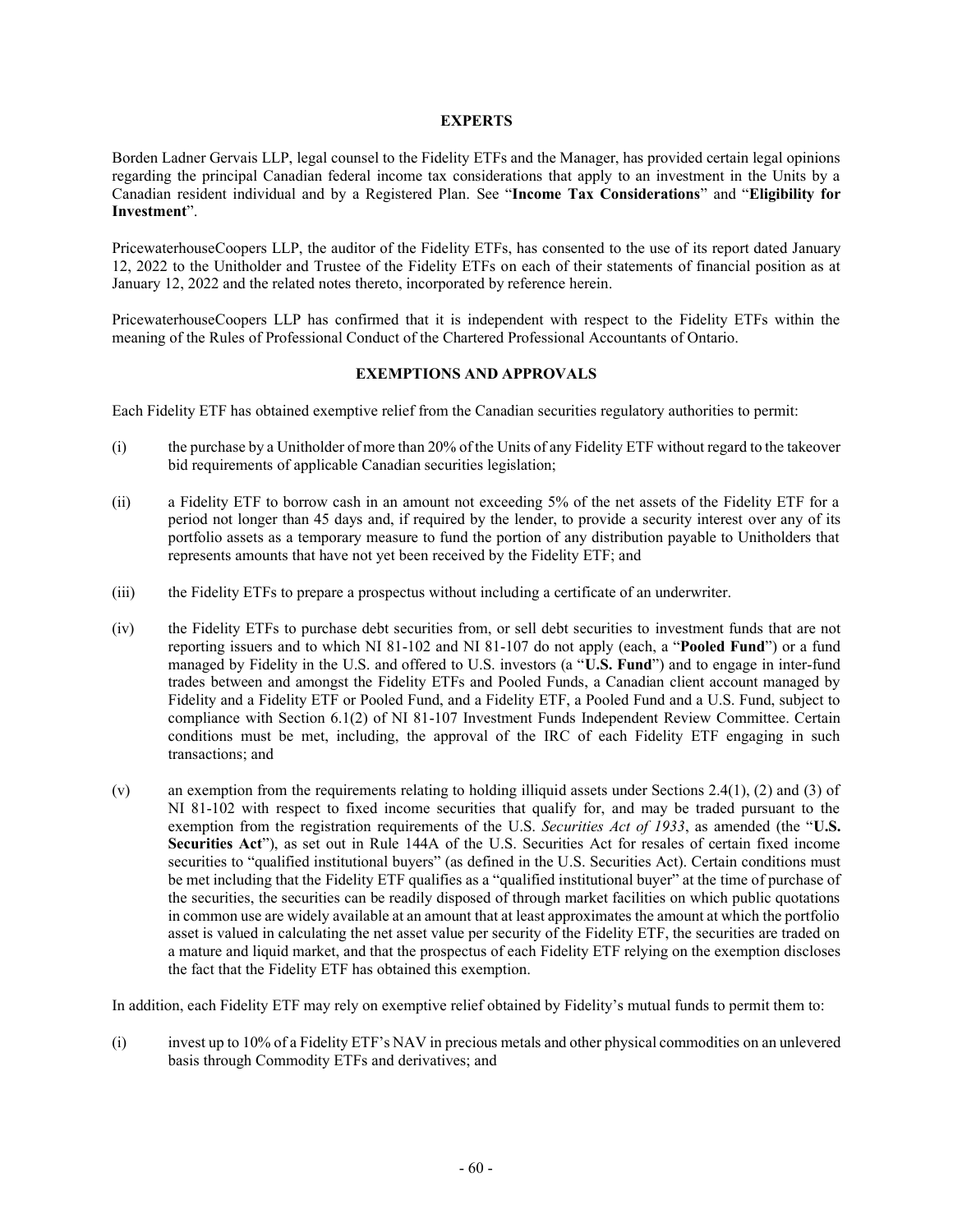## EXPERTS

Borden Ladner Gervais LLP, legal counsel to the Fidelity ETFs and the Manager, has provided certain legal opinions regarding the principal Canadian federal income tax considerations that apply to an investment in the Units by a Canadian resident individual and by a Registered Plan. See "**Income Tax Considerations**" and "**Eligibility for Investment**".

PricewaterhouseCoopers LLP, the auditor of the Fidelity ETFs, has consented to the use of its report dated January 12, 2022 to the Unitholder and Trustee of the Fidelity ETFs on each of their statements of financial position as at January 12, 2022 and the related notes thereto, incorporated by reference herein.

PricewaterhouseCoopers LLP has confirmed that it is independent with respect to the Fidelity ETFs within the meaning of the Rules of Professional Conduct of the Chartered Professional Accountants of Ontario.

## EXEMPTIONS AND APPROVALS

Each Fidelity ETF has obtained exemptive relief from the Canadian securities regulatory authorities to permit:

(i) the purchase by a Unitholder of more than 20% of the Units of any Fidelity ETF without regard to the takeover bid requirements of applicable Canadian securities legislation;

(ii) a Fidelity ETF to borrow cash in an amount not exceeding 5% of the net assets of the Fidelity ETF for a period not longer than 45 days and, if required by the lender, to provide a security interest over any of its portfolio assets as a temporary measure to fund the portion of any distribution payable to Unitholders that represents amounts that have not yet been received by the Fidelity ETF; and

(iii) the Fidelity ETFs to prepare a prospectus without including a certificate of an underwriter.

(iv) the Fidelity ETFs to purchase debt securities from, or sell debt securities to investment funds that are not reporting issuers and to which NI 81-102 and NI 81-107 do not apply (each, a "**Pooled Fund**") or a fund managed by Fidelity in the U.S. and offered to U.S. investors (a "**U.S. Fund**") and to engage in inter-fund trades between and amongst the Fidelity ETFs and Pooled Funds, a Canadian client account managed by Fidelity and a Fidelity ETF or Pooled Fund, and a Fidelity ETF, a Pooled Fund and a U.S. Fund, subject to compliance with Section 6.1(2) of NI 81-107 Investment Funds Independent Review Committee. Certain conditions must be met, including, the approval of the IRC of each Fidelity ETF engaging in such transactions; and

(v) an exemption from the requirements relating to holding illiquid assets under Sections 2.4(1), (2) and (3) of NI 81-102 with respect to fixed income securities that qualify for, and may be traded pursuant to the exemption from the registration requirements of the U.S. *Securities Act of 1933*, as amended (the "**U.S. Securities Act**"), as set out in Rule 144A of the U.S. Securities Act for resales of certain fixed income securities to "qualified institutional buyers" (as defined in the U.S. Securities Act). Certain conditions must be met including that the Fidelity ETF qualifies as a "qualified institutional buyer" at the time of purchase of the securities, the securities can be readily disposed of through market facilities on which public quotations in common use are widely available at an amount that at least approximates the amount at which the portfolio asset is valued in calculating the net asset value per security of the Fidelity ETF, the securities are traded on a mature and liquid market, and that the prospectus of each Fidelity ETF relying on the exemption discloses the fact that the Fidelity ETF has obtained this exemption.

In addition, each Fidelity ETF may rely on exemptive relief obtained by Fidelity's mutual funds to permit them to:

(i) invest up to 10% of a Fidelity ETF's NAV in precious metals and other physical commodities on an unlevered basis through Commodity ETFs and derivatives; and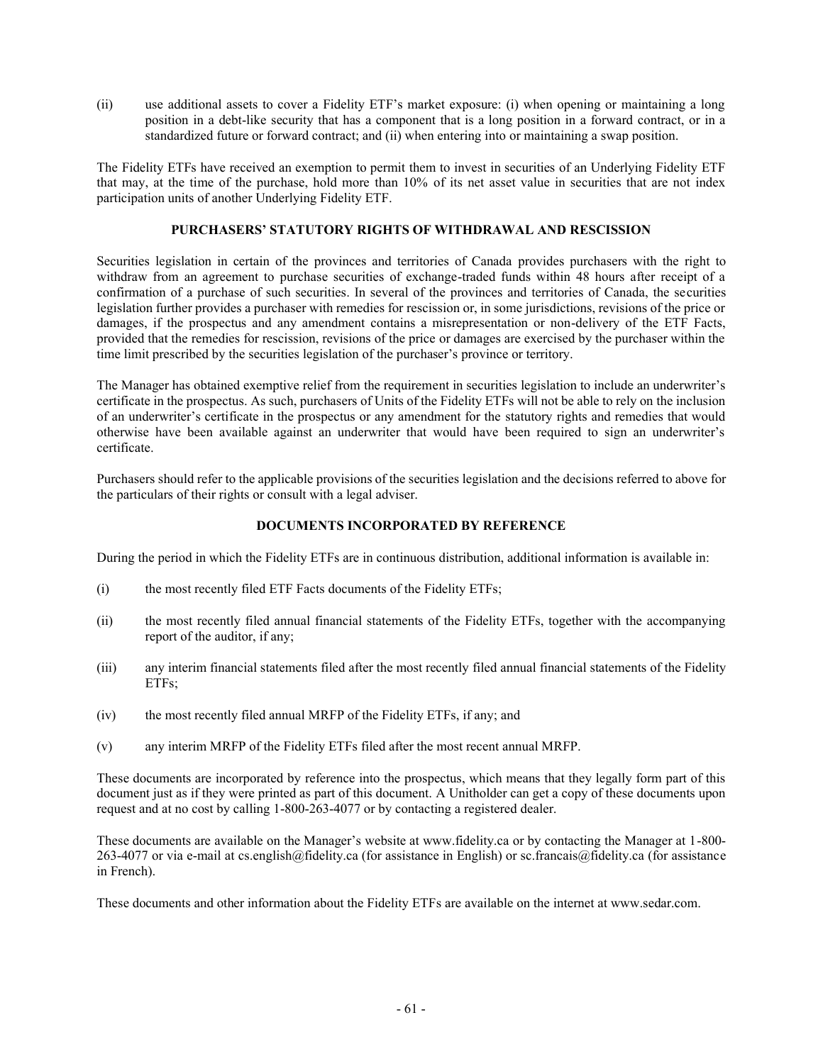(ii) use additional assets to cover a Fidelity ETF's market exposure: (i) when opening or maintaining a long position in a debt-like security that has a component that is a long position in a forward contract, or in a standardized future or forward contract; and (ii) when entering into or maintaining a swap position.

The Fidelity ETFs have received an exemption to permit them to invest in securities of an Underlying Fidelity ETF that may, at the time of the purchase, hold more than 10% of its net asset value in securities that are not index participation units of another Underlying Fidelity ETF.

## PURCHASERS' STATUTORY RIGHTS OF WITHDRAWAL AND RESCISSION

Securities legislation in certain of the provinces and territories of Canada provides purchasers with the right to withdraw from an agreement to purchase securities of exchange-traded funds within 48 hours after receipt of a confirmation of a purchase of such securities. In several of the provinces and territories of Canada, the securities legislation further provides a purchaser with remedies for rescission or, in some jurisdictions, revisions of the price or damages, if the prospectus and any amendment contains a misrepresentation or non-delivery of the ETF Facts, provided that the remedies for rescission, revisions of the price or damages are exercised by the purchaser within the time limit prescribed by the securities legislation of the purchaser's province or territory.

The Manager has obtained exemptive relief from the requirement in securities legislation to include an underwriter's certificate in the prospectus. As such, purchasers of Units of the Fidelity ETFs will not be able to rely on the inclusion of an underwriter's certificate in the prospectus or any amendment for the statutory rights and remedies that would otherwise have been available against an underwriter that would have been required to sign an underwriter's certificate.

Purchasers should refer to the applicable provisions of the securities legislation and the decisions referred to above for the particulars of their rights or consult with a legal adviser.

## DOCUMENTS INCORPORATED BY REFERENCE

During the period in which the Fidelity ETFs are in continuous distribution, additional information is available in:

(i) the most recently filed ETF Facts documents of the Fidelity ETFs;

(ii) the most recently filed annual financial statements of the Fidelity ETFs, together with the accompanying report of the auditor, if any;

(iii) any interim financial statements filed after the most recently filed annual financial statements of the Fidelity ETFs;

(iv) the most recently filed annual MRFP of the Fidelity ETFs, if any; and

(v) any interim MRFP of the Fidelity ETFs filed after the most recent annual MRFP.

These documents are incorporated by reference into the prospectus, which means that they legally form part of this document just as if they were printed as part of this document. A Unitholder can get a copy of these documents upon request and at no cost by calling 1-800-263-4077 or by contacting a registered dealer.

These documents are available on the Manager's website at www.fidelity.ca or by contacting the Manager at 1-800-263-4077 or via e-mail at cs.english@fidelity.ca (for assistance in English) or sc.francais@fidelity.ca (for assistance in French).

These documents and other information about the Fidelity ETFs are available on the internet at www.sedar.com.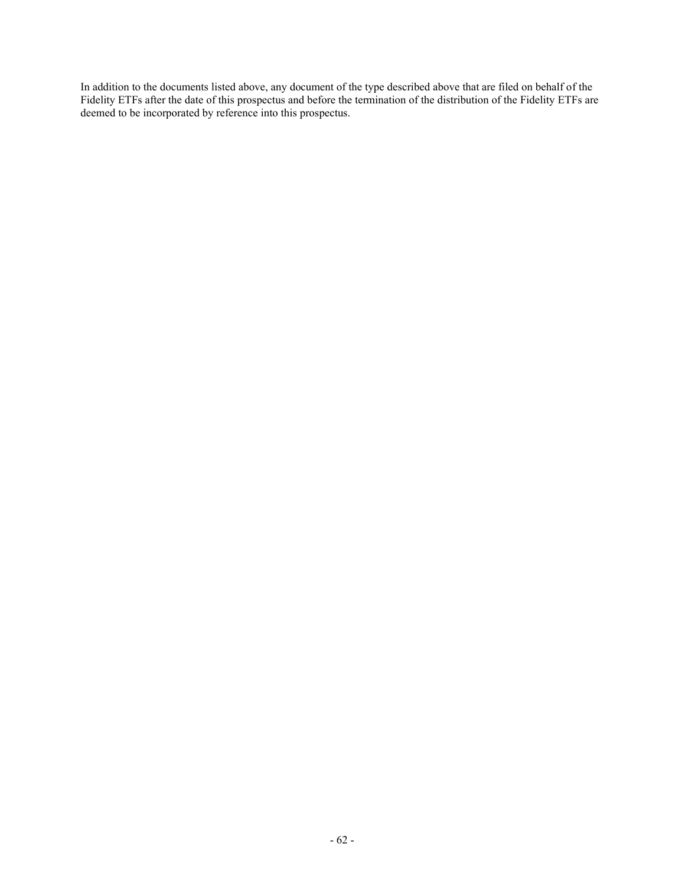In addition to the documents listed above, any document of the type described above that are filed on behalf of the Fidelity ETFs after the date of this prospectus and before the termination of the distribution of the Fidelity ETFs are deemed to be incorporated by reference into this prospectus.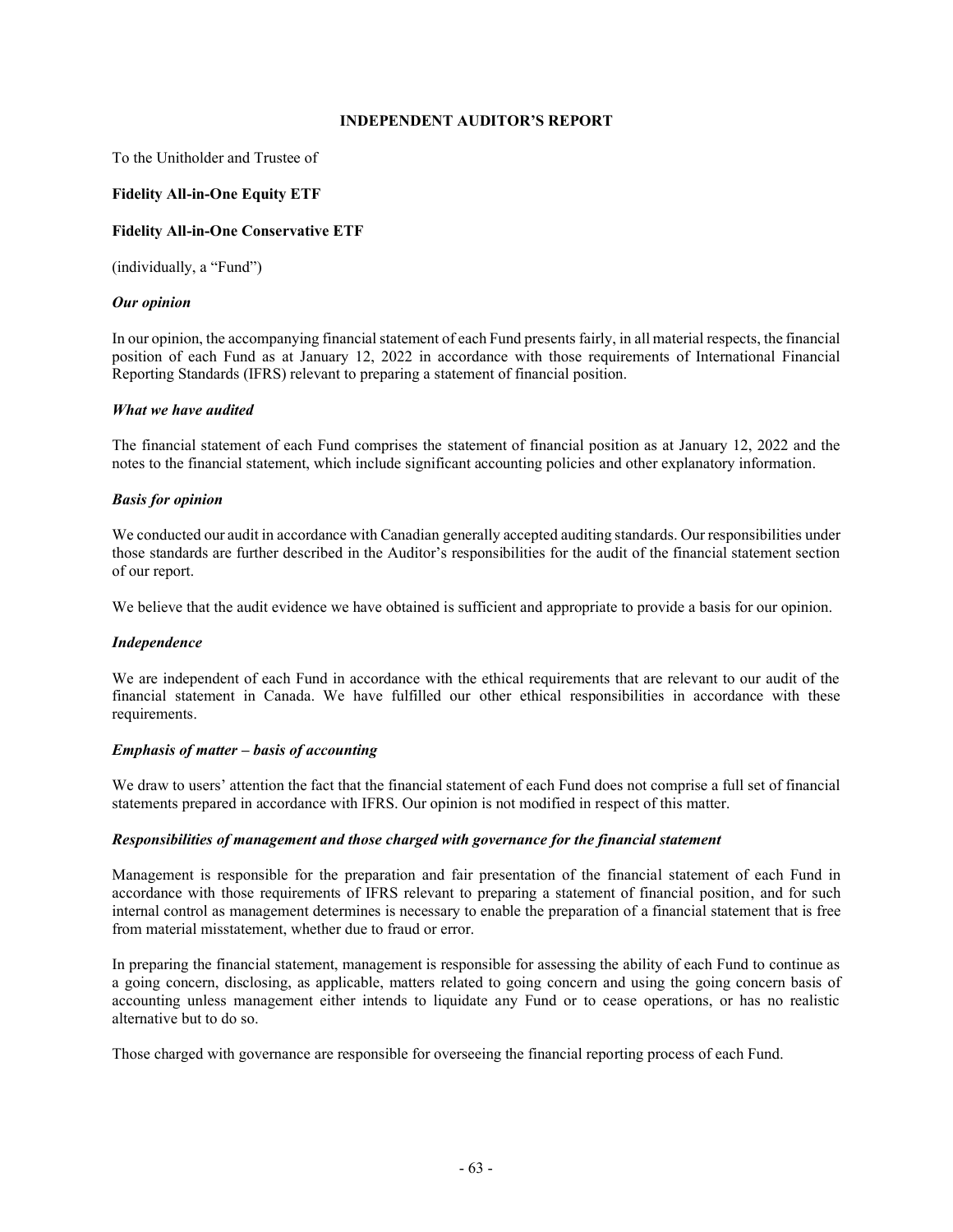# INDEPENDENT AUDITOR'S REPORT

To the Unitholder and Trustee of

**Fidelity All-in-One Equity ETF**

**Fidelity All-in-One Conservative ETF**

(individually, a "Fund")

***Our opinion***

In our opinion, the accompanying financial statement of each Fund presents fairly, in all material respects, the financial position of each Fund as at January 12, 2022 in accordance with those requirements of International Financial Reporting Standards (IFRS) relevant to preparing a statement of financial position.

***What we have audited***

The financial statement of each Fund comprises the statement of financial position as at January 12, 2022 and the notes to the financial statement, which include significant accounting policies and other explanatory information.

***Basis for opinion***

We conducted our audit in accordance with Canadian generally accepted auditing standards. Our responsibilities under those standards are further described in the Auditor's responsibilities for the audit of the financial statement section of our report.

We believe that the audit evidence we have obtained is sufficient and appropriate to provide a basis for our opinion.

***Independence***

We are independent of each Fund in accordance with the ethical requirements that are relevant to our audit of the financial statement in Canada. We have fulfilled our other ethical responsibilities in accordance with these requirements.

***Emphasis of matter – basis of accounting***

We draw to users' attention the fact that the financial statement of each Fund does not comprise a full set of financial statements prepared in accordance with IFRS. Our opinion is not modified in respect of this matter.

***Responsibilities of management and those charged with governance for the financial statement***

Management is responsible for the preparation and fair presentation of the financial statement of each Fund in accordance with those requirements of IFRS relevant to preparing a statement of financial position, and for such internal control as management determines is necessary to enable the preparation of a financial statement that is free from material misstatement, whether due to fraud or error.

In preparing the financial statement, management is responsible for assessing the ability of each Fund to continue as a going concern, disclosing, as applicable, matters related to going concern and using the going concern basis of accounting unless management either intends to liquidate any Fund or to cease operations, or has no realistic alternative but to do so.

Those charged with governance are responsible for overseeing the financial reporting process of each Fund.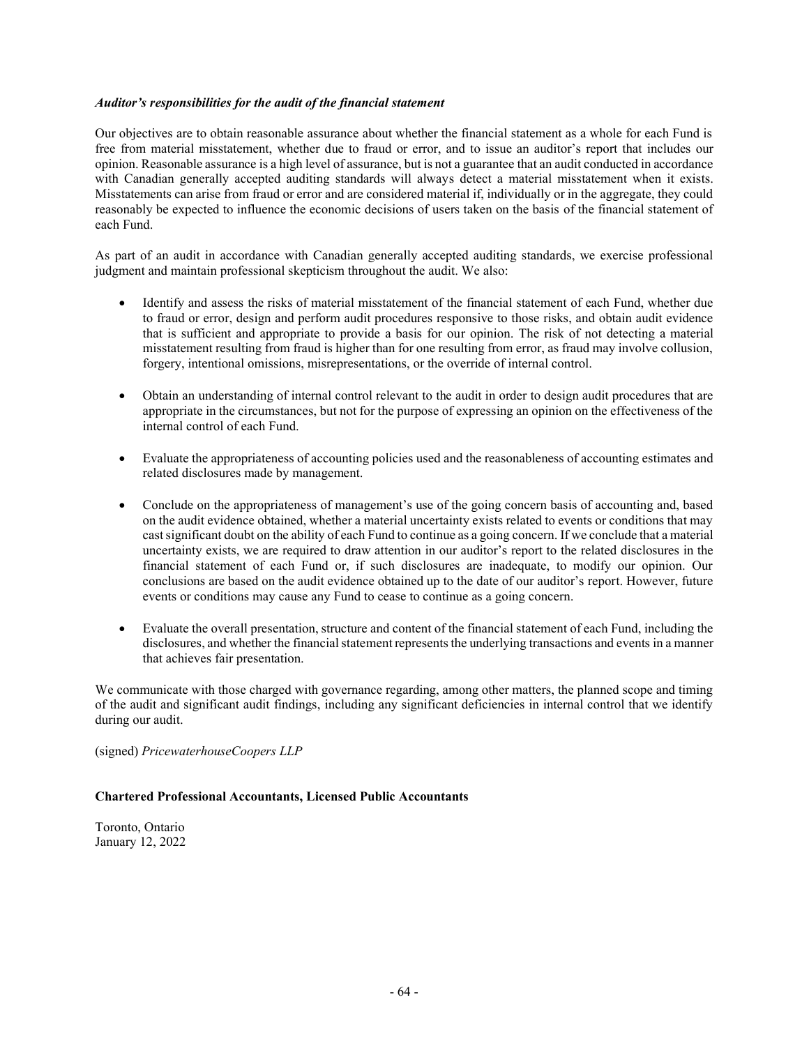***Auditor's responsibilities for the audit of the financial statement***

Our objectives are to obtain reasonable assurance about whether the financial statement as a whole for each Fund is free from material misstatement, whether due to fraud or error, and to issue an auditor's report that includes our opinion. Reasonable assurance is a high level of assurance, but is not a guarantee that an audit conducted in accordance with Canadian generally accepted auditing standards will always detect a material misstatement when it exists. Misstatements can arise from fraud or error and are considered material if, individually or in the aggregate, they could reasonably be expected to influence the economic decisions of users taken on the basis of the financial statement of each Fund.

As part of an audit in accordance with Canadian generally accepted auditing standards, we exercise professional judgment and maintain professional skepticism throughout the audit. We also:

- Identify and assess the risks of material misstatement of the financial statement of each Fund, whether due to fraud or error, design and perform audit procedures responsive to those risks, and obtain audit evidence that is sufficient and appropriate to provide a basis for our opinion. The risk of not detecting a material misstatement resulting from fraud is higher than for one resulting from error, as fraud may involve collusion, forgery, intentional omissions, misrepresentations, or the override of internal control.

- Obtain an understanding of internal control relevant to the audit in order to design audit procedures that are appropriate in the circumstances, but not for the purpose of expressing an opinion on the effectiveness of the internal control of each Fund.

- Evaluate the appropriateness of accounting policies used and the reasonableness of accounting estimates and related disclosures made by management.

- Conclude on the appropriateness of management's use of the going concern basis of accounting and, based on the audit evidence obtained, whether a material uncertainty exists related to events or conditions that may cast significant doubt on the ability of each Fund to continue as a going concern. If we conclude that a material uncertainty exists, we are required to draw attention in our auditor's report to the related disclosures in the financial statement of each Fund or, if such disclosures are inadequate, to modify our opinion. Our conclusions are based on the audit evidence obtained up to the date of our auditor's report. However, future events or conditions may cause any Fund to cease to continue as a going concern.

- Evaluate the overall presentation, structure and content of the financial statement of each Fund, including the disclosures, and whether the financial statement represents the underlying transactions and events in a manner that achieves fair presentation.

We communicate with those charged with governance regarding, among other matters, the planned scope and timing of the audit and significant audit findings, including any significant deficiencies in internal control that we identify during our audit.

(signed) *PricewaterhouseCoopers LLP*

**Chartered Professional Accountants, Licensed Public Accountants**

Toronto, Ontario
January 12, 2022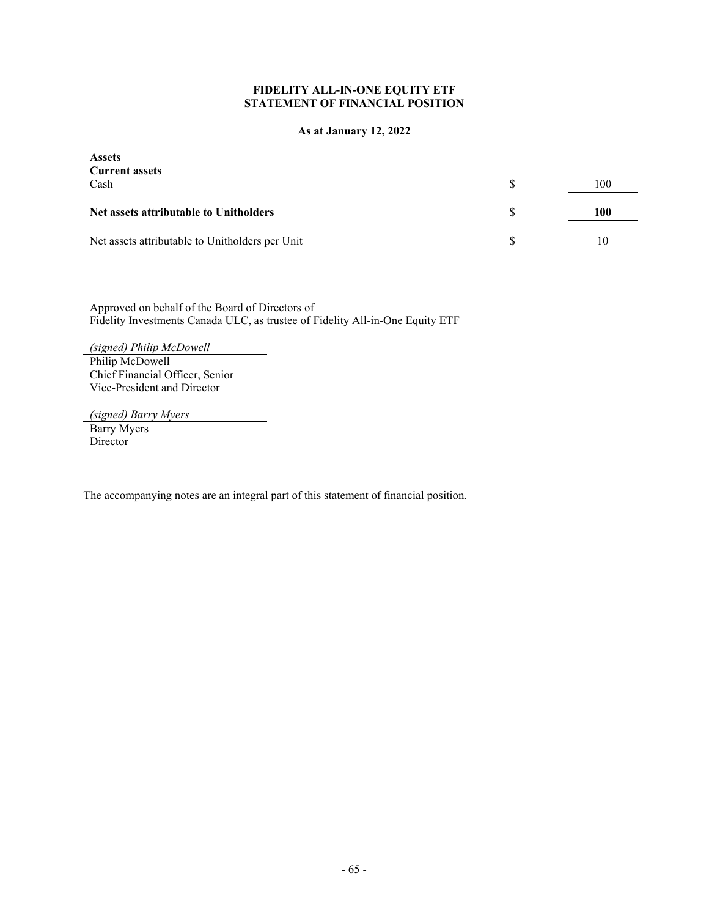**FIDELITY ALL-IN-ONE EQUITY ETF**
**STATEMENT OF FINANCIAL POSITION**

**As at January 12, 2022**

| | | |
|---|---|---|
| **Assets** | | |
| **Current assets** | | |
| Cash | $ | 100 |
| **Net assets attributable to Unitholders** | $ | **100** |
| Net assets attributable to Unitholders per Unit | $ | 10 |

Approved on behalf of the Board of Directors of
Fidelity Investments Canada ULC, as trustee of Fidelity All-in-One Equity ETF

*(signed) Philip McDowell*
Philip McDowell
Chief Financial Officer, Senior
Vice-President and Director

*(signed) Barry Myers*
Barry Myers
Director

The accompanying notes are an integral part of this statement of financial position.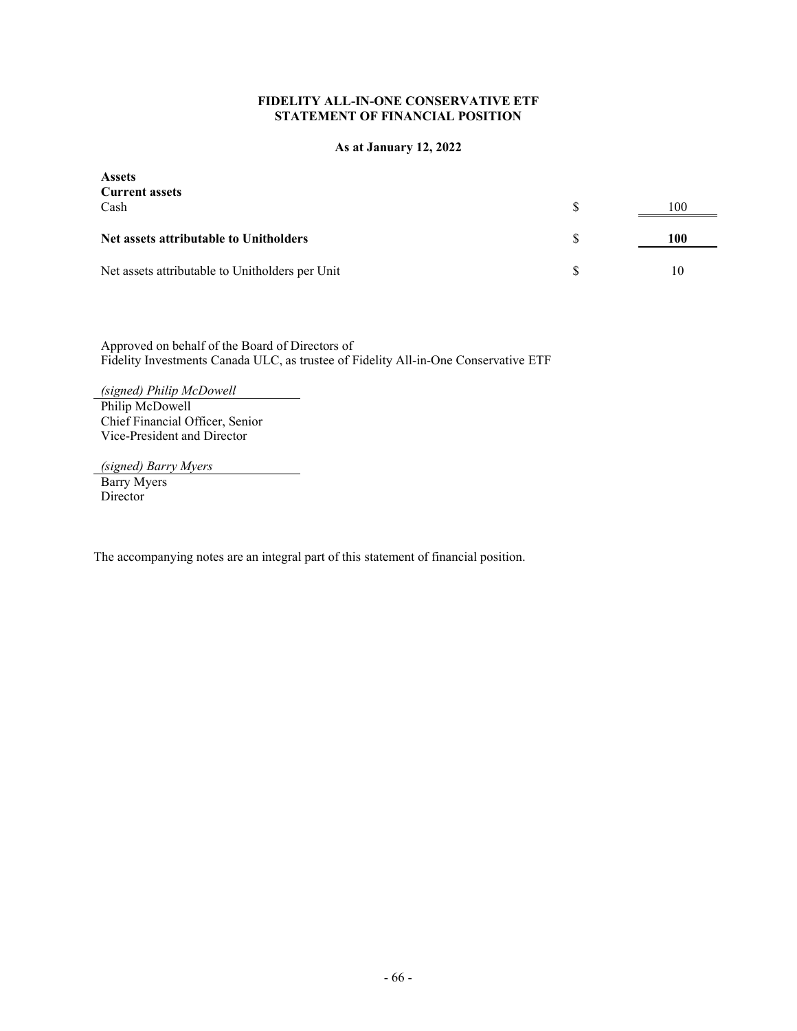**FIDELITY ALL-IN-ONE CONSERVATIVE ETF**
**STATEMENT OF FINANCIAL POSITION**

**As at January 12, 2022**

| | | |
|---|---|---|
| **Assets** | | |
| **Current assets** | | |
| Cash | $ | 100 |
| **Net assets attributable to Unitholders** | $ | **100** |
| Net assets attributable to Unitholders per Unit | $ | 10 |

Approved on behalf of the Board of Directors of
Fidelity Investments Canada ULC, as trustee of Fidelity All-in-One Conservative ETF

*(signed) Philip McDowell*
Philip McDowell
Chief Financial Officer, Senior
Vice-President and Director

*(signed) Barry Myers*
Barry Myers
Director

The accompanying notes are an integral part of this statement of financial position.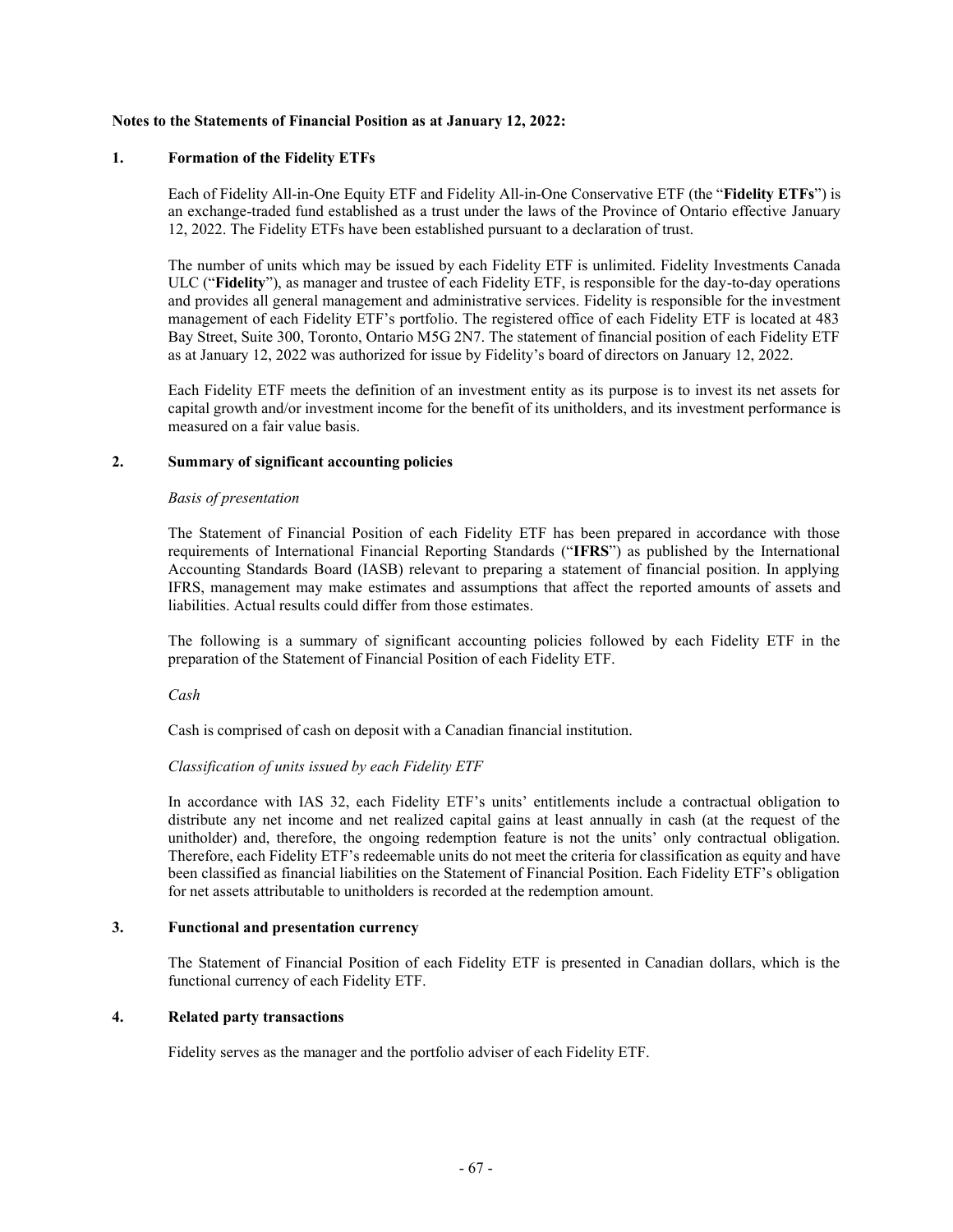**Notes to the Statements of Financial Position as at January 12, 2022:**

**1. Formation of the Fidelity ETFs**

Each of Fidelity All-in-One Equity ETF and Fidelity All-in-One Conservative ETF (the "**Fidelity ETFs**") is an exchange-traded fund established as a trust under the laws of the Province of Ontario effective January 12, 2022. The Fidelity ETFs have been established pursuant to a declaration of trust.

The number of units which may be issued by each Fidelity ETF is unlimited. Fidelity Investments Canada ULC ("**Fidelity**"), as manager and trustee of each Fidelity ETF, is responsible for the day-to-day operations and provides all general management and administrative services. Fidelity is responsible for the investment management of each Fidelity ETF's portfolio. The registered office of each Fidelity ETF is located at 483 Bay Street, Suite 300, Toronto, Ontario M5G 2N7. The statement of financial position of each Fidelity ETF as at January 12, 2022 was authorized for issue by Fidelity's board of directors on January 12, 2022.

Each Fidelity ETF meets the definition of an investment entity as its purpose is to invest its net assets for capital growth and/or investment income for the benefit of its unitholders, and its investment performance is measured on a fair value basis.

**2. Summary of significant accounting policies**

*Basis of presentation*

The Statement of Financial Position of each Fidelity ETF has been prepared in accordance with those requirements of International Financial Reporting Standards ("**IFRS**") as published by the International Accounting Standards Board (IASB) relevant to preparing a statement of financial position. In applying IFRS, management may make estimates and assumptions that affect the reported amounts of assets and liabilities. Actual results could differ from those estimates.

The following is a summary of significant accounting policies followed by each Fidelity ETF in the preparation of the Statement of Financial Position of each Fidelity ETF.

*Cash*

Cash is comprised of cash on deposit with a Canadian financial institution.

*Classification of units issued by each Fidelity ETF*

In accordance with IAS 32, each Fidelity ETF's units' entitlements include a contractual obligation to distribute any net income and net realized capital gains at least annually in cash (at the request of the unitholder) and, therefore, the ongoing redemption feature is not the units' only contractual obligation. Therefore, each Fidelity ETF's redeemable units do not meet the criteria for classification as equity and have been classified as financial liabilities on the Statement of Financial Position. Each Fidelity ETF's obligation for net assets attributable to unitholders is recorded at the redemption amount.

**3. Functional and presentation currency**

The Statement of Financial Position of each Fidelity ETF is presented in Canadian dollars, which is the functional currency of each Fidelity ETF.

**4. Related party transactions**

Fidelity serves as the manager and the portfolio adviser of each Fidelity ETF.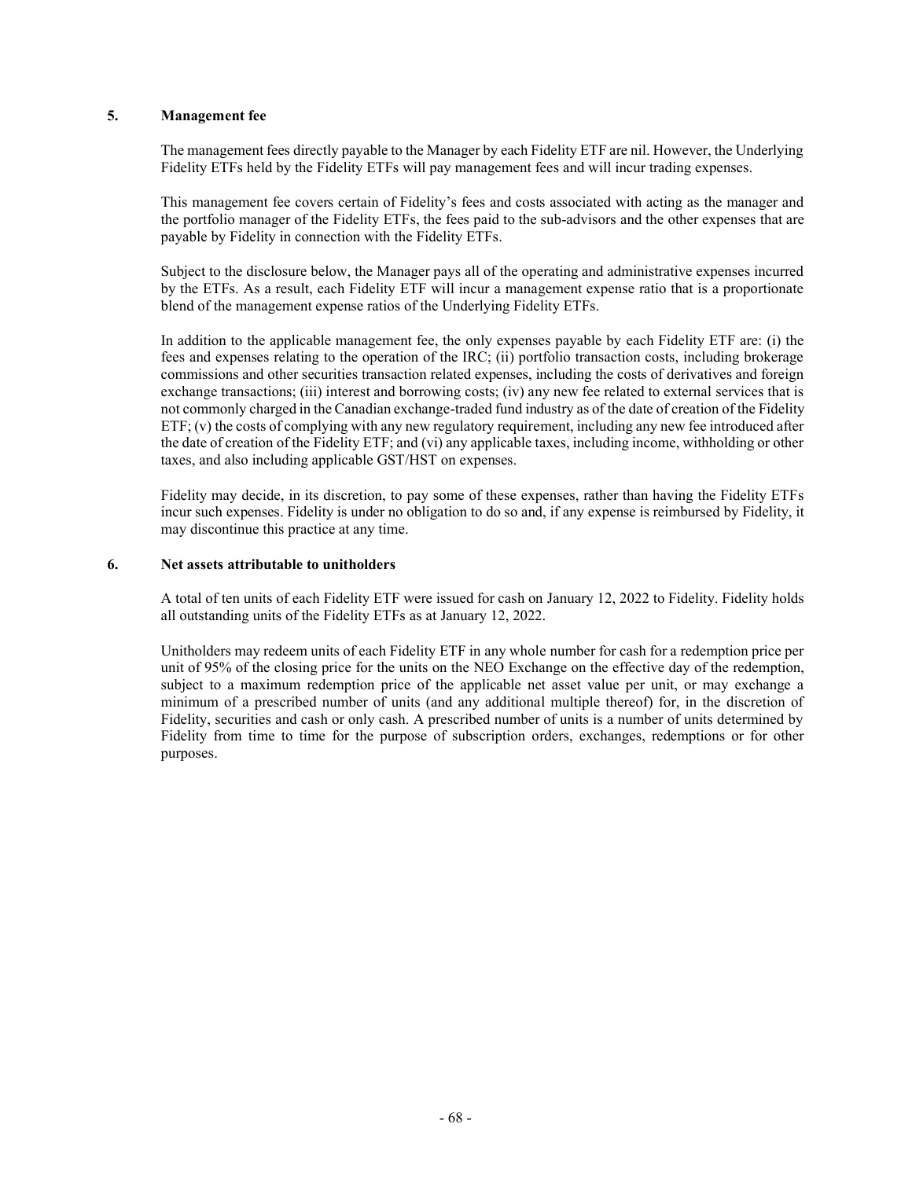## 5. Management fee

The management fees directly payable to the Manager by each Fidelity ETF are nil. However, the Underlying Fidelity ETFs held by the Fidelity ETFs will pay management fees and will incur trading expenses.

This management fee covers certain of Fidelity's fees and costs associated with acting as the manager and the portfolio manager of the Fidelity ETFs, the fees paid to the sub-advisors and the other expenses that are payable by Fidelity in connection with the Fidelity ETFs.

Subject to the disclosure below, the Manager pays all of the operating and administrative expenses incurred by the ETFs. As a result, each Fidelity ETF will incur a management expense ratio that is a proportionate blend of the management expense ratios of the Underlying Fidelity ETFs.

In addition to the applicable management fee, the only expenses payable by each Fidelity ETF are: (i) the fees and expenses relating to the operation of the IRC; (ii) portfolio transaction costs, including brokerage commissions and other securities transaction related expenses, including the costs of derivatives and foreign exchange transactions; (iii) interest and borrowing costs; (iv) any new fee related to external services that is not commonly charged in the Canadian exchange-traded fund industry as of the date of creation of the Fidelity ETF; (v) the costs of complying with any new regulatory requirement, including any new fee introduced after the date of creation of the Fidelity ETF; and (vi) any applicable taxes, including income, withholding or other taxes, and also including applicable GST/HST on expenses.

Fidelity may decide, in its discretion, to pay some of these expenses, rather than having the Fidelity ETFs incur such expenses. Fidelity is under no obligation to do so and, if any expense is reimbursed by Fidelity, it may discontinue this practice at any time.

## 6. Net assets attributable to unitholders

A total of ten units of each Fidelity ETF were issued for cash on January 12, 2022 to Fidelity. Fidelity holds all outstanding units of the Fidelity ETFs as at January 12, 2022.

Unitholders may redeem units of each Fidelity ETF in any whole number for cash for a redemption price per unit of 95% of the closing price for the units on the NEO Exchange on the effective day of the redemption, subject to a maximum redemption price of the applicable net asset value per unit, or may exchange a minimum of a prescribed number of units (and any additional multiple thereof) for, in the discretion of Fidelity, securities and cash or only cash. A prescribed number of units is a number of units determined by Fidelity from time to time for the purpose of subscription orders, exchanges, redemptions or for other purposes.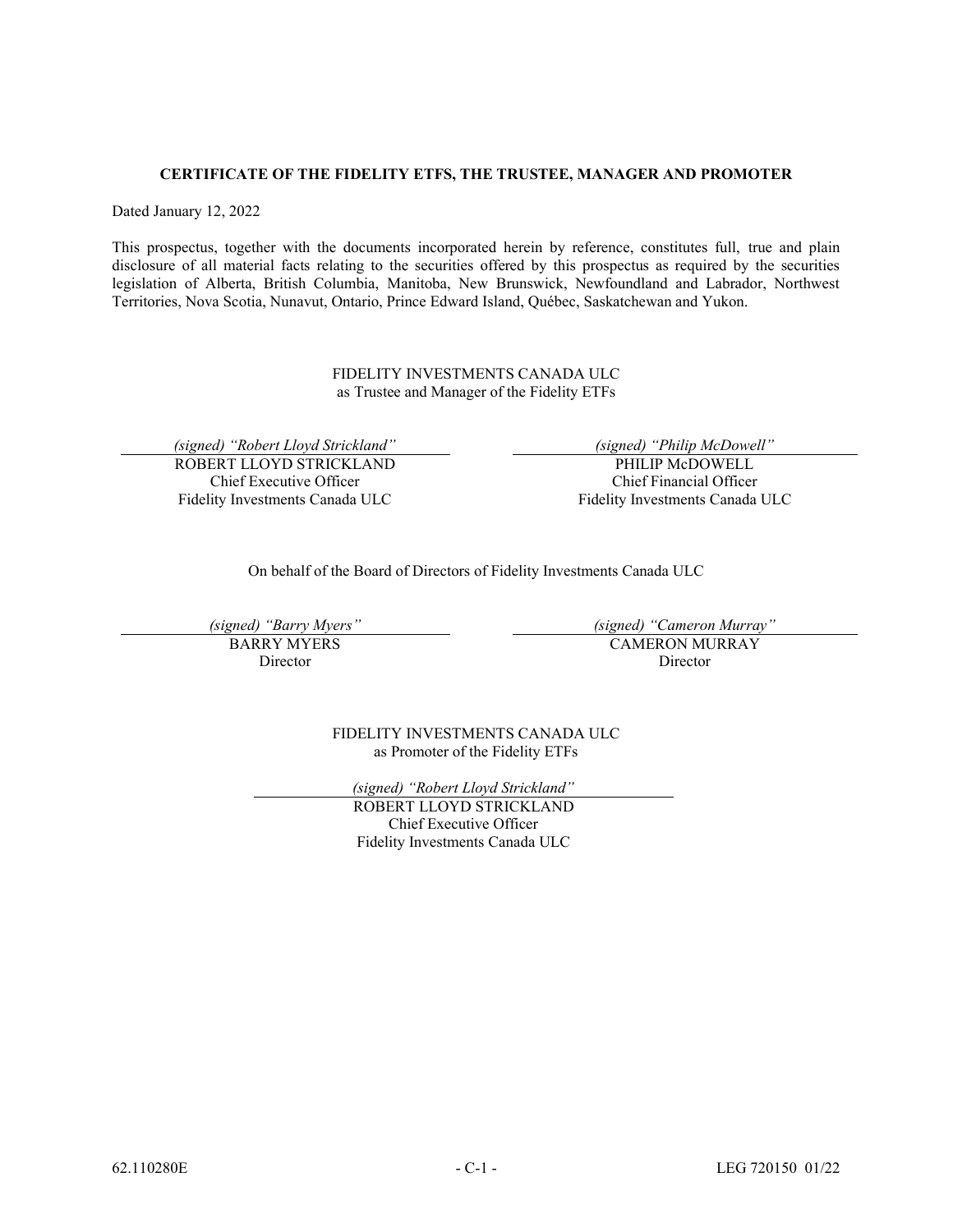**CERTIFICATE OF THE FIDELITY ETFS, THE TRUSTEE, MANAGER AND PROMOTER**

Dated January 12, 2022

This prospectus, together with the documents incorporated herein by reference, constitutes full, true and plain disclosure of all material facts relating to the securities offered by this prospectus as required by the securities legislation of Alberta, British Columbia, Manitoba, New Brunswick, Newfoundland and Labrador, Northwest Territories, Nova Scotia, Nunavut, Ontario, Prince Edward Island, Québec, Saskatchewan and Yukon.

FIDELITY INVESTMENTS CANADA ULC
as Trustee and Manager of the Fidelity ETFs

*(signed) "Robert Lloyd Strickland"*
ROBERT LLOYD STRICKLAND
Chief Executive Officer
Fidelity Investments Canada ULC

*(signed) "Philip McDowell"*
PHILIP McDOWELL
Chief Financial Officer
Fidelity Investments Canada ULC

On behalf of the Board of Directors of Fidelity Investments Canada ULC

*(signed) "Barry Myers"*
BARRY MYERS
Director

*(signed) "Cameron Murray"*
CAMERON MURRAY
Director

FIDELITY INVESTMENTS CANADA ULC
as Promoter of the Fidelity ETFs

*(signed) "Robert Lloyd Strickland"*
ROBERT LLOYD STRICKLAND
Chief Executive Officer
Fidelity Investments Canada ULC

62.110280E

LEG 720150 01/22